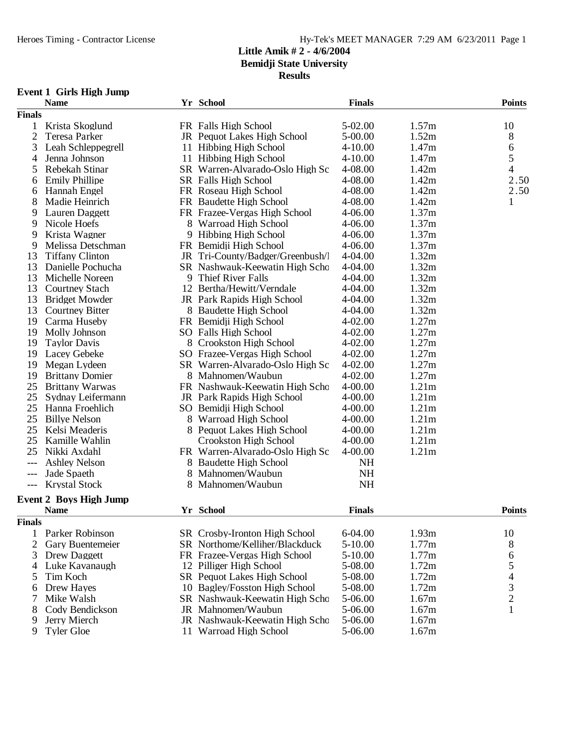Heroes Timing - Contractor License

Hy-Tek's MEET MANAGER 7:29 AM 6/23/2011 Page 1

**Little Amik # 2 - 4/6/2004**
**Bemidji State University**
**Results**

### Event 1 Girls High Jump

| | Name | Yr | School | Finals | | Points |
|---|---|---|---|---|---|---|
| **Finals** | | | | | | |
| 1 | Krista Skoglund | FR | Falls High School | 5-02.00 | 1.57m | 10 |
| 2 | Teresa Parker | JR | Pequot Lakes High School | 5-00.00 | 1.52m | 8 |
| 3 | Leah Schleppegrell | 11 | Hibbing High School | 4-10.00 | 1.47m | 6 |
| 4 | Jenna Johnson | 11 | Hibbing High School | 4-10.00 | 1.47m | 5 |
| 5 | Rebekah Stinar | SR | Warren-Alvarado-Oslo High Sc | 4-08.00 | 1.42m | 4 |
| 6 | Emily Phillipe | SR | Falls High School | 4-08.00 | 1.42m | 2.50 |
| 6 | Hannah Engel | FR | Roseau High School | 4-08.00 | 1.42m | 2.50 |
| 8 | Madie Heinrich | FR | Baudette High School | 4-08.00 | 1.42m | 1 |
| 9 | Lauren Daggett | FR | Frazee-Vergas High School | 4-06.00 | 1.37m | |
| 9 | Nicole Hoefs | 8 | Warroad High School | 4-06.00 | 1.37m | |
| 9 | Krista Wagner | 9 | Hibbing High School | 4-06.00 | 1.37m | |
| 9 | Melissa Detschman | FR | Bemidji High School | 4-06.00 | 1.37m | |
| 13 | Tiffany Clinton | JR | Tri-County/Badger/Greenbush/I | 4-04.00 | 1.32m | |
| 13 | Danielle Pochucha | SR | Nashwauk-Keewatin High Scho | 4-04.00 | 1.32m | |
| 13 | Michelle Noreen | 9 | Thief River Falls | 4-04.00 | 1.32m | |
| 13 | Courtney Stach | 12 | Bertha/Hewitt/Verndale | 4-04.00 | 1.32m | |
| 13 | Bridget Mowder | JR | Park Rapids High School | 4-04.00 | 1.32m | |
| 13 | Courtney Bitter | 8 | Baudette High School | 4-04.00 | 1.32m | |
| 19 | Carma Huseby | FR | Bemidji High School | 4-02.00 | 1.27m | |
| 19 | Molly Johnson | SO | Falls High School | 4-02.00 | 1.27m | |
| 19 | Taylor Davis | 8 | Crookston High School | 4-02.00 | 1.27m | |
| 19 | Lacey Gebeke | SO | Frazee-Vergas High School | 4-02.00 | 1.27m | |
| 19 | Megan Lydeen | SR | Warren-Alvarado-Oslo High Sc | 4-02.00 | 1.27m | |
| 19 | Brittany Domier | 8 | Mahnomen/Waubun | 4-02.00 | 1.27m | |
| 25 | Brittany Warwas | FR | Nashwauk-Keewatin High Scho | 4-00.00 | 1.21m | |
| 25 | Sydnay Leifermann | JR | Park Rapids High School | 4-00.00 | 1.21m | |
| 25 | Hanna Froehlich | SO | Bemidji High School | 4-00.00 | 1.21m | |
| 25 | Billye Nelson | 8 | Warroad High School | 4-00.00 | 1.21m | |
| 25 | Kelsi Meaderis | 8 | Pequot Lakes High School | 4-00.00 | 1.21m | |
| 25 | Kamille Wahlin | | Crookston High School | 4-00.00 | 1.21m | |
| 25 | Nikki Axdahl | FR | Warren-Alvarado-Oslo High Sc | 4-00.00 | 1.21m | |
| --- | Ashley Nelson | 8 | Baudette High School | NH | | |
| --- | Jade Spaeth | 8 | Mahnomen/Waubun | NH | | |
| --- | Krystal Stock | 8 | Mahnomen/Waubun | NH | | |

### Event 2 Boys High Jump

| | Name | Yr | School | Finals | | Points |
|---|---|---|---|---|---|---|
| **Finals** | | | | | | |
| 1 | Parker Robinson | SR | Crosby-Ironton High School | 6-04.00 | 1.93m | 10 |
| 2 | Gary Buentemeier | SR | Northome/Kelliher/Blackduck | 5-10.00 | 1.77m | 8 |
| 3 | Drew Daggett | FR | Frazee-Vergas High School | 5-10.00 | 1.77m | 6 |
| 4 | Luke Kavanaugh | 12 | Pilliger High School | 5-08.00 | 1.72m | 5 |
| 5 | Tim Koch | SR | Pequot Lakes High School | 5-08.00 | 1.72m | 4 |
| 6 | Drew Hayes | 10 | Bagley/Fosston High School | 5-08.00 | 1.72m | 3 |
| 7 | Mike Walsh | SR | Nashwauk-Keewatin High Scho | 5-06.00 | 1.67m | 2 |
| 8 | Cody Bendickson | JR | Mahnomen/Waubun | 5-06.00 | 1.67m | 1 |
| 9 | Jerry Mierch | JR | Nashwauk-Keewatin High Scho | 5-06.00 | 1.67m | |
| 9 | Tyler Gloe | 11 | Warroad High School | 5-06.00 | 1.67m | |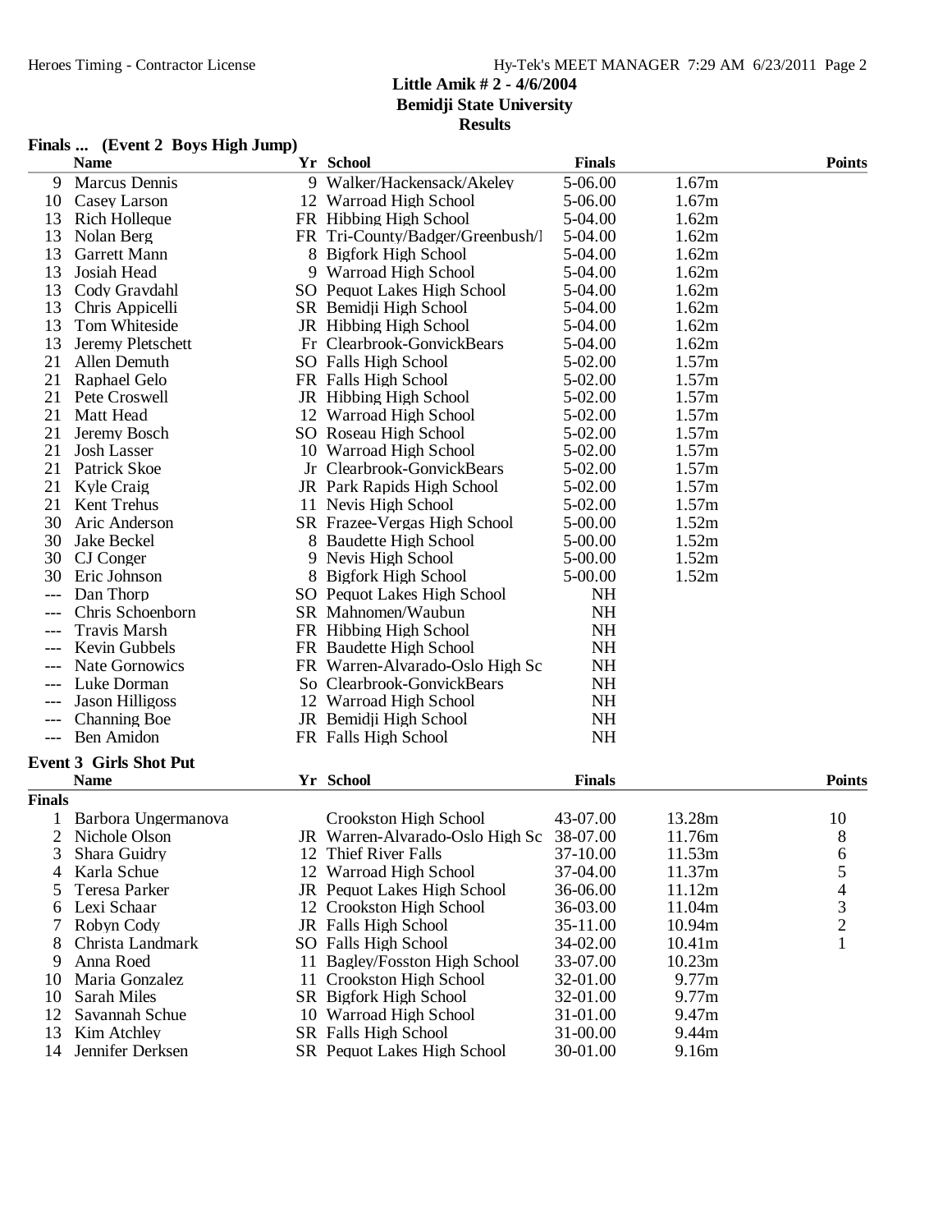# Little Amik # 2 - 4/6/2004
## Bemidji State University
## Results

### Finals ... (Event 2 Boys High Jump)

| | Name | Yr | School | Finals | | Points |
|---|---|---|---|---|---|---|
| 9 | Marcus Dennis | 9 | Walker/Hackensack/Akeley | 5-06.00 | 1.67m | |
| 10 | Casey Larson | 12 | Warroad High School | 5-06.00 | 1.67m | |
| 13 | Rich Holleque | FR | Hibbing High School | 5-04.00 | 1.62m | |
| 13 | Nolan Berg | FR | Tri-County/Badger/Greenbush/I | 5-04.00 | 1.62m | |
| 13 | Garrett Mann | 8 | Bigfork High School | 5-04.00 | 1.62m | |
| 13 | Josiah Head | 9 | Warroad High School | 5-04.00 | 1.62m | |
| 13 | Cody Graydahl | SO | Pequot Lakes High School | 5-04.00 | 1.62m | |
| 13 | Chris Appicelli | SR | Bemidji High School | 5-04.00 | 1.62m | |
| 13 | Tom Whiteside | JR | Hibbing High School | 5-04.00 | 1.62m | |
| 13 | Jeremy Pletschett | Fr | Clearbrook-GonvickBears | 5-04.00 | 1.62m | |
| 21 | Allen Demuth | SO | Falls High School | 5-02.00 | 1.57m | |
| 21 | Raphael Gelo | FR | Falls High School | 5-02.00 | 1.57m | |
| 21 | Pete Croswell | JR | Hibbing High School | 5-02.00 | 1.57m | |
| 21 | Matt Head | 12 | Warroad High School | 5-02.00 | 1.57m | |
| 21 | Jeremy Bosch | SO | Roseau High School | 5-02.00 | 1.57m | |
| 21 | Josh Lasser | 10 | Warroad High School | 5-02.00 | 1.57m | |
| 21 | Patrick Skoe | Jr | Clearbrook-GonvickBears | 5-02.00 | 1.57m | |
| 21 | Kyle Craig | JR | Park Rapids High School | 5-02.00 | 1.57m | |
| 21 | Kent Trehus | 11 | Nevis High School | 5-02.00 | 1.57m | |
| 30 | Aric Anderson | SR | Frazee-Vergas High School | 5-00.00 | 1.52m | |
| 30 | Jake Beckel | 8 | Baudette High School | 5-00.00 | 1.52m | |
| 30 | CJ Conger | 9 | Nevis High School | 5-00.00 | 1.52m | |
| 30 | Eric Johnson | 8 | Bigfork High School | 5-00.00 | 1.52m | |
| --- | Dan Thorp | SO | Pequot Lakes High School | NH | | |
| --- | Chris Schoenborn | SR | Mahnomen/Waubun | NH | | |
| --- | Travis Marsh | FR | Hibbing High School | NH | | |
| --- | Kevin Gubbels | FR | Baudette High School | NH | | |
| --- | Nate Gornowics | FR | Warren-Alvarado-Oslo High Sc | NH | | |
| --- | Luke Dorman | So | Clearbrook-GonvickBears | NH | | |
| --- | Jason Hilligoss | 12 | Warroad High School | NH | | |
| --- | Channing Boe | JR | Bemidji High School | NH | | |
| --- | Ben Amidon | FR | Falls High School | NH | | |

### Event 3 Girls Shot Put

| | Name | Yr | School | Finals | | Points |
|---|---|---|---|---|---|---|
| **Finals** | | | | | | |
| 1 | Barbora Ungermanova | | Crookston High School | 43-07.00 | 13.28m | 10 |
| 2 | Nichole Olson | JR | Warren-Alvarado-Oslo High Sc | 38-07.00 | 11.76m | 8 |
| 3 | Shara Guidry | 12 | Thief River Falls | 37-10.00 | 11.53m | 6 |
| 4 | Karla Schue | 12 | Warroad High School | 37-04.00 | 11.37m | 5 |
| 5 | Teresa Parker | JR | Pequot Lakes High School | 36-06.00 | 11.12m | 4 |
| 6 | Lexi Schaar | 12 | Crookston High School | 36-03.00 | 11.04m | 3 |
| 7 | Robyn Cody | JR | Falls High School | 35-11.00 | 10.94m | 2 |
| 8 | Christa Landmark | SO | Falls High School | 34-02.00 | 10.41m | 1 |
| 9 | Anna Roed | 11 | Bagley/Fosston High School | 33-07.00 | 10.23m | |
| 10 | Maria Gonzalez | 11 | Crookston High School | 32-01.00 | 9.77m | |
| 10 | Sarah Miles | SR | Bigfork High School | 32-01.00 | 9.77m | |
| 12 | Savannah Schue | 10 | Warroad High School | 31-01.00 | 9.47m | |
| 13 | Kim Atchley | SR | Falls High School | 31-00.00 | 9.44m | |
| 14 | Jennifer Derksen | SR | Pequot Lakes High School | 30-01.00 | 9.16m | |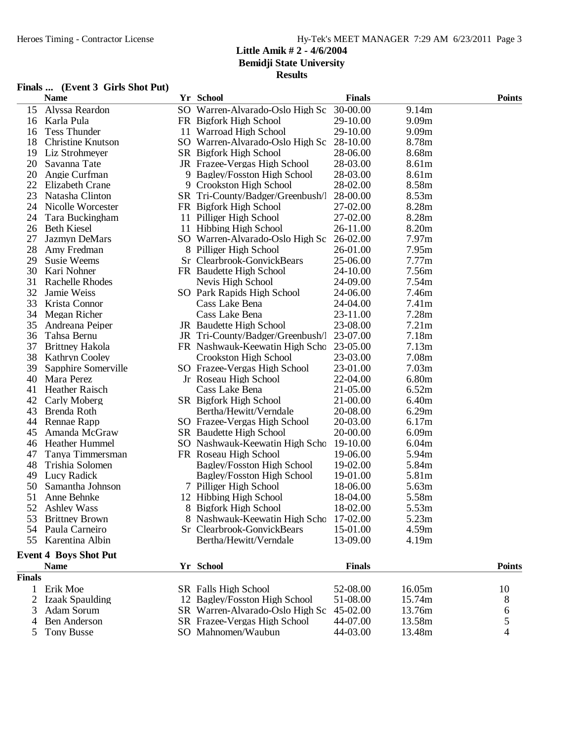## Little Amik # 2 - 4/6/2004
## Bemidji State University
## Results

### Finals ... (Event 3 Girls Shot Put)

| | Name | Yr | School | Finals | | Points |
|---|---|---|---|---|---|---|
| 15 | Alyssa Reardon | SO | Warren-Alvarado-Oslo High Sc | 30-00.00 | 9.14m | |
| 16 | Karla Pula | FR | Bigfork High School | 29-10.00 | 9.09m | |
| 16 | Tess Thunder | 11 | Warroad High School | 29-10.00 | 9.09m | |
| 18 | Christine Knutson | SO | Warren-Alvarado-Oslo High Sc | 28-10.00 | 8.78m | |
| 19 | Liz Strohmeyer | SR | Bigfork High School | 28-06.00 | 8.68m | |
| 20 | Savanna Tate | JR | Frazee-Vergas High School | 28-03.00 | 8.61m | |
| 20 | Angie Curfman | 9 | Bagley/Fosston High School | 28-03.00 | 8.61m | |
| 22 | Elizabeth Crane | 9 | Crookston High School | 28-02.00 | 8.58m | |
| 23 | Natasha Clinton | SR | Tri-County/Badger/Greenbush/I | 28-00.00 | 8.53m | |
| 24 | Nicolle Worcester | FR | Bigfork High School | 27-02.00 | 8.28m | |
| 24 | Tara Buckingham | 11 | Pilliger High School | 27-02.00 | 8.28m | |
| 26 | Beth Kiesel | 11 | Hibbing High School | 26-11.00 | 8.20m | |
| 27 | Jazmyn DeMars | SO | Warren-Alvarado-Oslo High Sc | 26-02.00 | 7.97m | |
| 28 | Amy Fredman | 8 | Pilliger High School | 26-01.00 | 7.95m | |
| 29 | Susie Weems | Sr | Clearbrook-GonvickBears | 25-06.00 | 7.77m | |
| 30 | Kari Nohner | FR | Baudette High School | 24-10.00 | 7.56m | |
| 31 | Rachelle Rhodes | | Nevis High School | 24-09.00 | 7.54m | |
| 32 | Jamie Weiss | SO | Park Rapids High School | 24-06.00 | 7.46m | |
| 33 | Krista Connor | | Cass Lake Bena | 24-04.00 | 7.41m | |
| 34 | Megan Richer | | Cass Lake Bena | 23-11.00 | 7.28m | |
| 35 | Andreana Peiper | JR | Baudette High School | 23-08.00 | 7.21m | |
| 36 | Tahsa Bernu | JR | Tri-County/Badger/Greenbush/I | 23-07.00 | 7.18m | |
| 37 | Brittney Hakola | FR | Nashwauk-Keewatin High Scho | 23-05.00 | 7.13m | |
| 38 | Kathryn Cooley | | Crookston High School | 23-03.00 | 7.08m | |
| 39 | Sapphire Somerville | SO | Frazee-Vergas High School | 23-01.00 | 7.03m | |
| 40 | Mara Perez | Jr | Roseau High School | 22-04.00 | 6.80m | |
| 41 | Heather Raisch | | Cass Lake Bena | 21-05.00 | 6.52m | |
| 42 | Carly Moberg | SR | Bigfork High School | 21-00.00 | 6.40m | |
| 43 | Brenda Roth | | Bertha/Hewitt/Verndale | 20-08.00 | 6.29m | |
| 44 | Rennae Rapp | SO | Frazee-Vergas High School | 20-03.00 | 6.17m | |
| 45 | Amanda McGraw | SR | Baudette High School | 20-00.00 | 6.09m | |
| 46 | Heather Hummel | SO | Nashwauk-Keewatin High Scho | 19-10.00 | 6.04m | |
| 47 | Tanya Timmersman | FR | Roseau High School | 19-06.00 | 5.94m | |
| 48 | Trishia Solomen | | Bagley/Fosston High School | 19-02.00 | 5.84m | |
| 49 | Lucy Radick | | Bagley/Fosston High School | 19-01.00 | 5.81m | |
| 50 | Samantha Johnson | 7 | Pilliger High School | 18-06.00 | 5.63m | |
| 51 | Anne Behnke | 12 | Hibbing High School | 18-04.00 | 5.58m | |
| 52 | Ashley Wass | 8 | Bigfork High School | 18-02.00 | 5.53m | |
| 53 | Brittney Brown | 8 | Nashwauk-Keewatin High Scho | 17-02.00 | 5.23m | |
| 54 | Paula Carneiro | Sr | Clearbrook-GonvickBears | 15-01.00 | 4.59m | |
| 55 | Karentina Albin | | Bertha/Hewitt/Verndale | 13-09.00 | 4.19m | |

### Event 4 Boys Shot Put

**Finals**

| | Name | Yr | School | Finals | | Points |
|---|---|---|---|---|---|---|
| 1 | Erik Moe | SR | Falls High School | 52-08.00 | 16.05m | 10 |
| 2 | Izaak Spaulding | 12 | Bagley/Fosston High School | 51-08.00 | 15.74m | 8 |
| 3 | Adam Sorum | SR | Warren-Alvarado-Oslo High Sc | 45-02.00 | 13.76m | 6 |
| 4 | Ben Anderson | SR | Frazee-Vergas High School | 44-07.00 | 13.58m | 5 |
| 5 | Tony Busse | SO | Mahnomen/Waubun | 44-03.00 | 13.48m | 4 |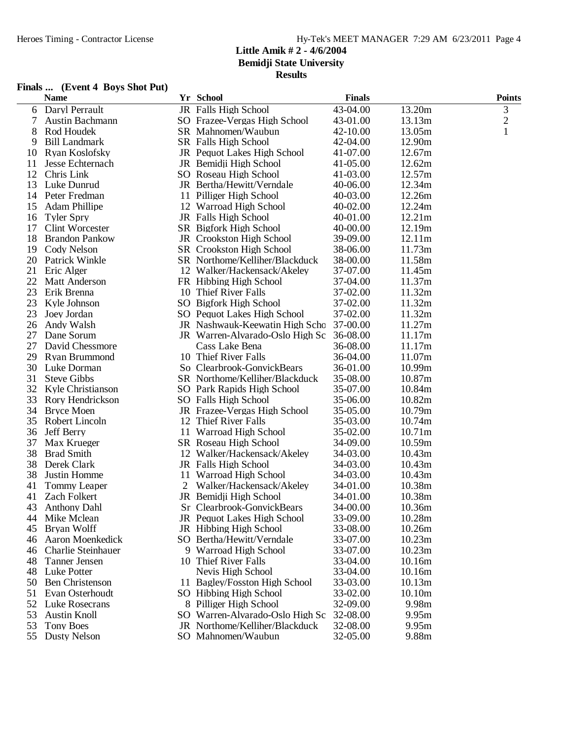**Little Amik # 2 - 4/6/2004**
**Bemidji State University**
**Results**

**Finals ... (Event 4 Boys Shot Put)**

| | Name | Yr | School | Finals | | Points |
|---|---|---|---|---|---|---|
| 6 | Daryl Perrault | JR | Falls High School | 43-04.00 | 13.20m | 3 |
| 7 | Austin Bachmann | SO | Frazee-Vergas High School | 43-01.00 | 13.13m | 2 |
| 8 | Rod Houdek | SR | Mahnomen/Waubun | 42-10.00 | 13.05m | 1 |
| 9 | Bill Landmark | SR | Falls High School | 42-04.00 | 12.90m | |
| 10 | Ryan Koslofsky | JR | Pequot Lakes High School | 41-07.00 | 12.67m | |
| 11 | Jesse Echternach | JR | Bemidji High School | 41-05.00 | 12.62m | |
| 12 | Chris Link | SO | Roseau High School | 41-03.00 | 12.57m | |
| 13 | Luke Dunrud | JR | Bertha/Hewitt/Verndale | 40-06.00 | 12.34m | |
| 14 | Peter Fredman | 11 | Pilliger High School | 40-03.00 | 12.26m | |
| 15 | Adam Phillipe | 12 | Warroad High School | 40-02.00 | 12.24m | |
| 16 | Tyler Spry | JR | Falls High School | 40-01.00 | 12.21m | |
| 17 | Clint Worcester | SR | Bigfork High School | 40-00.00 | 12.19m | |
| 18 | Brandon Pankow | JR | Crookston High School | 39-09.00 | 12.11m | |
| 19 | Cody Nelson | SR | Crookston High School | 38-06.00 | 11.73m | |
| 20 | Patrick Winkle | SR | Northome/Kelliher/Blackduck | 38-00.00 | 11.58m | |
| 21 | Eric Alger | 12 | Walker/Hackensack/Akeley | 37-07.00 | 11.45m | |
| 22 | Matt Anderson | FR | Hibbing High School | 37-04.00 | 11.37m | |
| 23 | Erik Brenna | 10 | Thief River Falls | 37-02.00 | 11.32m | |
| 23 | Kyle Johnson | SO | Bigfork High School | 37-02.00 | 11.32m | |
| 23 | Joey Jordan | SO | Pequot Lakes High School | 37-02.00 | 11.32m | |
| 26 | Andy Walsh | JR | Nashwauk-Keewatin High Scho | 37-00.00 | 11.27m | |
| 27 | Dane Sorum | JR | Warren-Alvarado-Oslo High Sc | 36-08.00 | 11.17m | |
| 27 | David Chessmore | | Cass Lake Bena | 36-08.00 | 11.17m | |
| 29 | Ryan Brummond | 10 | Thief River Falls | 36-04.00 | 11.07m | |
| 30 | Luke Dorman | So | Clearbrook-GonvickBears | 36-01.00 | 10.99m | |
| 31 | Steve Gibbs | SR | Northome/Kelliher/Blackduck | 35-08.00 | 10.87m | |
| 32 | Kyle Christianson | SO | Park Rapids High School | 35-07.00 | 10.84m | |
| 33 | Rory Hendrickson | SO | Falls High School | 35-06.00 | 10.82m | |
| 34 | Bryce Moen | JR | Frazee-Vergas High School | 35-05.00 | 10.79m | |
| 35 | Robert Lincoln | 12 | Thief River Falls | 35-03.00 | 10.74m | |
| 36 | Jeff Berry | 11 | Warroad High School | 35-02.00 | 10.71m | |
| 37 | Max Krueger | SR | Roseau High School | 34-09.00 | 10.59m | |
| 38 | Brad Smith | 12 | Walker/Hackensack/Akeley | 34-03.00 | 10.43m | |
| 38 | Derek Clark | JR | Falls High School | 34-03.00 | 10.43m | |
| 38 | Justin Homme | 11 | Warroad High School | 34-03.00 | 10.43m | |
| 41 | Tommy Leaper | 2 | Walker/Hackensack/Akeley | 34-01.00 | 10.38m | |
| 41 | Zach Folkert | JR | Bemidji High School | 34-01.00 | 10.38m | |
| 43 | Anthony Dahl | Sr | Clearbrook-GonvickBears | 34-00.00 | 10.36m | |
| 44 | Mike Mclean | JR | Pequot Lakes High School | 33-09.00 | 10.28m | |
| 45 | Bryan Wolff | JR | Hibbing High School | 33-08.00 | 10.26m | |
| 46 | Aaron Moenkedick | SO | Bertha/Hewitt/Verndale | 33-07.00 | 10.23m | |
| 46 | Charlie Steinhauer | 9 | Warroad High School | 33-07.00 | 10.23m | |
| 48 | Tanner Jensen | 10 | Thief River Falls | 33-04.00 | 10.16m | |
| 48 | Luke Potter | | Nevis High School | 33-04.00 | 10.16m | |
| 50 | Ben Christenson | 11 | Bagley/Fosston High School | 33-03.00 | 10.13m | |
| 51 | Evan Osterhoudt | SO | Hibbing High School | 33-02.00 | 10.10m | |
| 52 | Luke Rosecrans | 8 | Pilliger High School | 32-09.00 | 9.98m | |
| 53 | Austin Knoll | SO | Warren-Alvarado-Oslo High Sc | 32-08.00 | 9.95m | |
| 53 | Tony Boes | JR | Northome/Kelliher/Blackduck | 32-08.00 | 9.95m | |
| 55 | Dusty Nelson | SO | Mahnomen/Waubun | 32-05.00 | 9.88m | |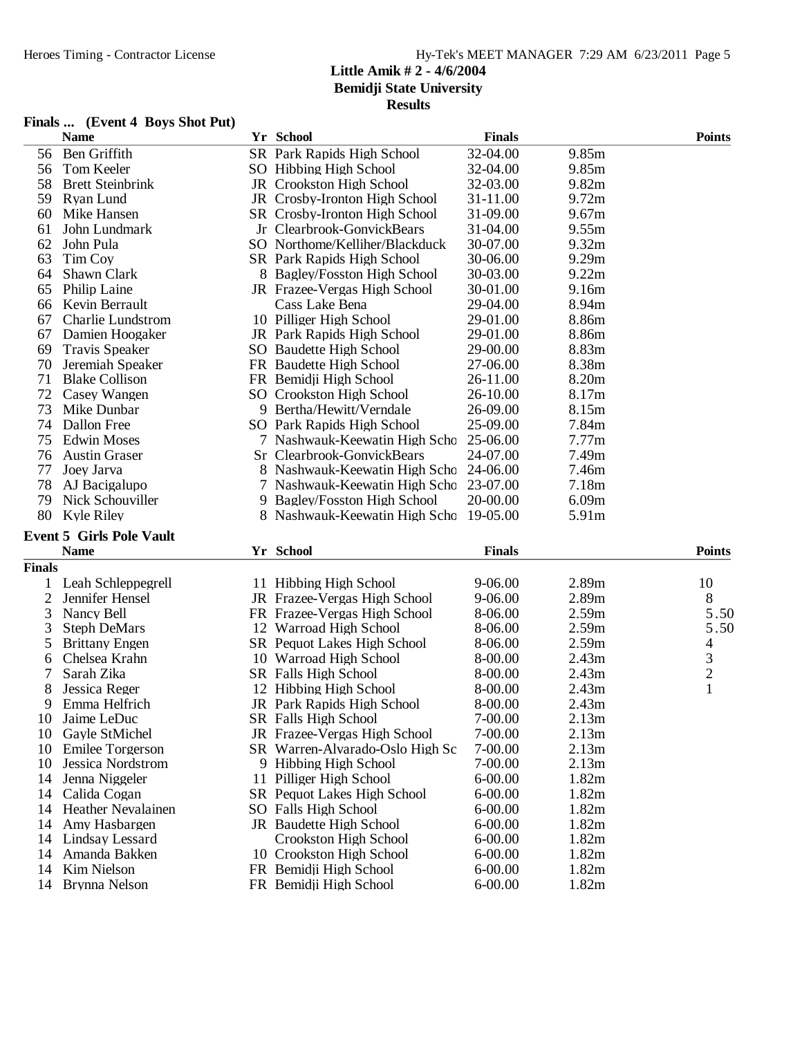## Little Amik # 2 - 4/6/2004
## Bemidji State University
## Results

### Finals ... (Event 4 Boys Shot Put)

| | Name | Yr | School | Finals | | Points |
|---|---|---|---|---|---|---|
| 56 | Ben Griffith | SR | Park Rapids High School | 32-04.00 | 9.85m | |
| 56 | Tom Keeler | SO | Hibbing High School | 32-04.00 | 9.85m | |
| 58 | Brett Steinbrink | JR | Crookston High School | 32-03.00 | 9.82m | |
| 59 | Ryan Lund | JR | Crosby-Ironton High School | 31-11.00 | 9.72m | |
| 60 | Mike Hansen | SR | Crosby-Ironton High School | 31-09.00 | 9.67m | |
| 61 | John Lundmark | Jr | Clearbrook-GonvickBears | 31-04.00 | 9.55m | |
| 62 | John Pula | SO | Northome/Kelliher/Blackduck | 30-07.00 | 9.32m | |
| 63 | Tim Coy | SR | Park Rapids High School | 30-06.00 | 9.29m | |
| 64 | Shawn Clark | 8 | Bagley/Fosston High School | 30-03.00 | 9.22m | |
| 65 | Philip Laine | JR | Frazee-Vergas High School | 30-01.00 | 9.16m | |
| 66 | Kevin Berrault | | Cass Lake Bena | 29-04.00 | 8.94m | |
| 67 | Charlie Lundstrom | 10 | Pilliger High School | 29-01.00 | 8.86m | |
| 67 | Damien Hoogaker | JR | Park Rapids High School | 29-01.00 | 8.86m | |
| 69 | Travis Speaker | SO | Baudette High School | 29-00.00 | 8.83m | |
| 70 | Jeremiah Speaker | FR | Baudette High School | 27-06.00 | 8.38m | |
| 71 | Blake Collison | FR | Bemidji High School | 26-11.00 | 8.20m | |
| 72 | Casey Wangen | SO | Crookston High School | 26-10.00 | 8.17m | |
| 73 | Mike Dunbar | 9 | Bertha/Hewitt/Verndale | 26-09.00 | 8.15m | |
| 74 | Dallon Free | SO | Park Rapids High School | 25-09.00 | 7.84m | |
| 75 | Edwin Moses | 7 | Nashwauk-Keewatin High Scho | 25-06.00 | 7.77m | |
| 76 | Austin Graser | Sr | Clearbrook-GonvickBears | 24-07.00 | 7.49m | |
| 77 | Joey Jarva | 8 | Nashwauk-Keewatin High Scho | 24-06.00 | 7.46m | |
| 78 | AJ Bacigalupo | 7 | Nashwauk-Keewatin High Scho | 23-07.00 | 7.18m | |
| 79 | Nick Schouviller | 9 | Bagley/Fosston High School | 20-00.00 | 6.09m | |
| 80 | Kyle Riley | 8 | Nashwauk-Keewatin High Scho | 19-05.00 | 5.91m | |

### Event 5 Girls Pole Vault

**Finals**

| | Name | Yr | School | Finals | | Points |
|---|---|---|---|---|---|---|
| 1 | Leah Schleppegrell | 11 | Hibbing High School | 9-06.00 | 2.89m | 10 |
| 2 | Jennifer Hensel | JR | Frazee-Vergas High School | 9-06.00 | 2.89m | 8 |
| 3 | Nancy Bell | FR | Frazee-Vergas High School | 8-06.00 | 2.59m | 5.50 |
| 3 | Steph DeMars | 12 | Warroad High School | 8-06.00 | 2.59m | 5.50 |
| 5 | Brittany Engen | SR | Pequot Lakes High School | 8-06.00 | 2.59m | 4 |
| 6 | Chelsea Krahn | 10 | Warroad High School | 8-00.00 | 2.43m | 3 |
| 7 | Sarah Zika | SR | Falls High School | 8-00.00 | 2.43m | 2 |
| 8 | Jessica Reger | 12 | Hibbing High School | 8-00.00 | 2.43m | 1 |
| 9 | Emma Helfrich | JR | Park Rapids High School | 8-00.00 | 2.43m | |
| 10 | Jaime LeDuc | SR | Falls High School | 7-00.00 | 2.13m | |
| 10 | Gayle StMichel | JR | Frazee-Vergas High School | 7-00.00 | 2.13m | |
| 10 | Emilee Torgerson | SR | Warren-Alvarado-Oslo High Sc | 7-00.00 | 2.13m | |
| 10 | Jessica Nordstrom | 9 | Hibbing High School | 7-00.00 | 2.13m | |
| 14 | Jenna Niggeler | 11 | Pilliger High School | 6-00.00 | 1.82m | |
| 14 | Calida Cogan | SR | Pequot Lakes High School | 6-00.00 | 1.82m | |
| 14 | Heather Nevalainen | SO | Falls High School | 6-00.00 | 1.82m | |
| 14 | Amy Hasbargen | JR | Baudette High School | 6-00.00 | 1.82m | |
| 14 | Lindsay Lessard | | Crookston High School | 6-00.00 | 1.82m | |
| 14 | Amanda Bakken | 10 | Crookston High School | 6-00.00 | 1.82m | |
| 14 | Kim Nielson | FR | Bemidji High School | 6-00.00 | 1.82m | |
| 14 | Brynna Nelson | FR | Bemidji High School | 6-00.00 | 1.82m | |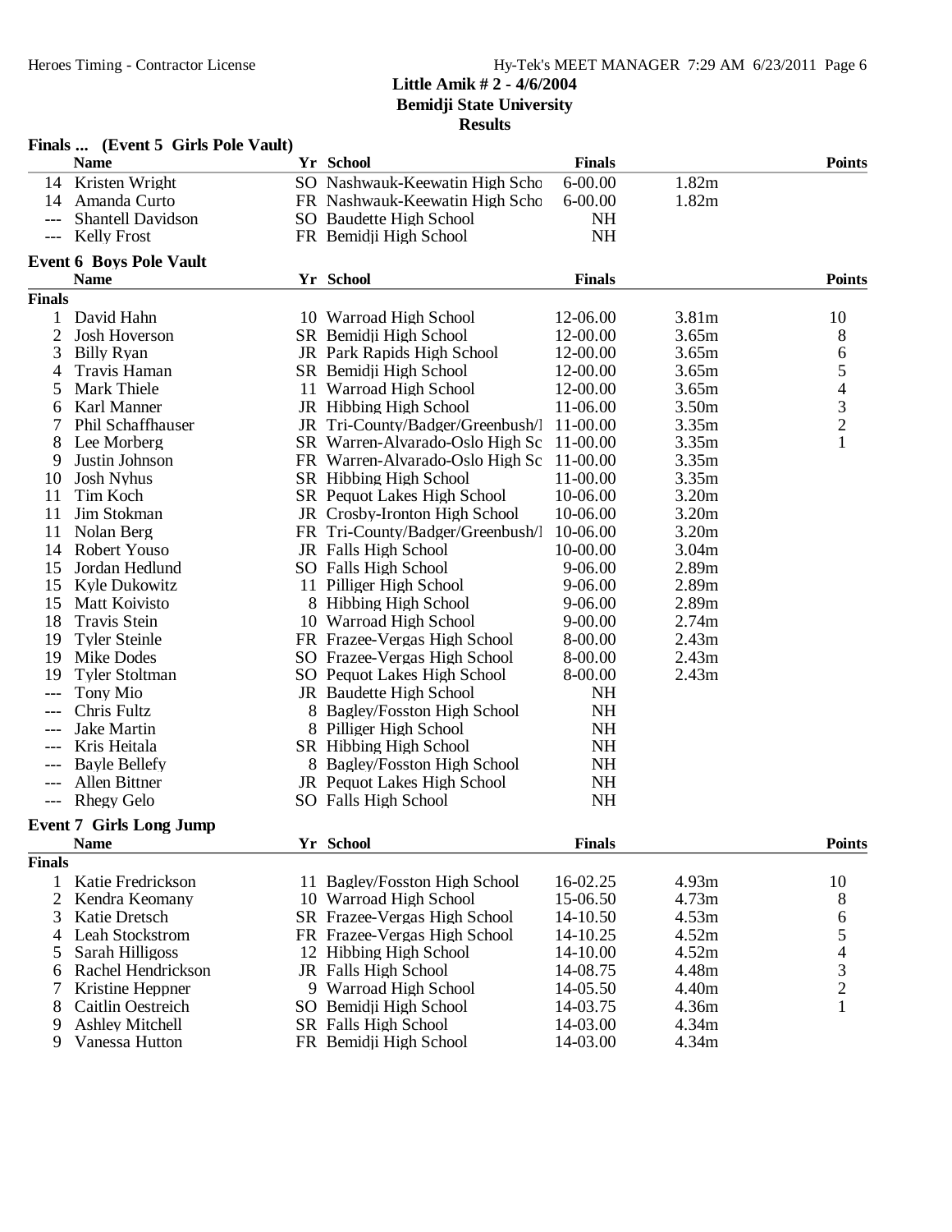**Little Amik # 2 - 4/6/2004**
**Bemidji State University**
**Results**

### Finals ... (Event 5 Girls Pole Vault)

| | Name | Yr | School | Finals | | Points |
|---|---|---|---|---|---|---|
| 14 | Kristen Wright | SO | Nashwauk-Keewatin High Scho | 6-00.00 | 1.82m | |
| 14 | Amanda Curto | FR | Nashwauk-Keewatin High Scho | 6-00.00 | 1.82m | |
| --- | Shantell Davidson | SO | Baudette High School | NH | | |
| --- | Kelly Frost | FR | Bemidji High School | NH | | |

### Event 6 Boys Pole Vault

| | Name | Yr | School | Finals | | Points |
|---|---|---|---|---|---|---|
| **Finals** | | | | | | |
| 1 | David Hahn | 10 | Warroad High School | 12-06.00 | 3.81m | 10 |
| 2 | Josh Hoverson | SR | Bemidji High School | 12-00.00 | 3.65m | 8 |
| 3 | Billy Ryan | JR | Park Rapids High School | 12-00.00 | 3.65m | 6 |
| 4 | Travis Haman | SR | Bemidji High School | 12-00.00 | 3.65m | 5 |
| 5 | Mark Thiele | 11 | Warroad High School | 12-00.00 | 3.65m | 4 |
| 6 | Karl Manner | JR | Hibbing High School | 11-06.00 | 3.50m | 3 |
| 7 | Phil Schaffhauser | JR | Tri-County/Badger/Greenbush/I | 11-00.00 | 3.35m | 2 |
| 8 | Lee Morberg | SR | Warren-Alvarado-Oslo High Sc | 11-00.00 | 3.35m | 1 |
| 9 | Justin Johnson | FR | Warren-Alvarado-Oslo High Sc | 11-00.00 | 3.35m | |
| 10 | Josh Nyhus | SR | Hibbing High School | 11-00.00 | 3.35m | |
| 11 | Tim Koch | SR | Pequot Lakes High School | 10-06.00 | 3.20m | |
| 11 | Jim Stokman | JR | Crosby-Ironton High School | 10-06.00 | 3.20m | |
| 11 | Nolan Berg | FR | Tri-County/Badger/Greenbush/I | 10-06.00 | 3.20m | |
| 14 | Robert Youso | JR | Falls High School | 10-00.00 | 3.04m | |
| 15 | Jordan Hedlund | SO | Falls High School | 9-06.00 | 2.89m | |
| 15 | Kyle Dukowitz | 11 | Pilliger High School | 9-06.00 | 2.89m | |
| 15 | Matt Koivisto | 8 | Hibbing High School | 9-06.00 | 2.89m | |
| 18 | Travis Stein | 10 | Warroad High School | 9-00.00 | 2.74m | |
| 19 | Tyler Steinle | FR | Frazee-Vergas High School | 8-00.00 | 2.43m | |
| 19 | Mike Dodes | SO | Frazee-Vergas High School | 8-00.00 | 2.43m | |
| 19 | Tyler Stoltman | SO | Pequot Lakes High School | 8-00.00 | 2.43m | |
| --- | Tony Mio | JR | Baudette High School | NH | | |
| --- | Chris Fultz | 8 | Bagley/Fosston High School | NH | | |
| --- | Jake Martin | 8 | Pilliger High School | NH | | |
| --- | Kris Heitala | SR | Hibbing High School | NH | | |
| --- | Bayle Bellefy | 8 | Bagley/Fosston High School | NH | | |
| --- | Allen Bittner | JR | Pequot Lakes High School | NH | | |
| --- | Rhegy Gelo | SO | Falls High School | NH | | |

### Event 7 Girls Long Jump

| | Name | Yr | School | Finals | | Points |
|---|---|---|---|---|---|---|
| **Finals** | | | | | | |
| 1 | Katie Fredrickson | 11 | Bagley/Fosston High School | 16-02.25 | 4.93m | 10 |
| 2 | Kendra Keomany | 10 | Warroad High School | 15-06.50 | 4.73m | 8 |
| 3 | Katie Dretsch | SR | Frazee-Vergas High School | 14-10.50 | 4.53m | 6 |
| 4 | Leah Stockstrom | FR | Frazee-Vergas High School | 14-10.25 | 4.52m | 5 |
| 5 | Sarah Hilligoss | 12 | Hibbing High School | 14-10.00 | 4.52m | 4 |
| 6 | Rachel Hendrickson | JR | Falls High School | 14-08.75 | 4.48m | 3 |
| 7 | Kristine Heppner | 9 | Warroad High School | 14-05.50 | 4.40m | 2 |
| 8 | Caitlin Oestreich | SO | Bemidji High School | 14-03.75 | 4.36m | 1 |
| 9 | Ashley Mitchell | SR | Falls High School | 14-03.00 | 4.34m | |
| 9 | Vanessa Hutton | FR | Bemidji High School | 14-03.00 | 4.34m | |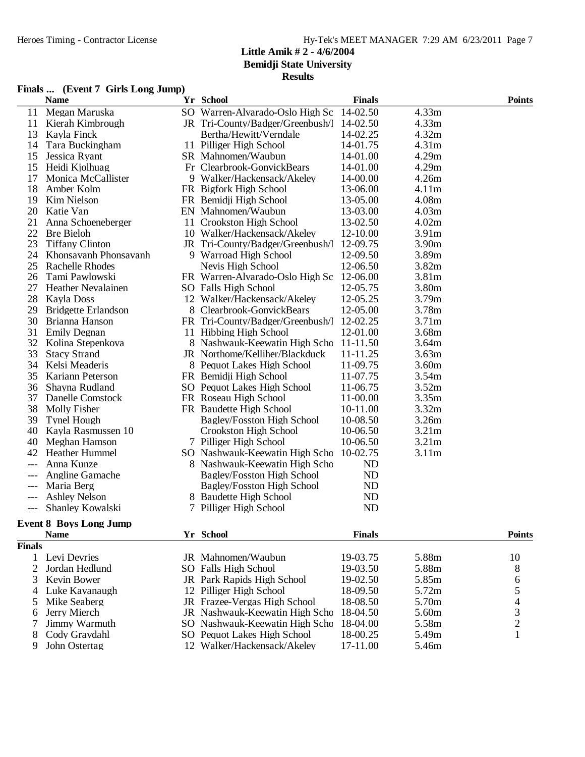**Little Amik # 2 - 4/6/2004**
**Bemidji State University**
**Results**

### Finals ... (Event 7 Girls Long Jump)

| | Name | Yr | School | Finals | | Points |
|---|---|---|---|---|---|---|
| 11 | Megan Maruska | SO | Warren-Alvarado-Oslo High Sc | 14-02.50 | 4.33m | |
| 11 | Kierah Kimbrough | JR | Tri-County/Badger/Greenbush/I | 14-02.50 | 4.33m | |
| 13 | Kayla Finck | | Bertha/Hewitt/Verndale | 14-02.25 | 4.32m | |
| 14 | Tara Buckingham | 11 | Pilliger High School | 14-01.75 | 4.31m | |
| 15 | Jessica Ryant | SR | Mahnomen/Waubun | 14-01.00 | 4.29m | |
| 15 | Heidi Kjolhuag | Fr | Clearbrook-GonvickBears | 14-01.00 | 4.29m | |
| 17 | Monica McCallister | 9 | Walker/Hackensack/Akeley | 14-00.00 | 4.26m | |
| 18 | Amber Kolm | FR | Bigfork High School | 13-06.00 | 4.11m | |
| 19 | Kim Nielson | FR | Bemidji High School | 13-05.00 | 4.08m | |
| 20 | Katie Van | EN | Mahnomen/Waubun | 13-03.00 | 4.03m | |
| 21 | Anna Schoeneberger | 11 | Crookston High School | 13-02.50 | 4.02m | |
| 22 | Bre Bieloh | 10 | Walker/Hackensack/Akeley | 12-10.00 | 3.91m | |
| 23 | Tiffany Clinton | JR | Tri-County/Badger/Greenbush/I | 12-09.75 | 3.90m | |
| 24 | Khonsavanh Phonsavanh | 9 | Warroad High School | 12-09.50 | 3.89m | |
| 25 | Rachelle Rhodes | | Nevis High School | 12-06.50 | 3.82m | |
| 26 | Tami Pawlowski | FR | Warren-Alvarado-Oslo High Sc | 12-06.00 | 3.81m | |
| 27 | Heather Nevalainen | SO | Falls High School | 12-05.75 | 3.80m | |
| 28 | Kayla Doss | 12 | Walker/Hackensack/Akeley | 12-05.25 | 3.79m | |
| 29 | Bridgette Erlandson | 8 | Clearbrook-GonvickBears | 12-05.00 | 3.78m | |
| 30 | Brianna Hanson | FR | Tri-County/Badger/Greenbush/I | 12-02.25 | 3.71m | |
| 31 | Emily Degnan | 11 | Hibbing High School | 12-01.00 | 3.68m | |
| 32 | Kolina Stepenkova | 8 | Nashwauk-Keewatin High Scho | 11-11.50 | 3.64m | |
| 33 | Stacy Strand | JR | Northome/Kelliher/Blackduck | 11-11.25 | 3.63m | |
| 34 | Kelsi Meaderis | 8 | Pequot Lakes High School | 11-09.75 | 3.60m | |
| 35 | Kariann Peterson | FR | Bemidji High School | 11-07.75 | 3.54m | |
| 36 | Shayna Rudland | SO | Pequot Lakes High School | 11-06.75 | 3.52m | |
| 37 | Danelle Comstock | FR | Roseau High School | 11-00.00 | 3.35m | |
| 38 | Molly Fisher | FR | Baudette High School | 10-11.00 | 3.32m | |
| 39 | Tynel Hough | | Bagley/Fosston High School | 10-08.50 | 3.26m | |
| 40 | Kayla Rasmussen 10 | | Crookston High School | 10-06.50 | 3.21m | |
| 40 | Meghan Hamson | 7 | Pilliger High School | 10-06.50 | 3.21m | |
| 42 | Heather Hummel | SO | Nashwauk-Keewatin High Scho | 10-02.75 | 3.11m | |
| --- | Anna Kunze | 8 | Nashwauk-Keewatin High Scho | ND | | |
| --- | Angline Gamache | | Bagley/Fosston High School | ND | | |
| --- | Maria Berg | | Bagley/Fosston High School | ND | | |
| --- | Ashley Nelson | 8 | Baudette High School | ND | | |
| --- | Shanley Kowalski | 7 | Pilliger High School | ND | | |

### Event 8 Boys Long Jump

**Finals**

| | Name | Yr | School | Finals | | Points |
|---|---|---|---|---|---|---|
| 1 | Levi Devries | JR | Mahnomen/Waubun | 19-03.75 | 5.88m | 10 |
| 2 | Jordan Hedlund | SO | Falls High School | 19-03.50 | 5.88m | 8 |
| 3 | Kevin Bower | JR | Park Rapids High School | 19-02.50 | 5.85m | 6 |
| 4 | Luke Kavanaugh | 12 | Pilliger High School | 18-09.50 | 5.72m | 5 |
| 5 | Mike Seaberg | JR | Frazee-Vergas High School | 18-08.50 | 5.70m | 4 |
| 6 | Jerry Mierch | JR | Nashwauk-Keewatin High Scho | 18-04.50 | 5.60m | 3 |
| 7 | Jimmy Warmuth | SO | Nashwauk-Keewatin High Scho | 18-04.00 | 5.58m | 2 |
| 8 | Cody Graydahl | SO | Pequot Lakes High School | 18-00.25 | 5.49m | 1 |
| 9 | John Ostertag | 12 | Walker/Hackensack/Akeley | 17-11.00 | 5.46m | |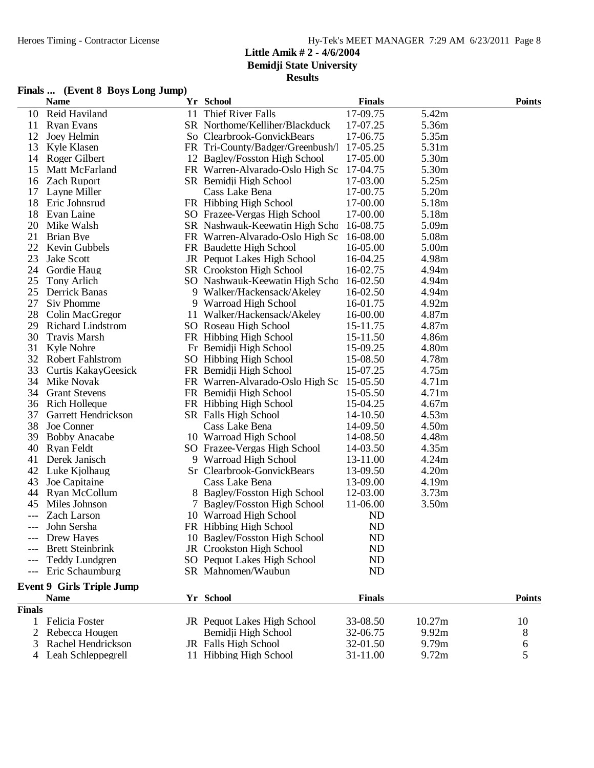## Little Amik # 2 - 4/6/2004
## Bemidji State University
## Results

### Finals ... (Event 8 Boys Long Jump)

| | Name | Yr | School | Finals | | Points |
|---|---|---|---|---|---|---|
| 10 | Reid Haviland | 11 | Thief River Falls | 17-09.75 | 5.42m | |
| 11 | Ryan Evans | SR | Northome/Kelliher/Blackduck | 17-07.25 | 5.36m | |
| 12 | Joey Helmin | So | Clearbrook-GonvickBears | 17-06.75 | 5.35m | |
| 13 | Kyle Klasen | FR | Tri-County/Badger/Greenbush/I | 17-05.25 | 5.31m | |
| 14 | Roger Gilbert | 12 | Bagley/Fosston High School | 17-05.00 | 5.30m | |
| 15 | Matt McFarland | FR | Warren-Alvarado-Oslo High Sc | 17-04.75 | 5.30m | |
| 16 | Zach Ruport | SR | Bemidji High School | 17-03.00 | 5.25m | |
| 17 | Layne Miller | | Cass Lake Bena | 17-00.75 | 5.20m | |
| 18 | Eric Johnsrud | FR | Hibbing High School | 17-00.00 | 5.18m | |
| 18 | Evan Laine | SO | Frazee-Vergas High School | 17-00.00 | 5.18m | |
| 20 | Mike Walsh | SR | Nashwauk-Keewatin High Scho | 16-08.75 | 5.09m | |
| 21 | Brian Bye | FR | Warren-Alvarado-Oslo High Sc | 16-08.00 | 5.08m | |
| 22 | Kevin Gubbels | FR | Baudette High School | 16-05.00 | 5.00m | |
| 23 | Jake Scott | JR | Pequot Lakes High School | 16-04.25 | 4.98m | |
| 24 | Gordie Haug | SR | Crookston High School | 16-02.75 | 4.94m | |
| 25 | Tony Arlich | SO | Nashwauk-Keewatin High Scho | 16-02.50 | 4.94m | |
| 25 | Derrick Banas | 9 | Walker/Hackensack/Akeley | 16-02.50 | 4.94m | |
| 27 | Siv Phomme | 9 | Warroad High School | 16-01.75 | 4.92m | |
| 28 | Colin MacGregor | 11 | Walker/Hackensack/Akeley | 16-00.00 | 4.87m | |
| 29 | Richard Lindstrom | SO | Roseau High School | 15-11.75 | 4.87m | |
| 30 | Travis Marsh | FR | Hibbing High School | 15-11.50 | 4.86m | |
| 31 | Kyle Nohre | Fr | Bemidji High School | 15-09.25 | 4.80m | |
| 32 | Robert Fahlstrom | SO | Hibbing High School | 15-08.50 | 4.78m | |
| 33 | Curtis KakayGeesick | FR | Bemidji High School | 15-07.25 | 4.75m | |
| 34 | Mike Novak | FR | Warren-Alvarado-Oslo High Sc | 15-05.50 | 4.71m | |
| 34 | Grant Stevens | FR | Bemidji High School | 15-05.50 | 4.71m | |
| 36 | Rich Holleque | FR | Hibbing High School | 15-04.25 | 4.67m | |
| 37 | Garrett Hendrickson | SR | Falls High School | 14-10.50 | 4.53m | |
| 38 | Joe Conner | | Cass Lake Bena | 14-09.50 | 4.50m | |
| 39 | Bobby Anacabe | 10 | Warroad High School | 14-08.50 | 4.48m | |
| 40 | Ryan Feldt | SO | Frazee-Vergas High School | 14-03.50 | 4.35m | |
| 41 | Derek Janisch | 9 | Warroad High School | 13-11.00 | 4.24m | |
| 42 | Luke Kjolhaug | Sr | Clearbrook-GonvickBears | 13-09.50 | 4.20m | |
| 43 | Joe Capitaine | | Cass Lake Bena | 13-09.00 | 4.19m | |
| 44 | Ryan McCollum | 8 | Bagley/Fosston High School | 12-03.00 | 3.73m | |
| 45 | Miles Johnson | 7 | Bagley/Fosston High School | 11-06.00 | 3.50m | |
| --- | Zach Larson | 10 | Warroad High School | ND | | |
| --- | John Sersha | FR | Hibbing High School | ND | | |
| --- | Drew Hayes | 10 | Bagley/Fosston High School | ND | | |
| --- | Brett Steinbrink | JR | Crookston High School | ND | | |
| --- | Teddy Lundgren | SO | Pequot Lakes High School | ND | | |
| --- | Eric Schaumburg | SR | Mahnomen/Waubun | ND | | |

### Event 9 Girls Triple Jump

| | Name | Yr | School | Finals | | Points |
|---|---|---|---|---|---|---|
| **Finals** | | | | | | |
| 1 | Felicia Foster | JR | Pequot Lakes High School | 33-08.50 | 10.27m | 10 |
| 2 | Rebecca Hougen | | Bemidji High School | 32-06.75 | 9.92m | 8 |
| 3 | Rachel Hendrickson | JR | Falls High School | 32-01.50 | 9.79m | 6 |
| 4 | Leah Schleppegrell | 11 | Hibbing High School | 31-11.00 | 9.72m | 5 |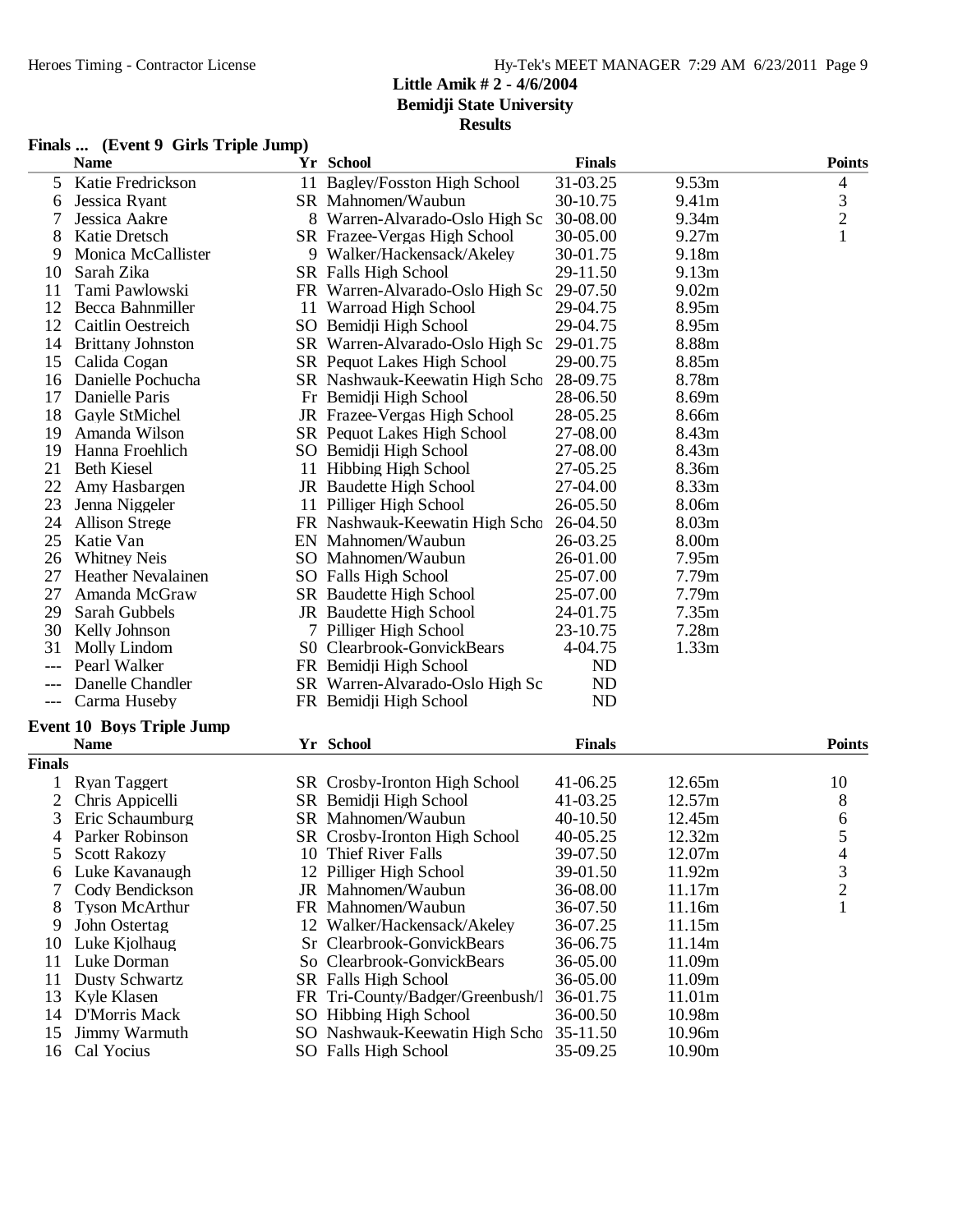**Little Amik # 2 - 4/6/2004**
**Bemidji State University**
**Results**

### Finals ... (Event 9 Girls Triple Jump)

| | Name | Yr | School | Finals | | Points |
|---|---|---|---|---|---|---|
| 5 | Katie Fredrickson | 11 | Bagley/Fosston High School | 31-03.25 | 9.53m | 4 |
| 6 | Jessica Ryant | SR | Mahnomen/Waubun | 30-10.75 | 9.41m | 3 |
| 7 | Jessica Aakre | 8 | Warren-Alvarado-Oslo High Sc | 30-08.00 | 9.34m | 2 |
| 8 | Katie Dretsch | SR | Frazee-Vergas High School | 30-05.00 | 9.27m | 1 |
| 9 | Monica McCallister | 9 | Walker/Hackensack/Akeley | 30-01.75 | 9.18m | |
| 10 | Sarah Zika | SR | Falls High School | 29-11.50 | 9.13m | |
| 11 | Tami Pawlowski | FR | Warren-Alvarado-Oslo High Sc | 29-07.50 | 9.02m | |
| 12 | Becca Bahnmiller | 11 | Warroad High School | 29-04.75 | 8.95m | |
| 12 | Caitlin Oestreich | SO | Bemidji High School | 29-04.75 | 8.95m | |
| 14 | Brittany Johnston | SR | Warren-Alvarado-Oslo High Sc | 29-01.75 | 8.88m | |
| 15 | Calida Cogan | SR | Pequot Lakes High School | 29-00.75 | 8.85m | |
| 16 | Danielle Pochucha | SR | Nashwauk-Keewatin High Scho | 28-09.75 | 8.78m | |
| 17 | Danielle Paris | Fr | Bemidji High School | 28-06.50 | 8.69m | |
| 18 | Gayle StMichel | JR | Frazee-Vergas High School | 28-05.25 | 8.66m | |
| 19 | Amanda Wilson | SR | Pequot Lakes High School | 27-08.00 | 8.43m | |
| 19 | Hanna Froehlich | SO | Bemidji High School | 27-08.00 | 8.43m | |
| 21 | Beth Kiesel | 11 | Hibbing High School | 27-05.25 | 8.36m | |
| 22 | Amy Hasbargen | JR | Baudette High School | 27-04.00 | 8.33m | |
| 23 | Jenna Niggeler | 11 | Pilliger High School | 26-05.50 | 8.06m | |
| 24 | Allison Strege | FR | Nashwauk-Keewatin High Scho | 26-04.50 | 8.03m | |
| 25 | Katie Van | EN | Mahnomen/Waubun | 26-03.25 | 8.00m | |
| 26 | Whitney Neis | SO | Mahnomen/Waubun | 26-01.00 | 7.95m | |
| 27 | Heather Nevalainen | SO | Falls High School | 25-07.00 | 7.79m | |
| 27 | Amanda McGraw | SR | Baudette High School | 25-07.00 | 7.79m | |
| 29 | Sarah Gubbels | JR | Baudette High School | 24-01.75 | 7.35m | |
| 30 | Kelly Johnson | 7 | Pilliger High School | 23-10.75 | 7.28m | |
| 31 | Molly Lindom | S0 | Clearbrook-GonvickBears | 4-04.75 | 1.33m | |
| --- | Pearl Walker | FR | Bemidji High School | ND | | |
| --- | Danelle Chandler | SR | Warren-Alvarado-Oslo High Sc | ND | | |
| --- | Carma Huseby | FR | Bemidji High School | ND | | |

### Event 10 Boys Triple Jump

| | Name | Yr | School | Finals | | Points |
|---|---|---|---|---|---|---|
| **Finals** | | | | | | |
| 1 | Ryan Taggert | SR | Crosby-Ironton High School | 41-06.25 | 12.65m | 10 |
| 2 | Chris Appicelli | SR | Bemidji High School | 41-03.25 | 12.57m | 8 |
| 3 | Eric Schaumburg | SR | Mahnomen/Waubun | 40-10.50 | 12.45m | 6 |
| 4 | Parker Robinson | SR | Crosby-Ironton High School | 40-05.25 | 12.32m | 5 |
| 5 | Scott Rakozy | 10 | Thief River Falls | 39-07.50 | 12.07m | 4 |
| 6 | Luke Kavanaugh | 12 | Pilliger High School | 39-01.50 | 11.92m | 3 |
| 7 | Cody Bendickson | JR | Mahnomen/Waubun | 36-08.00 | 11.17m | 2 |
| 8 | Tyson McArthur | FR | Mahnomen/Waubun | 36-07.50 | 11.16m | 1 |
| 9 | John Ostertag | 12 | Walker/Hackensack/Akeley | 36-07.25 | 11.15m | |
| 10 | Luke Kjolhaug | Sr | Clearbrook-GonvickBears | 36-06.75 | 11.14m | |
| 11 | Luke Dorman | So | Clearbrook-GonvickBears | 36-05.00 | 11.09m | |
| 11 | Dusty Schwartz | SR | Falls High School | 36-05.00 | 11.09m | |
| 13 | Kyle Klasen | FR | Tri-County/Badger/Greenbush/I | 36-01.75 | 11.01m | |
| 14 | D'Morris Mack | SO | Hibbing High School | 36-00.50 | 10.98m | |
| 15 | Jimmy Warmuth | SO | Nashwauk-Keewatin High Scho | 35-11.50 | 10.96m | |
| 16 | Cal Yocius | SO | Falls High School | 35-09.25 | 10.90m | |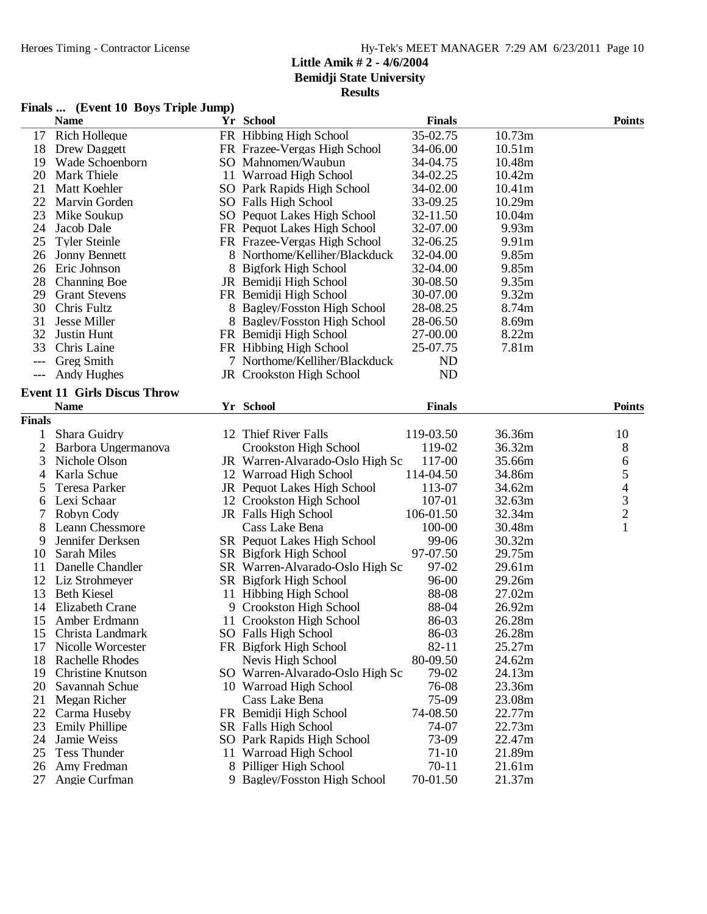## Little Amik # 2 - 4/6/2004
## Bemidji State University
## Results

### Finals ... (Event 10 Boys Triple Jump)

| | Name | Yr | School | Finals | | Points |
|---|---|---|---|---|---|---|
| 17 | Rich Holleque | FR | Hibbing High School | 35-02.75 | 10.73m | |
| 18 | Drew Daggett | FR | Frazee-Vergas High School | 34-06.00 | 10.51m | |
| 19 | Wade Schoenborn | SO | Mahnomen/Waubun | 34-04.75 | 10.48m | |
| 20 | Mark Thiele | 11 | Warroad High School | 34-02.25 | 10.42m | |
| 21 | Matt Koehler | SO | Park Rapids High School | 34-02.00 | 10.41m | |
| 22 | Marvin Gorden | SO | Falls High School | 33-09.25 | 10.29m | |
| 23 | Mike Soukup | SO | Pequot Lakes High School | 32-11.50 | 10.04m | |
| 24 | Jacob Dale | FR | Pequot Lakes High School | 32-07.00 | 9.93m | |
| 25 | Tyler Steinle | FR | Frazee-Vergas High School | 32-06.25 | 9.91m | |
| 26 | Jonny Bennett | 8 | Northome/Kelliher/Blackduck | 32-04.00 | 9.85m | |
| 26 | Eric Johnson | 8 | Bigfork High School | 32-04.00 | 9.85m | |
| 28 | Channing Boe | JR | Bemidji High School | 30-08.50 | 9.35m | |
| 29 | Grant Stevens | FR | Bemidji High School | 30-07.00 | 9.32m | |
| 30 | Chris Fultz | 8 | Bagley/Fosston High School | 28-08.25 | 8.74m | |
| 31 | Jesse Miller | 8 | Bagley/Fosston High School | 28-06.50 | 8.69m | |
| 32 | Justin Hunt | FR | Bemidji High School | 27-00.00 | 8.22m | |
| 33 | Chris Laine | FR | Hibbing High School | 25-07.75 | 7.81m | |
| --- | Greg Smith | 7 | Northome/Kelliher/Blackduck | ND | | |
| --- | Andy Hughes | JR | Crookston High School | ND | | |

### Event 11 Girls Discus Throw

**Finals**

| | Name | Yr | School | Finals | | Points |
|---|---|---|---|---|---|---|
| 1 | Shara Guidry | 12 | Thief River Falls | 119-03.50 | 36.36m | 10 |
| 2 | Barbora Ungermanova | | Crookston High School | 119-02 | 36.32m | 8 |
| 3 | Nichole Olson | JR | Warren-Alvarado-Oslo High Sc | 117-00 | 35.66m | 6 |
| 4 | Karla Schue | 12 | Warroad High School | 114-04.50 | 34.86m | 5 |
| 5 | Teresa Parker | JR | Pequot Lakes High School | 113-07 | 34.62m | 4 |
| 6 | Lexi Schaar | 12 | Crookston High School | 107-01 | 32.63m | 3 |
| 7 | Robyn Cody | JR | Falls High School | 106-01.50 | 32.34m | 2 |
| 8 | Leann Chessmore | | Cass Lake Bena | 100-00 | 30.48m | 1 |
| 9 | Jennifer Derksen | SR | Pequot Lakes High School | 99-06 | 30.32m | |
| 10 | Sarah Miles | SR | Bigfork High School | 97-07.50 | 29.75m | |
| 11 | Danelle Chandler | SR | Warren-Alvarado-Oslo High Sc | 97-02 | 29.61m | |
| 12 | Liz Strohmeyer | SR | Bigfork High School | 96-00 | 29.26m | |
| 13 | Beth Kiesel | 11 | Hibbing High School | 88-08 | 27.02m | |
| 14 | Elizabeth Crane | 9 | Crookston High School | 88-04 | 26.92m | |
| 15 | Amber Erdmann | 11 | Crookston High School | 86-03 | 26.28m | |
| 15 | Christa Landmark | SO | Falls High School | 86-03 | 26.28m | |
| 17 | Nicolle Worcester | FR | Bigfork High School | 82-11 | 25.27m | |
| 18 | Rachelle Rhodes | | Nevis High School | 80-09.50 | 24.62m | |
| 19 | Christine Knutson | SO | Warren-Alvarado-Oslo High Sc | 79-02 | 24.13m | |
| 20 | Savannah Schue | 10 | Warroad High School | 76-08 | 23.36m | |
| 21 | Megan Richer | | Cass Lake Bena | 75-09 | 23.08m | |
| 22 | Carma Huseby | FR | Bemidji High School | 74-08.50 | 22.77m | |
| 23 | Emily Phillipe | SR | Falls High School | 74-07 | 22.73m | |
| 24 | Jamie Weiss | SO | Park Rapids High School | 73-09 | 22.47m | |
| 25 | Tess Thunder | 11 | Warroad High School | 71-10 | 21.89m | |
| 26 | Amy Fredman | 8 | Pilliger High School | 70-11 | 21.61m | |
| 27 | Angie Curfman | 9 | Bagley/Fosston High School | 70-01.50 | 21.37m | |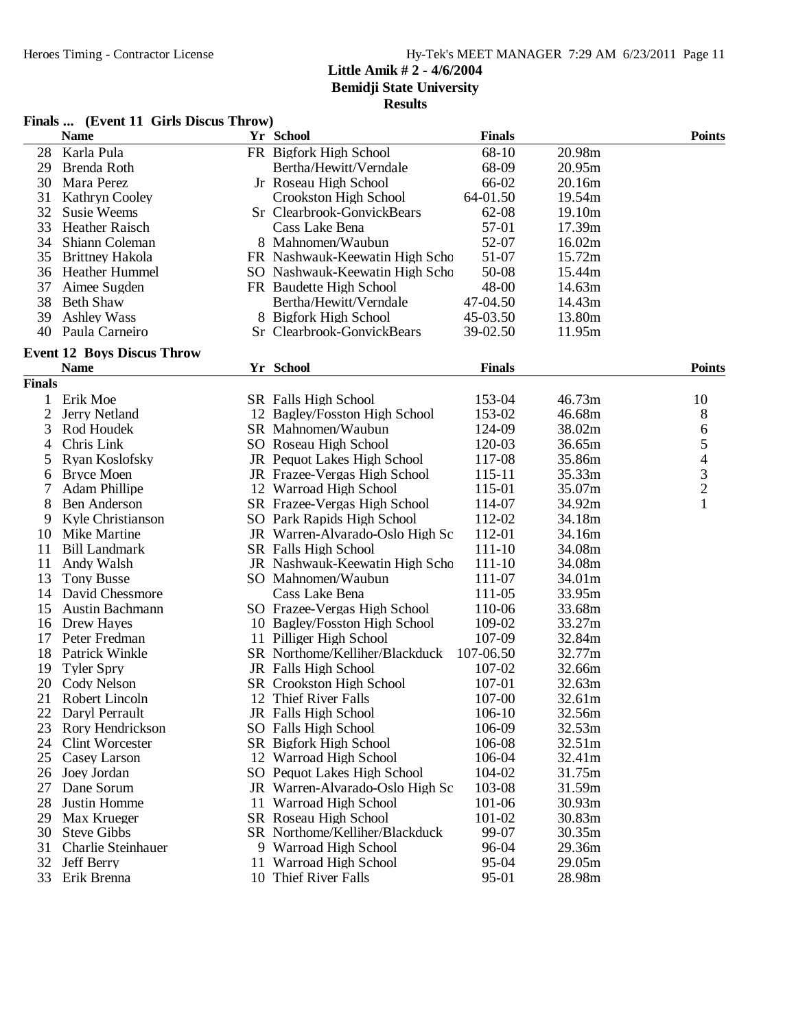**Little Amik # 2 - 4/6/2004**
**Bemidji State University**
**Results**

### Finals ... (Event 11 Girls Discus Throw)

| | Name | Yr | School | Finals | | Points |
|---|---|---|---|---|---|---|
| 28 | Karla Pula | FR | Bigfork High School | 68-10 | 20.98m | |
| 29 | Brenda Roth | | Bertha/Hewitt/Verndale | 68-09 | 20.95m | |
| 30 | Mara Perez | Jr | Roseau High School | 66-02 | 20.16m | |
| 31 | Kathryn Cooley | | Crookston High School | 64-01.50 | 19.54m | |
| 32 | Susie Weems | Sr | Clearbrook-GonvickBears | 62-08 | 19.10m | |
| 33 | Heather Raisch | | Cass Lake Bena | 57-01 | 17.39m | |
| 34 | Shiann Coleman | 8 | Mahnomen/Waubun | 52-07 | 16.02m | |
| 35 | Brittney Hakola | FR | Nashwauk-Keewatin High Scho | 51-07 | 15.72m | |
| 36 | Heather Hummel | SO | Nashwauk-Keewatin High Scho | 50-08 | 15.44m | |
| 37 | Aimee Sugden | FR | Baudette High School | 48-00 | 14.63m | |
| 38 | Beth Shaw | | Bertha/Hewitt/Verndale | 47-04.50 | 14.43m | |
| 39 | Ashley Wass | 8 | Bigfork High School | 45-03.50 | 13.80m | |
| 40 | Paula Carneiro | Sr | Clearbrook-GonvickBears | 39-02.50 | 11.95m | |

### Event 12 Boys Discus Throw

| | Name | Yr | School | Finals | | Points |
|---|---|---|---|---|---|---|
| **Finals** | | | | | | |
| 1 | Erik Moe | SR | Falls High School | 153-04 | 46.73m | 10 |
| 2 | Jerry Netland | 12 | Bagley/Fosston High School | 153-02 | 46.68m | 8 |
| 3 | Rod Houdek | SR | Mahnomen/Waubun | 124-09 | 38.02m | 6 |
| 4 | Chris Link | SO | Roseau High School | 120-03 | 36.65m | 5 |
| 5 | Ryan Koslofsky | JR | Pequot Lakes High School | 117-08 | 35.86m | 4 |
| 6 | Bryce Moen | JR | Frazee-Vergas High School | 115-11 | 35.33m | 3 |
| 7 | Adam Phillipe | 12 | Warroad High School | 115-01 | 35.07m | 2 |
| 8 | Ben Anderson | SR | Frazee-Vergas High School | 114-07 | 34.92m | 1 |
| 9 | Kyle Christianson | SO | Park Rapids High School | 112-02 | 34.18m | |
| 10 | Mike Martine | JR | Warren-Alvarado-Oslo High Sc | 112-01 | 34.16m | |
| 11 | Bill Landmark | SR | Falls High School | 111-10 | 34.08m | |
| 11 | Andy Walsh | JR | Nashwauk-Keewatin High Scho | 111-10 | 34.08m | |
| 13 | Tony Busse | SO | Mahnomen/Waubun | 111-07 | 34.01m | |
| 14 | David Chessmore | | Cass Lake Bena | 111-05 | 33.95m | |
| 15 | Austin Bachmann | SO | Frazee-Vergas High School | 110-06 | 33.68m | |
| 16 | Drew Hayes | 10 | Bagley/Fosston High School | 109-02 | 33.27m | |
| 17 | Peter Fredman | 11 | Pilliger High School | 107-09 | 32.84m | |
| 18 | Patrick Winkle | SR | Northome/Kelliher/Blackduck | 107-06.50 | 32.77m | |
| 19 | Tyler Spry | JR | Falls High School | 107-02 | 32.66m | |
| 20 | Cody Nelson | SR | Crookston High School | 107-01 | 32.63m | |
| 21 | Robert Lincoln | 12 | Thief River Falls | 107-00 | 32.61m | |
| 22 | Daryl Perrault | JR | Falls High School | 106-10 | 32.56m | |
| 23 | Rory Hendrickson | SO | Falls High School | 106-09 | 32.53m | |
| 24 | Clint Worcester | SR | Bigfork High School | 106-08 | 32.51m | |
| 25 | Casey Larson | 12 | Warroad High School | 106-04 | 32.41m | |
| 26 | Joey Jordan | SO | Pequot Lakes High School | 104-02 | 31.75m | |
| 27 | Dane Sorum | JR | Warren-Alvarado-Oslo High Sc | 103-08 | 31.59m | |
| 28 | Justin Homme | 11 | Warroad High School | 101-06 | 30.93m | |
| 29 | Max Krueger | SR | Roseau High School | 101-02 | 30.83m | |
| 30 | Steve Gibbs | SR | Northome/Kelliher/Blackduck | 99-07 | 30.35m | |
| 31 | Charlie Steinhauer | 9 | Warroad High School | 96-04 | 29.36m | |
| 32 | Jeff Berry | 11 | Warroad High School | 95-04 | 29.05m | |
| 33 | Erik Brenna | 10 | Thief River Falls | 95-01 | 28.98m | |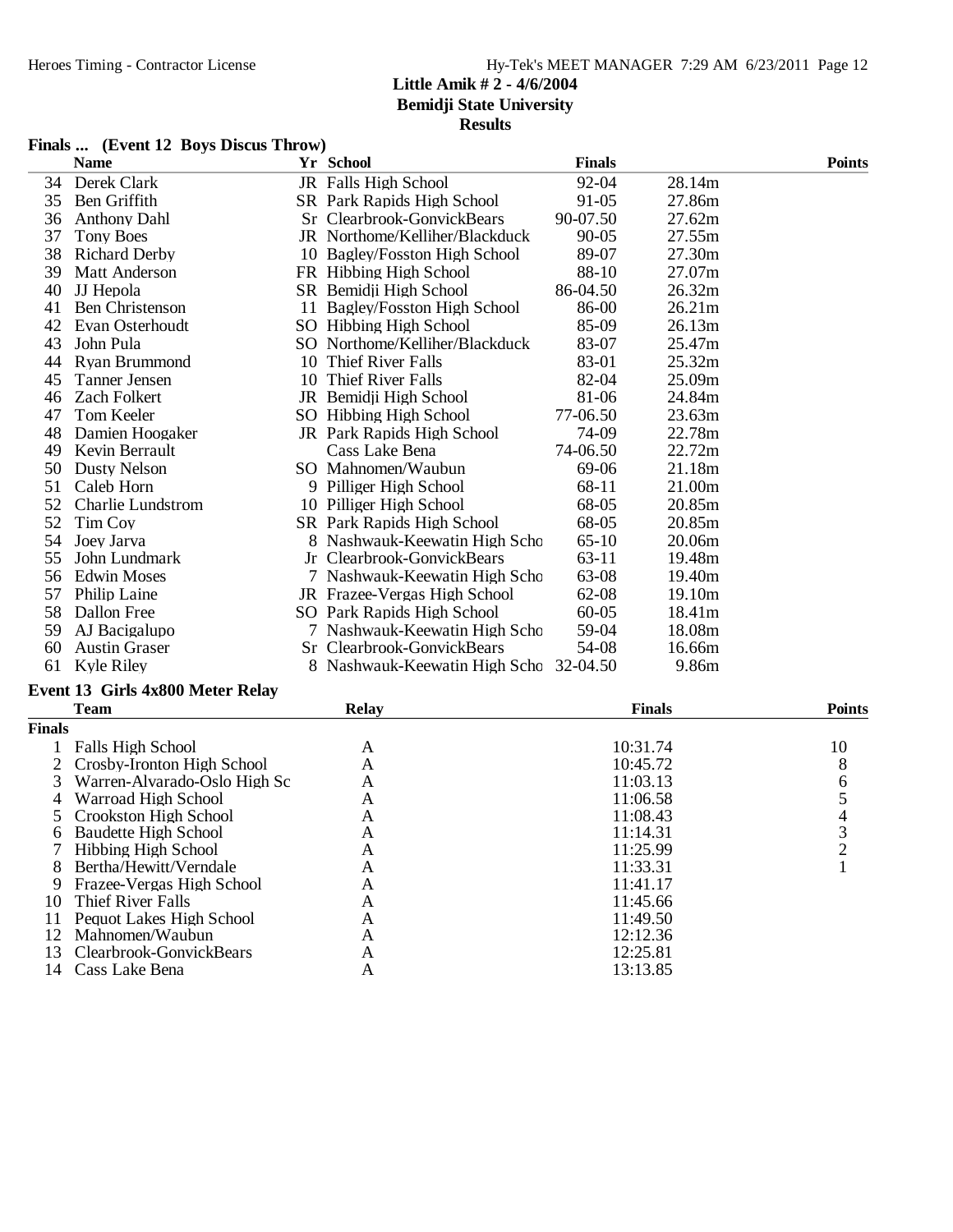**Little Amik # 2 - 4/6/2004**
**Bemidji State University**
**Results**

### Finals ... (Event 12 Boys Discus Throw)

| | Name | Yr | School | Finals | | Points |
|---|---|---|---|---|---|---|
| 34 | Derek Clark | JR | Falls High School | 92-04 | 28.14m | |
| 35 | Ben Griffith | SR | Park Rapids High School | 91-05 | 27.86m | |
| 36 | Anthony Dahl | Sr | Clearbrook-GonvickBears | 90-07.50 | 27.62m | |
| 37 | Tony Boes | JR | Northome/Kelliher/Blackduck | 90-05 | 27.55m | |
| 38 | Richard Derby | 10 | Bagley/Fosston High School | 89-07 | 27.30m | |
| 39 | Matt Anderson | FR | Hibbing High School | 88-10 | 27.07m | |
| 40 | JJ Hepola | SR | Bemidji High School | 86-04.50 | 26.32m | |
| 41 | Ben Christenson | 11 | Bagley/Fosston High School | 86-00 | 26.21m | |
| 42 | Evan Osterhoudt | SO | Hibbing High School | 85-09 | 26.13m | |
| 43 | John Pula | SO | Northome/Kelliher/Blackduck | 83-07 | 25.47m | |
| 44 | Ryan Brummond | 10 | Thief River Falls | 83-01 | 25.32m | |
| 45 | Tanner Jensen | 10 | Thief River Falls | 82-04 | 25.09m | |
| 46 | Zach Folkert | JR | Bemidji High School | 81-06 | 24.84m | |
| 47 | Tom Keeler | SO | Hibbing High School | 77-06.50 | 23.63m | |
| 48 | Damien Hoogaker | JR | Park Rapids High School | 74-09 | 22.78m | |
| 49 | Kevin Berrault | | Cass Lake Bena | 74-06.50 | 22.72m | |
| 50 | Dusty Nelson | SO | Mahnomen/Waubun | 69-06 | 21.18m | |
| 51 | Caleb Horn | 9 | Pilliger High School | 68-11 | 21.00m | |
| 52 | Charlie Lundstrom | 10 | Pilliger High School | 68-05 | 20.85m | |
| 52 | Tim Coy | SR | Park Rapids High School | 68-05 | 20.85m | |
| 54 | Joey Jarva | 8 | Nashwauk-Keewatin High Scho | 65-10 | 20.06m | |
| 55 | John Lundmark | Jr | Clearbrook-GonvickBears | 63-11 | 19.48m | |
| 56 | Edwin Moses | 7 | Nashwauk-Keewatin High Scho | 63-08 | 19.40m | |
| 57 | Philip Laine | JR | Frazee-Vergas High School | 62-08 | 19.10m | |
| 58 | Dallon Free | SO | Park Rapids High School | 60-05 | 18.41m | |
| 59 | AJ Bacigalupo | 7 | Nashwauk-Keewatin High Scho | 59-04 | 18.08m | |
| 60 | Austin Graser | Sr | Clearbrook-GonvickBears | 54-08 | 16.66m | |
| 61 | Kyle Riley | 8 | Nashwauk-Keewatin High Scho | 32-04.50 | 9.86m | |

### Event 13 Girls 4x800 Meter Relay

| | Team | Relay | Finals | Points |
|---|---|---|---|---|
| **Finals** | | | | |
| 1 | Falls High School | A | 10:31.74 | 10 |
| 2 | Crosby-Ironton High School | A | 10:45.72 | 8 |
| 3 | Warren-Alvarado-Oslo High Sc | A | 11:03.13 | 6 |
| 4 | Warroad High School | A | 11:06.58 | 5 |
| 5 | Crookston High School | A | 11:08.43 | 4 |
| 6 | Baudette High School | A | 11:14.31 | 3 |
| 7 | Hibbing High School | A | 11:25.99 | 2 |
| 8 | Bertha/Hewitt/Verndale | A | 11:33.31 | 1 |
| 9 | Frazee-Vergas High School | A | 11:41.17 | |
| 10 | Thief River Falls | A | 11:45.66 | |
| 11 | Pequot Lakes High School | A | 11:49.50 | |
| 12 | Mahnomen/Waubun | A | 12:12.36 | |
| 13 | Clearbrook-GonvickBears | A | 12:25.81 | |
| 14 | Cass Lake Bena | A | 13:13.85 | |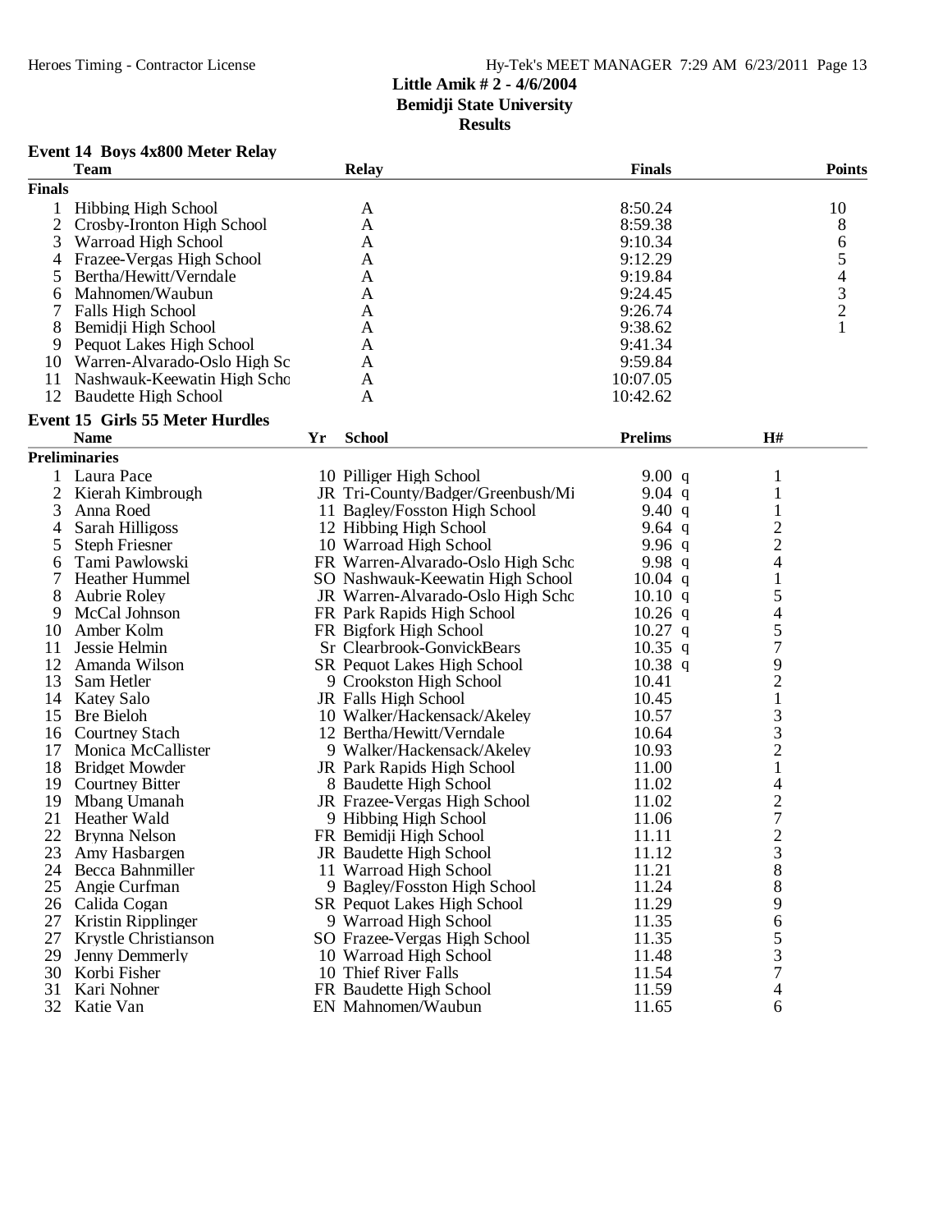**Little Amik # 2 - 4/6/2004**
**Bemidji State University**
**Results**

### Event 14 Boys 4x800 Meter Relay

| | Team | Relay | Finals | Points |
|---|---|---|---|---|
| **Finals** | | | | |
| 1 | Hibbing High School | A | 8:50.24 | 10 |
| 2 | Crosby-Ironton High School | A | 8:59.38 | 8 |
| 3 | Warroad High School | A | 9:10.34 | 6 |
| 4 | Frazee-Vergas High School | A | 9:12.29 | 5 |
| 5 | Bertha/Hewitt/Verndale | A | 9:19.84 | 4 |
| 6 | Mahnomen/Waubun | A | 9:24.45 | 3 |
| 7 | Falls High School | A | 9:26.74 | 2 |
| 8 | Bemidji High School | A | 9:38.62 | 1 |
| 9 | Pequot Lakes High School | A | 9:41.34 | |
| 10 | Warren-Alvarado-Oslo High Sc | A | 9:59.84 | |
| 11 | Nashwauk-Keewatin High Scho | A | 10:07.05 | |
| 12 | Baudette High School | A | 10:42.62 | |

### Event 15 Girls 55 Meter Hurdles

| | Name | Yr | School | Prelims | | H# |
|---|---|---|---|---|---|---|
| **Preliminaries** | | | | | | |
| 1 | Laura Pace | 10 | Pilliger High School | 9.00 | q | 1 |
| 2 | Kierah Kimbrough | JR | Tri-County/Badger/Greenbush/Mi | 9.04 | q | 1 |
| 3 | Anna Roed | 11 | Bagley/Fosston High School | 9.40 | q | 1 |
| 4 | Sarah Hilligoss | 12 | Hibbing High School | 9.64 | q | 2 |
| 5 | Steph Friesner | 10 | Warroad High School | 9.96 | q | 2 |
| 6 | Tami Pawlowski | FR | Warren-Alvarado-Oslo High Scho | 9.98 | q | 4 |
| 7 | Heather Hummel | SO | Nashwauk-Keewatin High School | 10.04 | q | 1 |
| 8 | Aubrie Roley | JR | Warren-Alvarado-Oslo High Scho | 10.10 | q | 5 |
| 9 | McCal Johnson | FR | Park Rapids High School | 10.26 | q | 4 |
| 10 | Amber Kolm | FR | Bigfork High School | 10.27 | q | 5 |
| 11 | Jessie Helmin | Sr | Clearbrook-GonvickBears | 10.35 | q | 7 |
| 12 | Amanda Wilson | SR | Pequot Lakes High School | 10.38 | q | 9 |
| 13 | Sam Hetler | 9 | Crookston High School | 10.41 | | 2 |
| 14 | Katey Salo | JR | Falls High School | 10.45 | | 1 |
| 15 | Bre Bieloh | 10 | Walker/Hackensack/Akeley | 10.57 | | 3 |
| 16 | Courtney Stach | 12 | Bertha/Hewitt/Verndale | 10.64 | | 3 |
| 17 | Monica McCallister | 9 | Walker/Hackensack/Akeley | 10.93 | | 2 |
| 18 | Bridget Mowder | JR | Park Rapids High School | 11.00 | | 1 |
| 19 | Courtney Bitter | 8 | Baudette High School | 11.02 | | 4 |
| 19 | Mbang Umanah | JR | Frazee-Vergas High School | 11.02 | | 2 |
| 21 | Heather Wald | 9 | Hibbing High School | 11.06 | | 7 |
| 22 | Brynna Nelson | FR | Bemidji High School | 11.11 | | 2 |
| 23 | Amy Hasbargen | JR | Baudette High School | 11.12 | | 3 |
| 24 | Becca Bahnmiller | 11 | Warroad High School | 11.21 | | 8 |
| 25 | Angie Curfman | 9 | Bagley/Fosston High School | 11.24 | | 8 |
| 26 | Calida Cogan | SR | Pequot Lakes High School | 11.29 | | 9 |
| 27 | Kristin Ripplinger | 9 | Warroad High School | 11.35 | | 6 |
| 27 | Krystle Christianson | SO | Frazee-Vergas High School | 11.35 | | 5 |
| 29 | Jenny Demmerly | 10 | Warroad High School | 11.48 | | 3 |
| 30 | Korbi Fisher | 10 | Thief River Falls | 11.54 | | 7 |
| 31 | Kari Nohner | FR | Baudette High School | 11.59 | | 4 |
| 32 | Katie Van | EN | Mahnomen/Waubun | 11.65 | | 6 |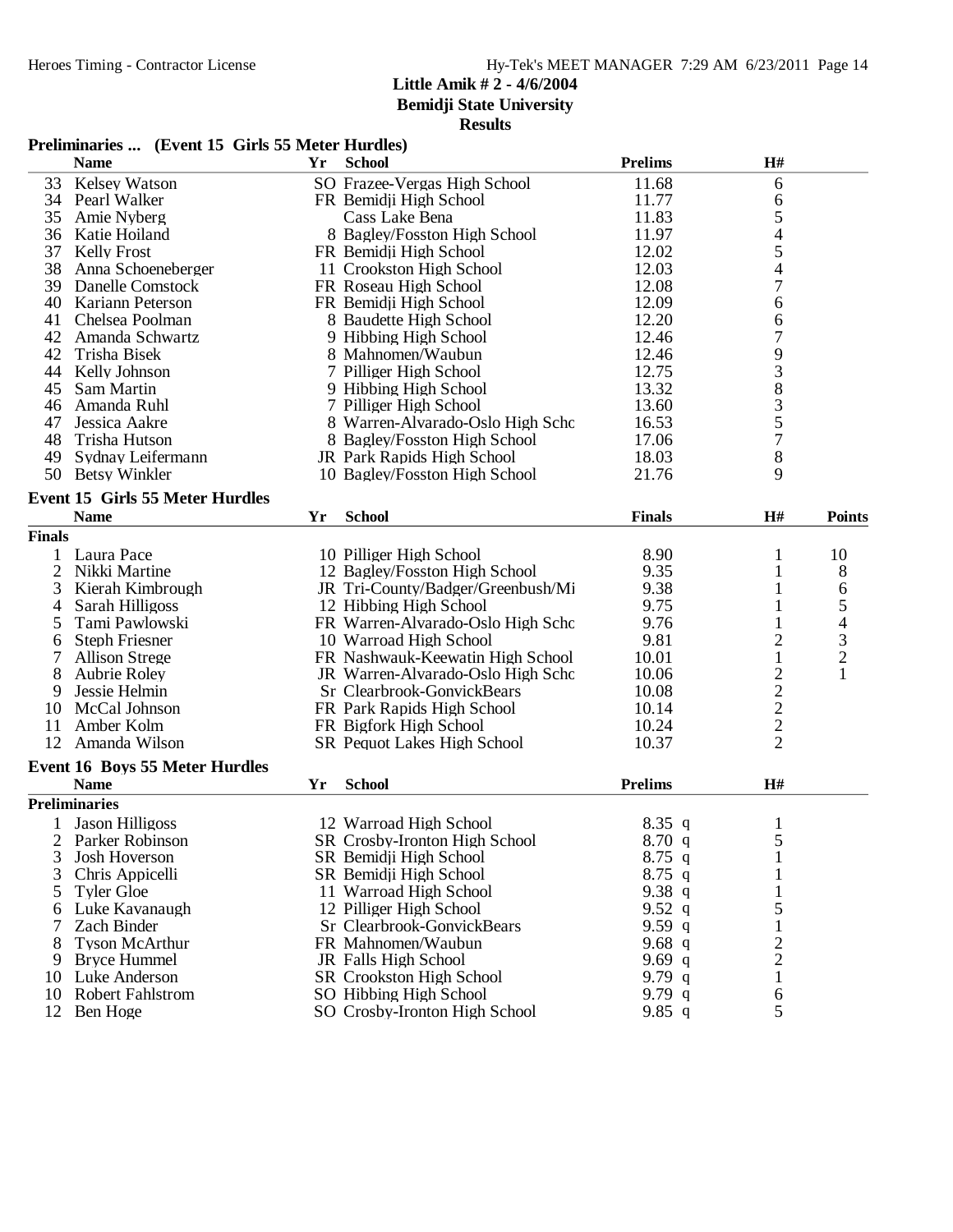**Little Amik # 2 - 4/6/2004**
**Bemidji State University**
**Results**

### Preliminaries ... (Event 15 Girls 55 Meter Hurdles)

| | Name | Yr | School | Prelims | H# |
|---|---|---|---|---|---|
| 33 | Kelsey Watson | SO | Frazee-Vergas High School | 11.68 | 6 |
| 34 | Pearl Walker | FR | Bemidji High School | 11.77 | 6 |
| 35 | Amie Nyberg | | Cass Lake Bena | 11.83 | 5 |
| 36 | Katie Hoiland | 8 | Bagley/Fosston High School | 11.97 | 4 |
| 37 | Kelly Frost | FR | Bemidji High School | 12.02 | 5 |
| 38 | Anna Schoeneberger | 11 | Crookston High School | 12.03 | 4 |
| 39 | Danelle Comstock | FR | Roseau High School | 12.08 | 7 |
| 40 | Kariann Peterson | FR | Bemidji High School | 12.09 | 6 |
| 41 | Chelsea Poolman | 8 | Baudette High School | 12.20 | 6 |
| 42 | Amanda Schwartz | 9 | Hibbing High School | 12.46 | 7 |
| 42 | Trisha Bisek | 8 | Mahnomen/Waubun | 12.46 | 9 |
| 44 | Kelly Johnson | 7 | Pilliger High School | 12.75 | 3 |
| 45 | Sam Martin | 9 | Hibbing High School | 13.32 | 8 |
| 46 | Amanda Ruhl | 7 | Pilliger High School | 13.60 | 3 |
| 47 | Jessica Aakre | 8 | Warren-Alvarado-Oslo High Schc | 16.53 | 5 |
| 48 | Trisha Hutson | 8 | Bagley/Fosston High School | 17.06 | 7 |
| 49 | Sydnay Leifermann | JR | Park Rapids High School | 18.03 | 8 |
| 50 | Betsy Winkler | 10 | Bagley/Fosston High School | 21.76 | 9 |

### Event 15 Girls 55 Meter Hurdles

**Finals**

| | Name | Yr | School | Finals | H# | Points |
|---|---|---|---|---|---|---|
| 1 | Laura Pace | 10 | Pilliger High School | 8.90 | 1 | 10 |
| 2 | Nikki Martine | 12 | Bagley/Fosston High School | 9.35 | 1 | 8 |
| 3 | Kierah Kimbrough | JR | Tri-County/Badger/Greenbush/Mi | 9.38 | 1 | 6 |
| 4 | Sarah Hilligoss | 12 | Hibbing High School | 9.75 | 1 | 5 |
| 5 | Tami Pawlowski | FR | Warren-Alvarado-Oslo High Schc | 9.76 | 1 | 4 |
| 6 | Steph Friesner | 10 | Warroad High School | 9.81 | 2 | 3 |
| 7 | Allison Strege | FR | Nashwauk-Keewatin High School | 10.01 | 1 | 2 |
| 8 | Aubrie Roley | JR | Warren-Alvarado-Oslo High Schc | 10.06 | 2 | 1 |
| 9 | Jessie Helmin | Sr | Clearbrook-GonvickBears | 10.08 | 2 | |
| 10 | McCal Johnson | FR | Park Rapids High School | 10.14 | 2 | |
| 11 | Amber Kolm | FR | Bigfork High School | 10.24 | 2 | |
| 12 | Amanda Wilson | SR | Pequot Lakes High School | 10.37 | 2 | |

### Event 16 Boys 55 Meter Hurdles

**Preliminaries**

| | Name | Yr | School | Prelims | H# |
|---|---|---|---|---|---|
| 1 | Jason Hilligoss | 12 | Warroad High School | 8.35 q | 1 |
| 2 | Parker Robinson | SR | Crosby-Ironton High School | 8.70 q | 5 |
| 3 | Josh Hoverson | SR | Bemidji High School | 8.75 q | 1 |
| 3 | Chris Appicelli | SR | Bemidji High School | 8.75 q | 1 |
| 5 | Tyler Gloe | 11 | Warroad High School | 9.38 q | 1 |
| 6 | Luke Kavanaugh | 12 | Pilliger High School | 9.52 q | 5 |
| 7 | Zach Binder | Sr | Clearbrook-GonvickBears | 9.59 q | 1 |
| 8 | Tyson McArthur | FR | Mahnomen/Waubun | 9.68 q | 2 |
| 9 | Bryce Hummel | JR | Falls High School | 9.69 q | 2 |
| 10 | Luke Anderson | SR | Crookston High School | 9.79 q | 1 |
| 10 | Robert Fahlstrom | SO | Hibbing High School | 9.79 q | 6 |
| 12 | Ben Hoge | SO | Crosby-Ironton High School | 9.85 q | 5 |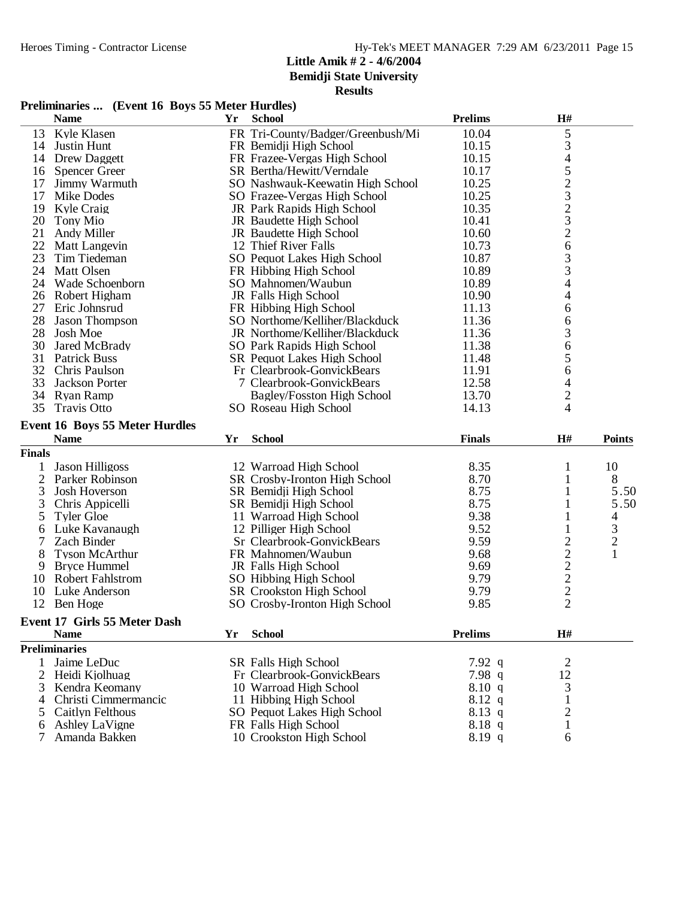**Little Amik # 2 - 4/6/2004**
**Bemidji State University**
**Results**

### Preliminaries ... (Event 16 Boys 55 Meter Hurdles)

| | Name | Yr | School | Prelims | H# |
|---|---|---|---|---|---|
| 13 | Kyle Klasen | FR | Tri-County/Badger/Greenbush/Mi | 10.04 | 5 |
| 14 | Justin Hunt | FR | Bemidji High School | 10.15 | 3 |
| 14 | Drew Daggett | FR | Frazee-Vergas High School | 10.15 | 4 |
| 16 | Spencer Greer | SR | Bertha/Hewitt/Verndale | 10.17 | 5 |
| 17 | Jimmy Warmuth | SO | Nashwauk-Keewatin High School | 10.25 | 2 |
| 17 | Mike Dodes | SO | Frazee-Vergas High School | 10.25 | 3 |
| 19 | Kyle Craig | JR | Park Rapids High School | 10.35 | 2 |
| 20 | Tony Mio | JR | Baudette High School | 10.41 | 3 |
| 21 | Andy Miller | JR | Baudette High School | 10.60 | 2 |
| 22 | Matt Langevin | 12 | Thief River Falls | 10.73 | 6 |
| 23 | Tim Tiedeman | SO | Pequot Lakes High School | 10.87 | 3 |
| 24 | Matt Olsen | FR | Hibbing High School | 10.89 | 3 |
| 24 | Wade Schoenborn | SO | Mahnomen/Waubun | 10.89 | 4 |
| 26 | Robert Higham | JR | Falls High School | 10.90 | 4 |
| 27 | Eric Johnsrud | FR | Hibbing High School | 11.13 | 6 |
| 28 | Jason Thompson | SO | Northome/Kelliher/Blackduck | 11.36 | 6 |
| 28 | Josh Moe | JR | Northome/Kelliher/Blackduck | 11.36 | 3 |
| 30 | Jared McBrady | SO | Park Rapids High School | 11.38 | 6 |
| 31 | Patrick Buss | SR | Pequot Lakes High School | 11.48 | 5 |
| 32 | Chris Paulson | Fr | Clearbrook-GonvickBears | 11.91 | 6 |
| 33 | Jackson Porter | 7 | Clearbrook-GonvickBears | 12.58 | 4 |
| 34 | Ryan Ramp | | Bagley/Fosston High School | 13.70 | 2 |
| 35 | Travis Otto | SO | Roseau High School | 14.13 | 4 |

### Event 16 Boys 55 Meter Hurdles

| | Name | Yr | School | Finals | H# | Points |
|---|---|---|---|---|---|---|
| **Finals** | | | | | | |
| 1 | Jason Hilligoss | 12 | Warroad High School | 8.35 | 1 | 10 |
| 2 | Parker Robinson | SR | Crosby-Ironton High School | 8.70 | 1 | 8 |
| 3 | Josh Hoverson | SR | Bemidji High School | 8.75 | 1 | 5.50 |
| 3 | Chris Appicelli | SR | Bemidji High School | 8.75 | 1 | 5.50 |
| 5 | Tyler Gloe | 11 | Warroad High School | 9.38 | 1 | 4 |
| 6 | Luke Kavanaugh | 12 | Pilliger High School | 9.52 | 1 | 3 |
| 7 | Zach Binder | Sr | Clearbrook-GonvickBears | 9.59 | 2 | 2 |
| 8 | Tyson McArthur | FR | Mahnomen/Waubun | 9.68 | 2 | 1 |
| 9 | Bryce Hummel | JR | Falls High School | 9.69 | 2 | |
| 10 | Robert Fahlstrom | SO | Hibbing High School | 9.79 | 2 | |
| 10 | Luke Anderson | SR | Crookston High School | 9.79 | 2 | |
| 12 | Ben Hoge | SO | Crosby-Ironton High School | 9.85 | 2 | |

### Event 17 Girls 55 Meter Dash

| | Name | Yr | School | Prelims | H# |
|---|---|---|---|---|---|
| **Preliminaries** | | | | | |
| 1 | Jaime LeDuc | SR | Falls High School | 7.92 q | 2 |
| 2 | Heidi Kjolhuag | Fr | Clearbrook-GonvickBears | 7.98 q | 12 |
| 3 | Kendra Keomany | 10 | Warroad High School | 8.10 q | 3 |
| 4 | Christi Cimmermancic | 11 | Hibbing High School | 8.12 q | 1 |
| 5 | Caitlyn Felthous | SO | Pequot Lakes High School | 8.13 q | 2 |
| 6 | Ashley LaVigne | FR | Falls High School | 8.18 q | 1 |
| 7 | Amanda Bakken | 10 | Crookston High School | 8.19 q | 6 |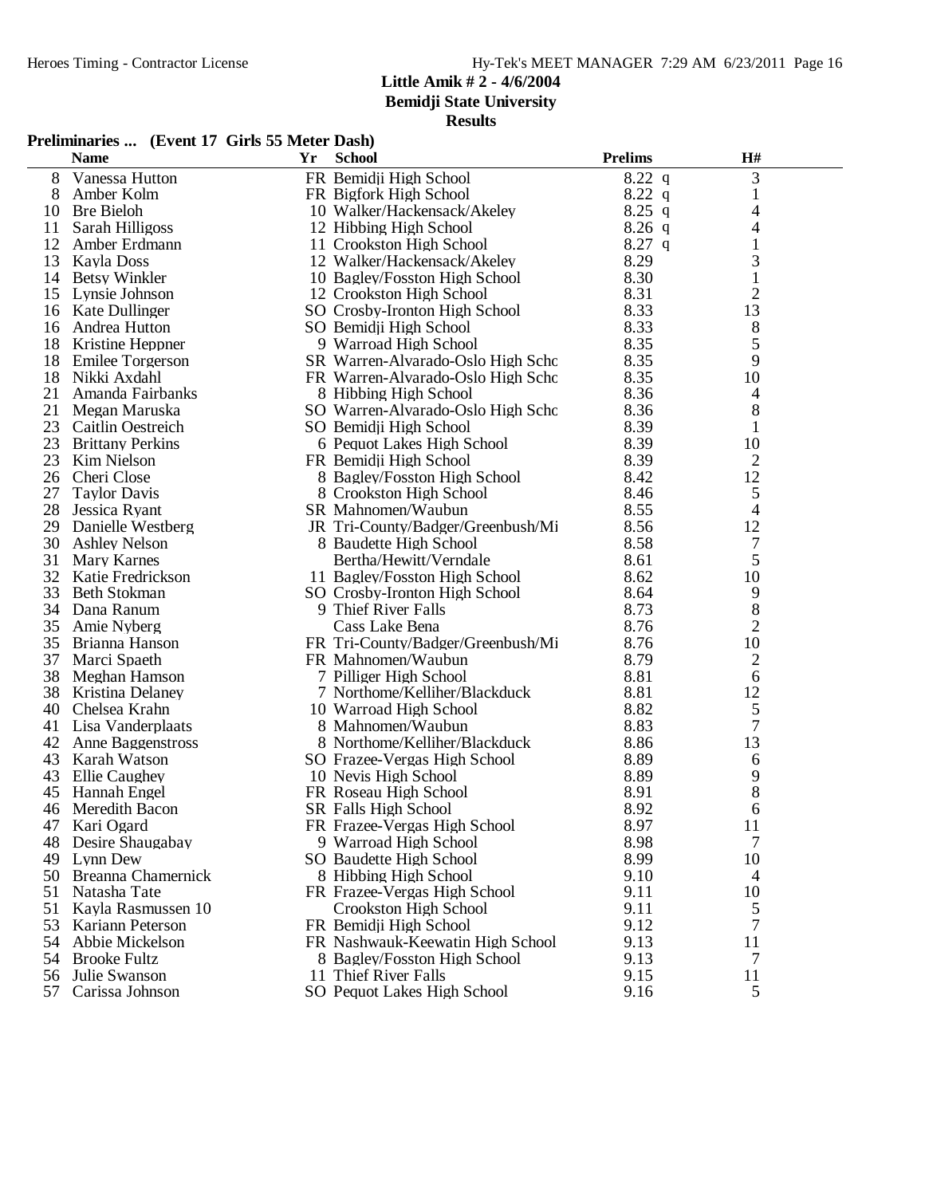**Little Amik # 2 - 4/6/2004**
**Bemidji State University**
**Results**

**Preliminaries ... (Event 17 Girls 55 Meter Dash)**

| | Name | Yr | School | Prelims | H# |
|---|---|---|---|---|---|
| 8 | Vanessa Hutton | FR | Bemidji High School | 8.22 q | 3 |
| 8 | Amber Kolm | FR | Bigfork High School | 8.22 q | 1 |
| 10 | Bre Bieloh | 10 | Walker/Hackensack/Akeley | 8.25 q | 4 |
| 11 | Sarah Hilligoss | 12 | Hibbing High School | 8.26 q | 4 |
| 12 | Amber Erdmann | 11 | Crookston High School | 8.27 q | 1 |
| 13 | Kayla Doss | 12 | Walker/Hackensack/Akeley | 8.29 | 3 |
| 14 | Betsy Winkler | 10 | Bagley/Fosston High School | 8.30 | 1 |
| 15 | Lynsie Johnson | 12 | Crookston High School | 8.31 | 2 |
| 16 | Kate Dullinger | SO | Crosby-Ironton High School | 8.33 | 13 |
| 16 | Andrea Hutton | SO | Bemidji High School | 8.33 | 8 |
| 18 | Kristine Heppner | 9 | Warroad High School | 8.35 | 5 |
| 18 | Emilee Torgerson | SR | Warren-Alvarado-Oslo High Schc | 8.35 | 9 |
| 18 | Nikki Axdahl | FR | Warren-Alvarado-Oslo High Schc | 8.35 | 10 |
| 21 | Amanda Fairbanks | 8 | Hibbing High School | 8.36 | 4 |
| 21 | Megan Maruska | SO | Warren-Alvarado-Oslo High Schc | 8.36 | 8 |
| 23 | Caitlin Oestreich | SO | Bemidji High School | 8.39 | 1 |
| 23 | Brittany Perkins | 6 | Pequot Lakes High School | 8.39 | 10 |
| 23 | Kim Nielson | FR | Bemidji High School | 8.39 | 2 |
| 26 | Cheri Close | 8 | Bagley/Fosston High School | 8.42 | 12 |
| 27 | Taylor Davis | 8 | Crookston High School | 8.46 | 5 |
| 28 | Jessica Ryant | SR | Mahnomen/Waubun | 8.55 | 4 |
| 29 | Danielle Westberg | JR | Tri-County/Badger/Greenbush/Mi | 8.56 | 12 |
| 30 | Ashley Nelson | 8 | Baudette High School | 8.58 | 7 |
| 31 | Mary Karnes | | Bertha/Hewitt/Verndale | 8.61 | 5 |
| 32 | Katie Fredrickson | 11 | Bagley/Fosston High School | 8.62 | 10 |
| 33 | Beth Stokman | SO | Crosby-Ironton High School | 8.64 | 9 |
| 34 | Dana Ranum | 9 | Thief River Falls | 8.73 | 8 |
| 35 | Amie Nyberg | | Cass Lake Bena | 8.76 | 2 |
| 35 | Brianna Hanson | FR | Tri-County/Badger/Greenbush/Mi | 8.76 | 10 |
| 37 | Marci Spaeth | FR | Mahnomen/Waubun | 8.79 | 2 |
| 38 | Meghan Hamson | 7 | Pilliger High School | 8.81 | 6 |
| 38 | Kristina Delaney | 7 | Northome/Kelliher/Blackduck | 8.81 | 12 |
| 40 | Chelsea Krahn | 10 | Warroad High School | 8.82 | 5 |
| 41 | Lisa Vanderplaats | 8 | Mahnomen/Waubun | 8.83 | 7 |
| 42 | Anne Baggenstross | 8 | Northome/Kelliher/Blackduck | 8.86 | 13 |
| 43 | Karah Watson | SO | Frazee-Vergas High School | 8.89 | 6 |
| 43 | Ellie Caughey | 10 | Nevis High School | 8.89 | 9 |
| 45 | Hannah Engel | FR | Roseau High School | 8.91 | 8 |
| 46 | Meredith Bacon | SR | Falls High School | 8.92 | 6 |
| 47 | Kari Ogard | FR | Frazee-Vergas High School | 8.97 | 11 |
| 48 | Desire Shaugabay | 9 | Warroad High School | 8.98 | 7 |
| 49 | Lynn Dew | SO | Baudette High School | 8.99 | 10 |
| 50 | Breanna Chamernick | 8 | Hibbing High School | 9.10 | 4 |
| 51 | Natasha Tate | FR | Frazee-Vergas High School | 9.11 | 10 |
| 51 | Kayla Rasmussen 10 | | Crookston High School | 9.11 | 5 |
| 53 | Kariann Peterson | FR | Bemidji High School | 9.12 | 7 |
| 54 | Abbie Mickelson | FR | Nashwauk-Keewatin High School | 9.13 | 11 |
| 54 | Brooke Fultz | 8 | Bagley/Fosston High School | 9.13 | 7 |
| 56 | Julie Swanson | 11 | Thief River Falls | 9.15 | 11 |
| 57 | Carissa Johnson | SO | Pequot Lakes High School | 9.16 | 5 |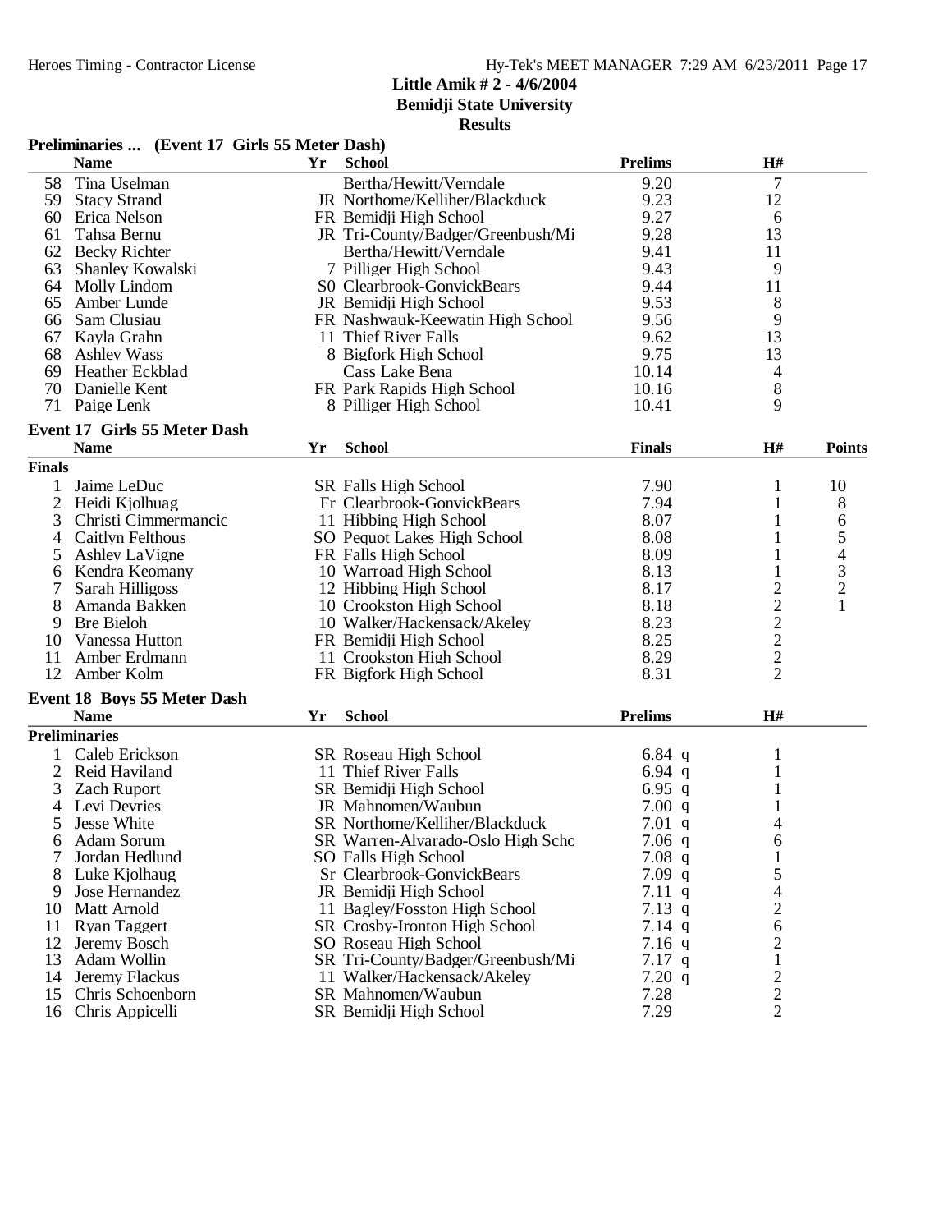**Little Amik # 2 - 4/6/2004**
**Bemidji State University**
**Results**

## Preliminaries ... (Event 17 Girls 55 Meter Dash)

| | Name | Yr | School | Prelims | H# |
|---|---|---|---|---|---|
| 58 | Tina Uselman | | Bertha/Hewitt/Verndale | 9.20 | 7 |
| 59 | Stacy Strand | JR | Northome/Kelliher/Blackduck | 9.23 | 12 |
| 60 | Erica Nelson | FR | Bemidji High School | 9.27 | 6 |
| 61 | Tahsa Bernu | JR | Tri-County/Badger/Greenbush/Mi | 9.28 | 13 |
| 62 | Becky Richter | | Bertha/Hewitt/Verndale | 9.41 | 11 |
| 63 | Shanley Kowalski | 7 | Pilliger High School | 9.43 | 9 |
| 64 | Molly Lindom | S0 | Clearbrook-GonvickBears | 9.44 | 11 |
| 65 | Amber Lunde | JR | Bemidji High School | 9.53 | 8 |
| 66 | Sam Clusiau | FR | Nashwauk-Keewatin High School | 9.56 | 9 |
| 67 | Kayla Grahn | 11 | Thief River Falls | 9.62 | 13 |
| 68 | Ashley Wass | 8 | Bigfork High School | 9.75 | 13 |
| 69 | Heather Eckblad | | Cass Lake Bena | 10.14 | 4 |
| 70 | Danielle Kent | FR | Park Rapids High School | 10.16 | 8 |
| 71 | Paige Lenk | 8 | Pilliger High School | 10.41 | 9 |

## Event 17 Girls 55 Meter Dash

| | Name | Yr | School | Finals | H# | Points |
|---|---|---|---|---|---|---|
| **Finals** | | | | | | |
| 1 | Jaime LeDuc | SR | Falls High School | 7.90 | 1 | 10 |
| 2 | Heidi Kjolhuag | Fr | Clearbrook-GonvickBears | 7.94 | 1 | 8 |
| 3 | Christi Cimmermancic | 11 | Hibbing High School | 8.07 | 1 | 6 |
| 4 | Caitlyn Felthous | SO | Pequot Lakes High School | 8.08 | 1 | 5 |
| 5 | Ashley LaVigne | FR | Falls High School | 8.09 | 1 | 4 |
| 6 | Kendra Keomany | 10 | Warroad High School | 8.13 | 1 | 3 |
| 7 | Sarah Hilligoss | 12 | Hibbing High School | 8.17 | 2 | 2 |
| 8 | Amanda Bakken | 10 | Crookston High School | 8.18 | 2 | 1 |
| 9 | Bre Bieloh | 10 | Walker/Hackensack/Akeley | 8.23 | 2 | |
| 10 | Vanessa Hutton | FR | Bemidji High School | 8.25 | 2 | |
| 11 | Amber Erdmann | 11 | Crookston High School | 8.29 | 2 | |
| 12 | Amber Kolm | FR | Bigfork High School | 8.31 | 2 | |

## Event 18 Boys 55 Meter Dash

| | Name | Yr | School | Prelims | H# |
|---|---|---|---|---|---|
| **Preliminaries** | | | | | |
| 1 | Caleb Erickson | SR | Roseau High School | 6.84 q | 1 |
| 2 | Reid Haviland | 11 | Thief River Falls | 6.94 q | 1 |
| 3 | Zach Ruport | SR | Bemidji High School | 6.95 q | 1 |
| 4 | Levi Devries | JR | Mahnomen/Waubun | 7.00 q | 1 |
| 5 | Jesse White | SR | Northome/Kelliher/Blackduck | 7.01 q | 4 |
| 6 | Adam Sorum | SR | Warren-Alvarado-Oslo High Scho | 7.06 q | 6 |
| 7 | Jordan Hedlund | SO | Falls High School | 7.08 q | 1 |
| 8 | Luke Kjolhaug | Sr | Clearbrook-GonvickBears | 7.09 q | 5 |
| 9 | Jose Hernandez | JR | Bemidji High School | 7.11 q | 4 |
| 10 | Matt Arnold | 11 | Bagley/Fosston High School | 7.13 q | 2 |
| 11 | Ryan Taggert | SR | Crosby-Ironton High School | 7.14 q | 6 |
| 12 | Jeremy Bosch | SO | Roseau High School | 7.16 q | 2 |
| 13 | Adam Wollin | SR | Tri-County/Badger/Greenbush/Mi | 7.17 q | 1 |
| 14 | Jeremy Flackus | 11 | Walker/Hackensack/Akeley | 7.20 q | 2 |
| 15 | Chris Schoenborn | SR | Mahnomen/Waubun | 7.28 | 2 |
| 16 | Chris Appicelli | SR | Bemidji High School | 7.29 | 2 |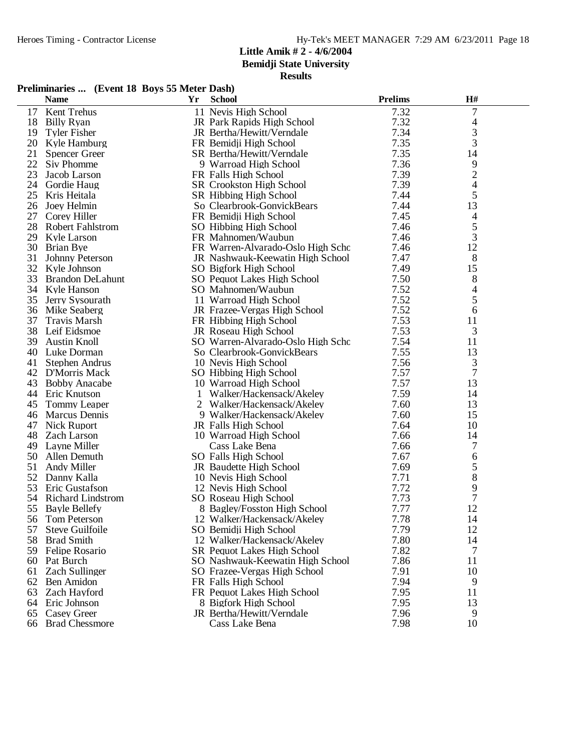**Little Amik # 2 - 4/6/2004**
**Bemidji State University**
**Results**

**Preliminaries ... (Event 18 Boys 55 Meter Dash)**

| | Name | Yr | School | Prelims | H# |
|---|---|---|---|---|---|
| 17 | Kent Trehus | 11 | Nevis High School | 7.32 | 7 |
| 18 | Billy Ryan | JR | Park Rapids High School | 7.32 | 4 |
| 19 | Tyler Fisher | JR | Bertha/Hewitt/Verndale | 7.34 | 3 |
| 20 | Kyle Hamburg | FR | Bemidji High School | 7.35 | 3 |
| 21 | Spencer Greer | SR | Bertha/Hewitt/Verndale | 7.35 | 14 |
| 22 | Siv Phomme | 9 | Warroad High School | 7.36 | 9 |
| 23 | Jacob Larson | FR | Falls High School | 7.39 | 2 |
| 24 | Gordie Haug | SR | Crookston High School | 7.39 | 4 |
| 25 | Kris Heitala | SR | Hibbing High School | 7.44 | 5 |
| 26 | Joey Helmin | So | Clearbrook-GonvickBears | 7.44 | 13 |
| 27 | Corey Hiller | FR | Bemidji High School | 7.45 | 4 |
| 28 | Robert Fahlstrom | SO | Hibbing High School | 7.46 | 5 |
| 29 | Kyle Larson | FR | Mahnomen/Waubun | 7.46 | 3 |
| 30 | Brian Bye | FR | Warren-Alvarado-Oslo High Scho | 7.46 | 12 |
| 31 | Johnny Peterson | JR | Nashwauk-Keewatin High School | 7.47 | 8 |
| 32 | Kyle Johnson | SO | Bigfork High School | 7.49 | 15 |
| 33 | Brandon DeLahunt | SO | Pequot Lakes High School | 7.50 | 8 |
| 34 | Kyle Hanson | SO | Mahnomen/Waubun | 7.52 | 4 |
| 35 | Jerry Sysourath | 11 | Warroad High School | 7.52 | 5 |
| 36 | Mike Seaberg | JR | Frazee-Vergas High School | 7.52 | 6 |
| 37 | Travis Marsh | FR | Hibbing High School | 7.53 | 11 |
| 38 | Leif Eidsmoe | JR | Roseau High School | 7.53 | 3 |
| 39 | Austin Knoll | SO | Warren-Alvarado-Oslo High Scho | 7.54 | 11 |
| 40 | Luke Dorman | So | Clearbrook-GonvickBears | 7.55 | 13 |
| 41 | Stephen Andrus | 10 | Nevis High School | 7.56 | 3 |
| 42 | D'Morris Mack | SO | Hibbing High School | 7.57 | 7 |
| 43 | Bobby Anacabe | 10 | Warroad High School | 7.57 | 13 |
| 44 | Eric Knutson | 1 | Walker/Hackensack/Akeley | 7.59 | 14 |
| 45 | Tommy Leaper | 2 | Walker/Hackensack/Akeley | 7.60 | 13 |
| 46 | Marcus Dennis | 9 | Walker/Hackensack/Akeley | 7.60 | 15 |
| 47 | Nick Ruport | JR | Falls High School | 7.64 | 10 |
| 48 | Zach Larson | 10 | Warroad High School | 7.66 | 14 |
| 49 | Layne Miller | | Cass Lake Bena | 7.66 | 7 |
| 50 | Allen Demuth | SO | Falls High School | 7.67 | 6 |
| 51 | Andy Miller | JR | Baudette High School | 7.69 | 5 |
| 52 | Danny Kalla | 10 | Nevis High School | 7.71 | 8 |
| 53 | Eric Gustafson | 12 | Nevis High School | 7.72 | 9 |
| 54 | Richard Lindstrom | SO | Roseau High School | 7.73 | 7 |
| 55 | Bayle Bellefy | 8 | Bagley/Fosston High School | 7.77 | 12 |
| 56 | Tom Peterson | 12 | Walker/Hackensack/Akeley | 7.78 | 14 |
| 57 | Steve Guilfoile | SO | Bemidji High School | 7.79 | 12 |
| 58 | Brad Smith | 12 | Walker/Hackensack/Akeley | 7.80 | 14 |
| 59 | Felipe Rosario | SR | Pequot Lakes High School | 7.82 | 7 |
| 60 | Pat Burch | SO | Nashwauk-Keewatin High School | 7.86 | 11 |
| 61 | Zach Sullinger | SO | Frazee-Vergas High School | 7.91 | 10 |
| 62 | Ben Amidon | FR | Falls High School | 7.94 | 9 |
| 63 | Zach Hayford | FR | Pequot Lakes High School | 7.95 | 11 |
| 64 | Eric Johnson | 8 | Bigfork High School | 7.95 | 13 |
| 65 | Casey Greer | JR | Bertha/Hewitt/Verndale | 7.96 | 9 |
| 66 | Brad Chessmore | | Cass Lake Bena | 7.98 | 10 |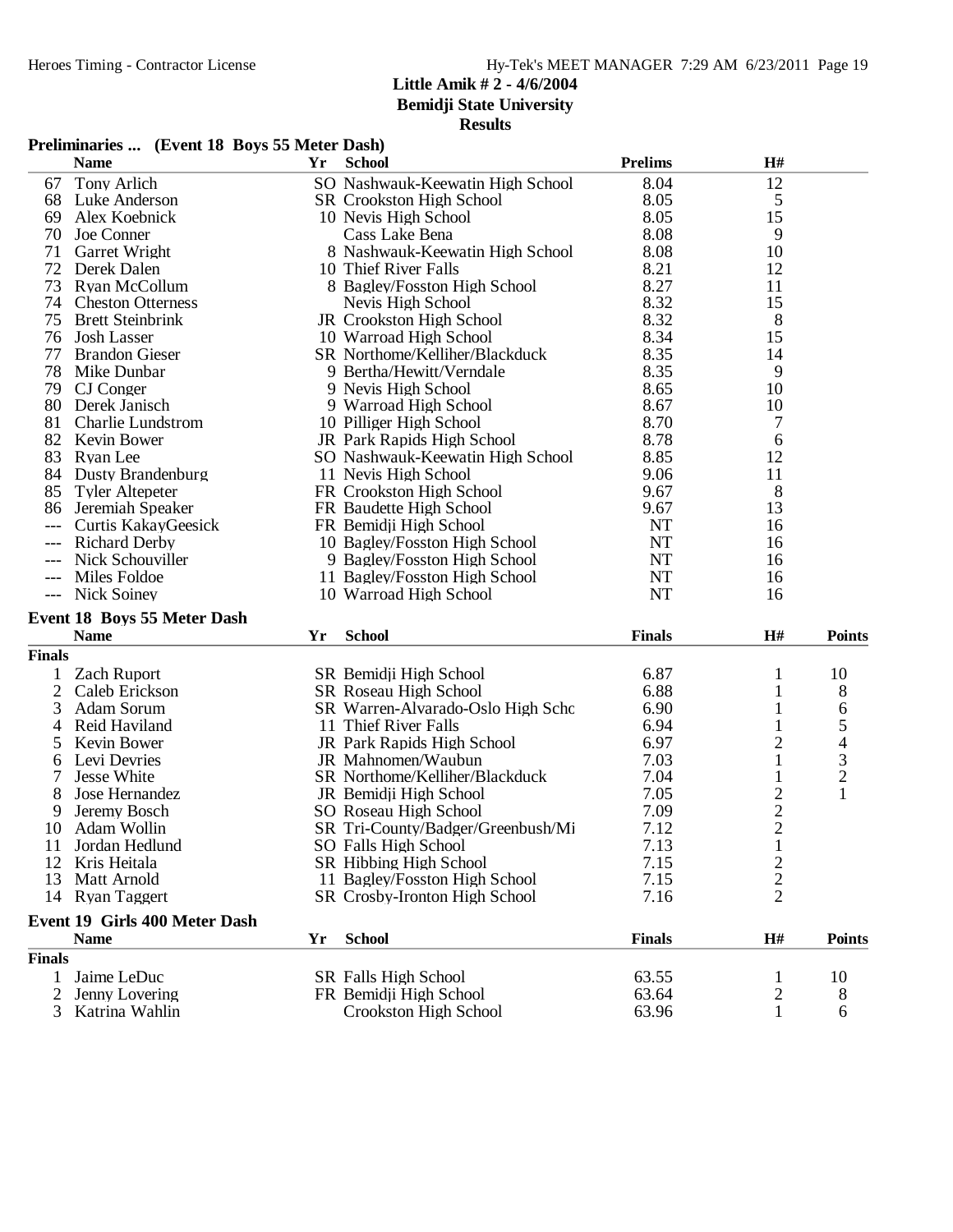**Little Amik # 2 - 4/6/2004**
**Bemidji State University**
**Results**

### Preliminaries ... (Event 18 Boys 55 Meter Dash)

| | Name | Yr | School | Prelims | H# |
|---|---|---|---|---|---|
| 67 | Tony Arlich | SO | Nashwauk-Keewatin High School | 8.04 | 12 |
| 68 | Luke Anderson | SR | Crookston High School | 8.05 | 5 |
| 69 | Alex Koebnick | 10 | Nevis High School | 8.05 | 15 |
| 70 | Joe Conner | | Cass Lake Bena | 8.08 | 9 |
| 71 | Garret Wright | 8 | Nashwauk-Keewatin High School | 8.08 | 10 |
| 72 | Derek Dalen | 10 | Thief River Falls | 8.21 | 12 |
| 73 | Ryan McCollum | 8 | Bagley/Fosston High School | 8.27 | 11 |
| 74 | Cheston Otterness | | Nevis High School | 8.32 | 15 |
| 75 | Brett Steinbrink | JR | Crookston High School | 8.32 | 8 |
| 76 | Josh Lasser | 10 | Warroad High School | 8.34 | 15 |
| 77 | Brandon Gieser | SR | Northome/Kelliher/Blackduck | 8.35 | 14 |
| 78 | Mike Dunbar | 9 | Bertha/Hewitt/Verndale | 8.35 | 9 |
| 79 | CJ Conger | 9 | Nevis High School | 8.65 | 10 |
| 80 | Derek Janisch | 9 | Warroad High School | 8.67 | 10 |
| 81 | Charlie Lundstrom | 10 | Pilliger High School | 8.70 | 7 |
| 82 | Kevin Bower | JR | Park Rapids High School | 8.78 | 6 |
| 83 | Ryan Lee | SO | Nashwauk-Keewatin High School | 8.85 | 12 |
| 84 | Dusty Brandenburg | 11 | Nevis High School | 9.06 | 11 |
| 85 | Tyler Altepeter | FR | Crookston High School | 9.67 | 8 |
| 86 | Jeremiah Speaker | FR | Baudette High School | 9.67 | 13 |
| --- | Curtis KakayGeesick | FR | Bemidji High School | NT | 16 |
| --- | Richard Derby | 10 | Bagley/Fosston High School | NT | 16 |
| --- | Nick Schouviller | 9 | Bagley/Fosston High School | NT | 16 |
| --- | Miles Foldoe | 11 | Bagley/Fosston High School | NT | 16 |
| --- | Nick Soiney | 10 | Warroad High School | NT | 16 |

### Event 18 Boys 55 Meter Dash

| | Name | Yr | School | Finals | H# | Points |
|---|---|---|---|---|---|---|
| **Finals** | | | | | | |
| 1 | Zach Ruport | SR | Bemidji High School | 6.87 | 1 | 10 |
| 2 | Caleb Erickson | SR | Roseau High School | 6.88 | 1 | 8 |
| 3 | Adam Sorum | SR | Warren-Alvarado-Oslo High Schc | 6.90 | 1 | 6 |
| 4 | Reid Haviland | 11 | Thief River Falls | 6.94 | 1 | 5 |
| 5 | Kevin Bower | JR | Park Rapids High School | 6.97 | 2 | 4 |
| 6 | Levi Devries | JR | Mahnomen/Waubun | 7.03 | 1 | 3 |
| 7 | Jesse White | SR | Northome/Kelliher/Blackduck | 7.04 | 1 | 2 |
| 8 | Jose Hernandez | JR | Bemidji High School | 7.05 | 2 | 1 |
| 9 | Jeremy Bosch | SO | Roseau High School | 7.09 | 2 | |
| 10 | Adam Wollin | SR | Tri-County/Badger/Greenbush/Mi | 7.12 | 2 | |
| 11 | Jordan Hedlund | SO | Falls High School | 7.13 | 1 | |
| 12 | Kris Heitala | SR | Hibbing High School | 7.15 | 2 | |
| 13 | Matt Arnold | 11 | Bagley/Fosston High School | 7.15 | 2 | |
| 14 | Ryan Taggert | SR | Crosby-Ironton High School | 7.16 | 2 | |

### Event 19 Girls 400 Meter Dash

| | Name | Yr | School | Finals | H# | Points |
|---|---|---|---|---|---|---|
| **Finals** | | | | | | |
| 1 | Jaime LeDuc | SR | Falls High School | 63.55 | 1 | 10 |
| 2 | Jenny Lovering | FR | Bemidji High School | 63.64 | 2 | 8 |
| 3 | Katrina Wahlin | | Crookston High School | 63.96 | 1 | 6 |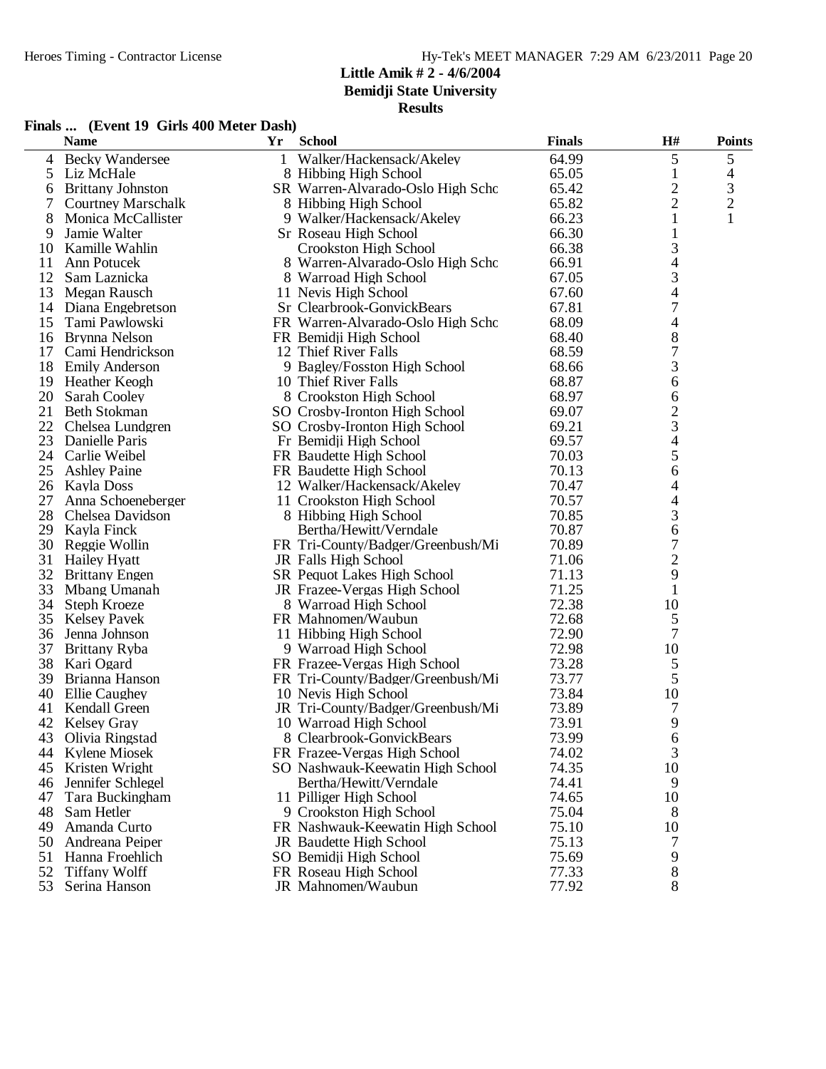**Little Amik # 2 - 4/6/2004**
**Bemidji State University**
**Results**

**Finals ... (Event 19 Girls 400 Meter Dash)**

| | Name | Yr | School | Finals | H# | Points |
|---|---|---|---|---|---|---|
| 4 | Becky Wandersee | 1 | Walker/Hackensack/Akeley | 64.99 | 5 | 5 |
| 5 | Liz McHale | 8 | Hibbing High School | 65.05 | 1 | 4 |
| 6 | Brittany Johnston | SR | Warren-Alvarado-Oslo High Schc | 65.42 | 2 | 3 |
| 7 | Courtney Marschalk | 8 | Hibbing High School | 65.82 | 2 | 2 |
| 8 | Monica McCallister | 9 | Walker/Hackensack/Akeley | 66.23 | 1 | 1 |
| 9 | Jamie Walter | Sr | Roseau High School | 66.30 | 1 | |
| 10 | Kamille Wahlin | | Crookston High School | 66.38 | 3 | |
| 11 | Ann Potucek | 8 | Warren-Alvarado-Oslo High Schc | 66.91 | 4 | |
| 12 | Sam Laznicka | 8 | Warroad High School | 67.05 | 3 | |
| 13 | Megan Rausch | 11 | Nevis High School | 67.60 | 4 | |
| 14 | Diana Engebretson | Sr | Clearbrook-GonvickBears | 67.81 | 7 | |
| 15 | Tami Pawlowski | FR | Warren-Alvarado-Oslo High Schc | 68.09 | 4 | |
| 16 | Brynna Nelson | FR | Bemidji High School | 68.40 | 8 | |
| 17 | Cami Hendrickson | 12 | Thief River Falls | 68.59 | 7 | |
| 18 | Emily Anderson | 9 | Bagley/Fosston High School | 68.66 | 3 | |
| 19 | Heather Keogh | 10 | Thief River Falls | 68.87 | 6 | |
| 20 | Sarah Cooley | 8 | Crookston High School | 68.97 | 6 | |
| 21 | Beth Stokman | SO | Crosby-Ironton High School | 69.07 | 2 | |
| 22 | Chelsea Lundgren | SO | Crosby-Ironton High School | 69.21 | 3 | |
| 23 | Danielle Paris | Fr | Bemidji High School | 69.57 | 4 | |
| 24 | Carlie Weibel | FR | Baudette High School | 70.03 | 5 | |
| 25 | Ashley Paine | FR | Baudette High School | 70.13 | 6 | |
| 26 | Kayla Doss | 12 | Walker/Hackensack/Akeley | 70.47 | 4 | |
| 27 | Anna Schoeneberger | 11 | Crookston High School | 70.57 | 4 | |
| 28 | Chelsea Davidson | 8 | Hibbing High School | 70.85 | 3 | |
| 29 | Kayla Finck | | Bertha/Hewitt/Verndale | 70.87 | 6 | |
| 30 | Reggie Wollin | FR | Tri-County/Badger/Greenbush/Mi | 70.89 | 7 | |
| 31 | Hailey Hyatt | JR | Falls High School | 71.06 | 2 | |
| 32 | Brittany Engen | SR | Pequot Lakes High School | 71.13 | 9 | |
| 33 | Mbang Umanah | JR | Frazee-Vergas High School | 71.25 | 1 | |
| 34 | Steph Kroeze | 8 | Warroad High School | 72.38 | 10 | |
| 35 | Kelsey Pavek | FR | Mahnomen/Waubun | 72.68 | 5 | |
| 36 | Jenna Johnson | 11 | Hibbing High School | 72.90 | 7 | |
| 37 | Brittany Ryba | 9 | Warroad High School | 72.98 | 10 | |
| 38 | Kari Ogard | FR | Frazee-Vergas High School | 73.28 | 5 | |
| 39 | Brianna Hanson | FR | Tri-County/Badger/Greenbush/Mi | 73.77 | 5 | |
| 40 | Ellie Caughey | 10 | Nevis High School | 73.84 | 10 | |
| 41 | Kendall Green | JR | Tri-County/Badger/Greenbush/Mi | 73.89 | 7 | |
| 42 | Kelsey Gray | 10 | Warroad High School | 73.91 | 9 | |
| 43 | Olivia Ringstad | 8 | Clearbrook-GonvickBears | 73.99 | 6 | |
| 44 | Kylene Miosek | FR | Frazee-Vergas High School | 74.02 | 3 | |
| 45 | Kristen Wright | SO | Nashwauk-Keewatin High School | 74.35 | 10 | |
| 46 | Jennifer Schlegel | | Bertha/Hewitt/Verndale | 74.41 | 9 | |
| 47 | Tara Buckingham | 11 | Pilliger High School | 74.65 | 10 | |
| 48 | Sam Hetler | 9 | Crookston High School | 75.04 | 8 | |
| 49 | Amanda Curto | FR | Nashwauk-Keewatin High School | 75.10 | 10 | |
| 50 | Andreana Peiper | JR | Baudette High School | 75.13 | 7 | |
| 51 | Hanna Froehlich | SO | Bemidji High School | 75.69 | 9 | |
| 52 | Tiffany Wolff | FR | Roseau High School | 77.33 | 8 | |
| 53 | Serina Hanson | JR | Mahnomen/Waubun | 77.92 | 8 | |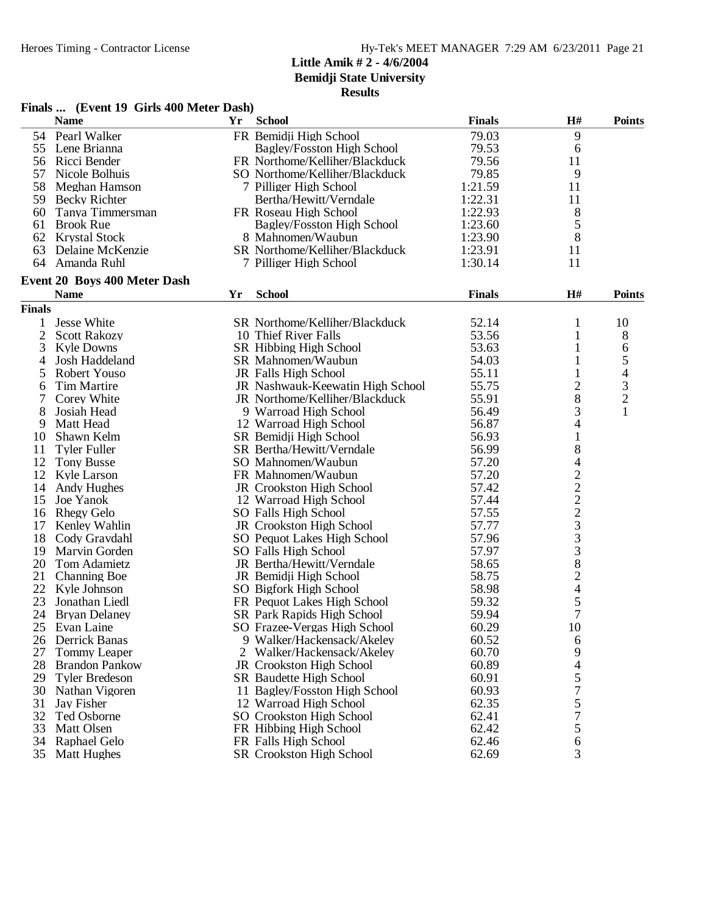**Little Amik # 2 - 4/6/2004**
**Bemidji State University**
**Results**

### Finals ... (Event 19 Girls 400 Meter Dash)

| | Name | Yr | School | Finals | H# | Points |
|---|---|---|---|---|---|---|
| 54 | Pearl Walker | FR | Bemidji High School | 79.03 | 9 | |
| 55 | Lene Brianna | | Bagley/Fosston High School | 79.53 | 6 | |
| 56 | Ricci Bender | FR | Northome/Kelliher/Blackduck | 79.56 | 11 | |
| 57 | Nicole Bolhuis | SO | Northome/Kelliher/Blackduck | 79.85 | 9 | |
| 58 | Meghan Hamson | 7 | Pilliger High School | 1:21.59 | 11 | |
| 59 | Becky Richter | | Bertha/Hewitt/Verndale | 1:22.31 | 11 | |
| 60 | Tanya Timmersman | FR | Roseau High School | 1:22.93 | 8 | |
| 61 | Brook Rue | | Bagley/Fosston High School | 1:23.60 | 5 | |
| 62 | Krystal Stock | 8 | Mahnomen/Waubun | 1:23.90 | 8 | |
| 63 | Delaine McKenzie | SR | Northome/Kelliher/Blackduck | 1:23.91 | 11 | |
| 64 | Amanda Ruhl | 7 | Pilliger High School | 1:30.14 | 11 | |

### Event 20 Boys 400 Meter Dash

| | Name | Yr | School | Finals | H# | Points |
|---|---|---|---|---|---|---|
| **Finals** | | | | | | |
| 1 | Jesse White | SR | Northome/Kelliher/Blackduck | 52.14 | 1 | 10 |
| 2 | Scott Rakozy | 10 | Thief River Falls | 53.56 | 1 | 8 |
| 3 | Kyle Downs | SR | Hibbing High School | 53.63 | 1 | 6 |
| 4 | Josh Haddeland | SR | Mahnomen/Waubun | 54.03 | 1 | 5 |
| 5 | Robert Youso | JR | Falls High School | 55.11 | 1 | 4 |
| 6 | Tim Martire | JR | Nashwauk-Keewatin High School | 55.75 | 2 | 3 |
| 7 | Corey White | JR | Northome/Kelliher/Blackduck | 55.91 | 8 | 2 |
| 8 | Josiah Head | 9 | Warroad High School | 56.49 | 3 | 1 |
| 9 | Matt Head | 12 | Warroad High School | 56.87 | 4 | |
| 10 | Shawn Kelm | SR | Bemidji High School | 56.93 | 1 | |
| 11 | Tyler Fuller | SR | Bertha/Hewitt/Verndale | 56.99 | 8 | |
| 12 | Tony Busse | SO | Mahnomen/Waubun | 57.20 | 4 | |
| 12 | Kyle Larson | FR | Mahnomen/Waubun | 57.20 | 2 | |
| 14 | Andy Hughes | JR | Crookston High School | 57.42 | 2 | |
| 15 | Joe Yanok | 12 | Warroad High School | 57.44 | 2 | |
| 16 | Rhegy Gelo | SO | Falls High School | 57.55 | 2 | |
| 17 | Kenley Wahlin | JR | Crookston High School | 57.77 | 3 | |
| 18 | Cody Gravdahl | SO | Pequot Lakes High School | 57.96 | 3 | |
| 19 | Marvin Gorden | SO | Falls High School | 57.97 | 3 | |
| 20 | Tom Adamietz | JR | Bertha/Hewitt/Verndale | 58.65 | 8 | |
| 21 | Channing Boe | JR | Bemidji High School | 58.75 | 2 | |
| 22 | Kyle Johnson | SO | Bigfork High School | 58.98 | 4 | |
| 23 | Jonathan Liedl | FR | Pequot Lakes High School | 59.32 | 5 | |
| 24 | Bryan Delaney | SR | Park Rapids High School | 59.94 | 7 | |
| 25 | Evan Laine | SO | Frazee-Vergas High School | 60.29 | 10 | |
| 26 | Derrick Banas | 9 | Walker/Hackensack/Akeley | 60.52 | 6 | |
| 27 | Tommy Leaper | 2 | Walker/Hackensack/Akeley | 60.70 | 9 | |
| 28 | Brandon Pankow | JR | Crookston High School | 60.89 | 4 | |
| 29 | Tyler Bredeson | SR | Baudette High School | 60.91 | 5 | |
| 30 | Nathan Vigoren | 11 | Bagley/Fosston High School | 60.93 | 7 | |
| 31 | Jay Fisher | 12 | Warroad High School | 62.35 | 5 | |
| 32 | Ted Osborne | SO | Crookston High School | 62.41 | 7 | |
| 33 | Matt Olsen | FR | Hibbing High School | 62.42 | 5 | |
| 34 | Raphael Gelo | FR | Falls High School | 62.46 | 6 | |
| 35 | Matt Hughes | SR | Crookston High School | 62.69 | 3 | |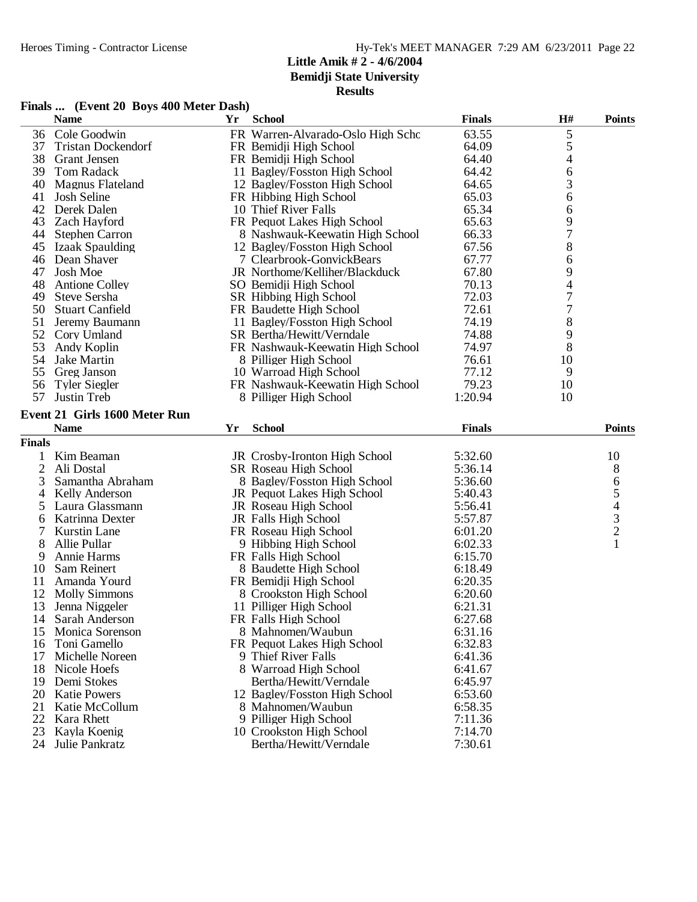**Little Amik # 2 - 4/6/2004**
**Bemidji State University**
**Results**

### Finals ... (Event 20 Boys 400 Meter Dash)

| | Name | Yr | School | Finals | H# | Points |
|---|---|---|---|---|---|---|
| 36 | Cole Goodwin | FR | Warren-Alvarado-Oslo High Schc | 63.55 | 5 | |
| 37 | Tristan Dockendorf | FR | Bemidji High School | 64.09 | 5 | |
| 38 | Grant Jensen | FR | Bemidji High School | 64.40 | 4 | |
| 39 | Tom Radack | 11 | Bagley/Fosston High School | 64.42 | 6 | |
| 40 | Magnus Flateland | 12 | Bagley/Fosston High School | 64.65 | 3 | |
| 41 | Josh Seline | FR | Hibbing High School | 65.03 | 6 | |
| 42 | Derek Dalen | 10 | Thief River Falls | 65.34 | 6 | |
| 43 | Zach Hayford | FR | Pequot Lakes High School | 65.63 | 9 | |
| 44 | Stephen Carron | 8 | Nashwauk-Keewatin High School | 66.33 | 7 | |
| 45 | Izaak Spaulding | 12 | Bagley/Fosston High School | 67.56 | 8 | |
| 46 | Dean Shaver | 7 | Clearbrook-GonvickBears | 67.77 | 6 | |
| 47 | Josh Moe | JR | Northome/Kelliher/Blackduck | 67.80 | 9 | |
| 48 | Antione Colley | SO | Bemidji High School | 70.13 | 4 | |
| 49 | Steve Sersha | SR | Hibbing High School | 72.03 | 7 | |
| 50 | Stuart Canfield | FR | Baudette High School | 72.61 | 7 | |
| 51 | Jeremy Baumann | 11 | Bagley/Fosston High School | 74.19 | 8 | |
| 52 | Cory Umland | SR | Bertha/Hewitt/Verndale | 74.88 | 9 | |
| 53 | Andy Koplin | FR | Nashwauk-Keewatin High School | 74.97 | 8 | |
| 54 | Jake Martin | 8 | Pilliger High School | 76.61 | 10 | |
| 55 | Greg Janson | 10 | Warroad High School | 77.12 | 9 | |
| 56 | Tyler Siegler | FR | Nashwauk-Keewatin High School | 79.23 | 10 | |
| 57 | Justin Treb | 8 | Pilliger High School | 1:20.94 | 10 | |

### Event 21 Girls 1600 Meter Run

**Finals**

| | Name | Yr | School | Finals | Points |
|---|---|---|---|---|---|
| 1 | Kim Beaman | JR | Crosby-Ironton High School | 5:32.60 | 10 |
| 2 | Ali Dostal | SR | Roseau High School | 5:36.14 | 8 |
| 3 | Samantha Abraham | 8 | Bagley/Fosston High School | 5:36.60 | 6 |
| 4 | Kelly Anderson | JR | Pequot Lakes High School | 5:40.43 | 5 |
| 5 | Laura Glassmann | JR | Roseau High School | 5:56.41 | 4 |
| 6 | Katrinna Dexter | JR | Falls High School | 5:57.87 | 3 |
| 7 | Kurstin Lane | FR | Roseau High School | 6:01.20 | 2 |
| 8 | Allie Pullar | 9 | Hibbing High School | 6:02.33 | 1 |
| 9 | Annie Harms | FR | Falls High School | 6:15.70 | |
| 10 | Sam Reinert | 8 | Baudette High School | 6:18.49 | |
| 11 | Amanda Yourd | FR | Bemidji High School | 6:20.35 | |
| 12 | Molly Simmons | 8 | Crookston High School | 6:20.60 | |
| 13 | Jenna Niggeler | 11 | Pilliger High School | 6:21.31 | |
| 14 | Sarah Anderson | FR | Falls High School | 6:27.68 | |
| 15 | Monica Sorenson | 8 | Mahnomen/Waubun | 6:31.16 | |
| 16 | Toni Gamello | FR | Pequot Lakes High School | 6:32.83 | |
| 17 | Michelle Noreen | 9 | Thief River Falls | 6:41.36 | |
| 18 | Nicole Hoefs | 8 | Warroad High School | 6:41.67 | |
| 19 | Demi Stokes | | Bertha/Hewitt/Verndale | 6:45.97 | |
| 20 | Katie Powers | 12 | Bagley/Fosston High School | 6:53.60 | |
| 21 | Katie McCollum | 8 | Mahnomen/Waubun | 6:58.35 | |
| 22 | Kara Rhett | 9 | Pilliger High School | 7:11.36 | |
| 23 | Kayla Koenig | 10 | Crookston High School | 7:14.70 | |
| 24 | Julie Pankratz | | Bertha/Hewitt/Verndale | 7:30.61 | |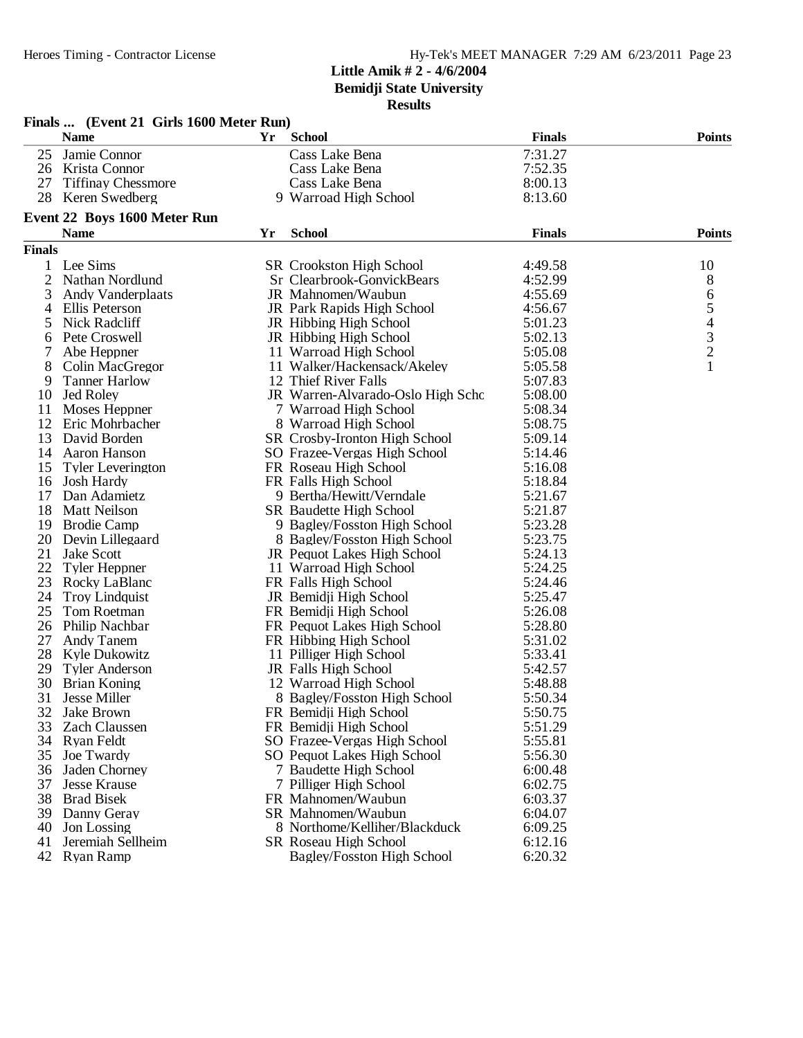**Little Amik # 2 - 4/6/2004**
**Bemidji State University**
**Results**

### Finals ... (Event 21 Girls 1600 Meter Run)

| | Name | Yr | School | Finals | Points |
|---|---|---|---|---|---|
| 25 | Jamie Connor | | Cass Lake Bena | 7:31.27 | |
| 26 | Krista Connor | | Cass Lake Bena | 7:52.35 | |
| 27 | Tiffinay Chessmore | | Cass Lake Bena | 8:00.13 | |
| 28 | Keren Swedberg | 9 | Warroad High School | 8:13.60 | |

### Event 22 Boys 1600 Meter Run

**Finals**

| | Name | Yr | School | Finals | Points |
|---|---|---|---|---|---|
| 1 | Lee Sims | SR | Crookston High School | 4:49.58 | 10 |
| 2 | Nathan Nordlund | Sr | Clearbrook-GonvickBears | 4:52.99 | 8 |
| 3 | Andy Vanderplaats | JR | Mahnomen/Waubun | 4:55.69 | 6 |
| 4 | Ellis Peterson | JR | Park Rapids High School | 4:56.67 | 5 |
| 5 | Nick Radcliff | JR | Hibbing High School | 5:01.23 | 4 |
| 6 | Pete Croswell | JR | Hibbing High School | 5:02.13 | 3 |
| 7 | Abe Heppner | 11 | Warroad High School | 5:05.08 | 2 |
| 8 | Colin MacGregor | 11 | Walker/Hackensack/Akeley | 5:05.58 | 1 |
| 9 | Tanner Harlow | 12 | Thief River Falls | 5:07.83 | |
| 10 | Jed Roley | JR | Warren-Alvarado-Oslo High Schc | 5:08.00 | |
| 11 | Moses Heppner | 7 | Warroad High School | 5:08.34 | |
| 12 | Eric Mohrbacher | 8 | Warroad High School | 5:08.75 | |
| 13 | David Borden | SR | Crosby-Ironton High School | 5:09.14 | |
| 14 | Aaron Hanson | SO | Frazee-Vergas High School | 5:14.46 | |
| 15 | Tyler Leverington | FR | Roseau High School | 5:16.08 | |
| 16 | Josh Hardy | FR | Falls High School | 5:18.84 | |
| 17 | Dan Adamietz | 9 | Bertha/Hewitt/Verndale | 5:21.67 | |
| 18 | Matt Neilson | SR | Baudette High School | 5:21.87 | |
| 19 | Brodie Camp | 9 | Bagley/Fosston High School | 5:23.28 | |
| 20 | Devin Lillegaard | 8 | Bagley/Fosston High School | 5:23.75 | |
| 21 | Jake Scott | JR | Pequot Lakes High School | 5:24.13 | |
| 22 | Tyler Heppner | 11 | Warroad High School | 5:24.25 | |
| 23 | Rocky LaBlanc | FR | Falls High School | 5:24.46 | |
| 24 | Troy Lindquist | JR | Bemidji High School | 5:25.47 | |
| 25 | Tom Roetman | FR | Bemidji High School | 5:26.08 | |
| 26 | Philip Nachbar | FR | Pequot Lakes High School | 5:28.80 | |
| 27 | Andy Tanem | FR | Hibbing High School | 5:31.02 | |
| 28 | Kyle Dukowitz | 11 | Pilliger High School | 5:33.41 | |
| 29 | Tyler Anderson | JR | Falls High School | 5:42.57 | |
| 30 | Brian Koning | 12 | Warroad High School | 5:48.88 | |
| 31 | Jesse Miller | 8 | Bagley/Fosston High School | 5:50.34 | |
| 32 | Jake Brown | FR | Bemidji High School | 5:50.75 | |
| 33 | Zach Claussen | FR | Bemidji High School | 5:51.29 | |
| 34 | Ryan Feldt | SO | Frazee-Vergas High School | 5:55.81 | |
| 35 | Joe Twardy | SO | Pequot Lakes High School | 5:56.30 | |
| 36 | Jaden Chorney | 7 | Baudette High School | 6:00.48 | |
| 37 | Jesse Krause | 7 | Pilliger High School | 6:02.75 | |
| 38 | Brad Bisek | FR | Mahnomen/Waubun | 6:03.37 | |
| 39 | Danny Geray | SR | Mahnomen/Waubun | 6:04.07 | |
| 40 | Jon Lossing | 8 | Northome/Kelliher/Blackduck | 6:09.25 | |
| 41 | Jeremiah Sellheim | SR | Roseau High School | 6:12.16 | |
| 42 | Ryan Ramp | | Bagley/Fosston High School | 6:20.32 | |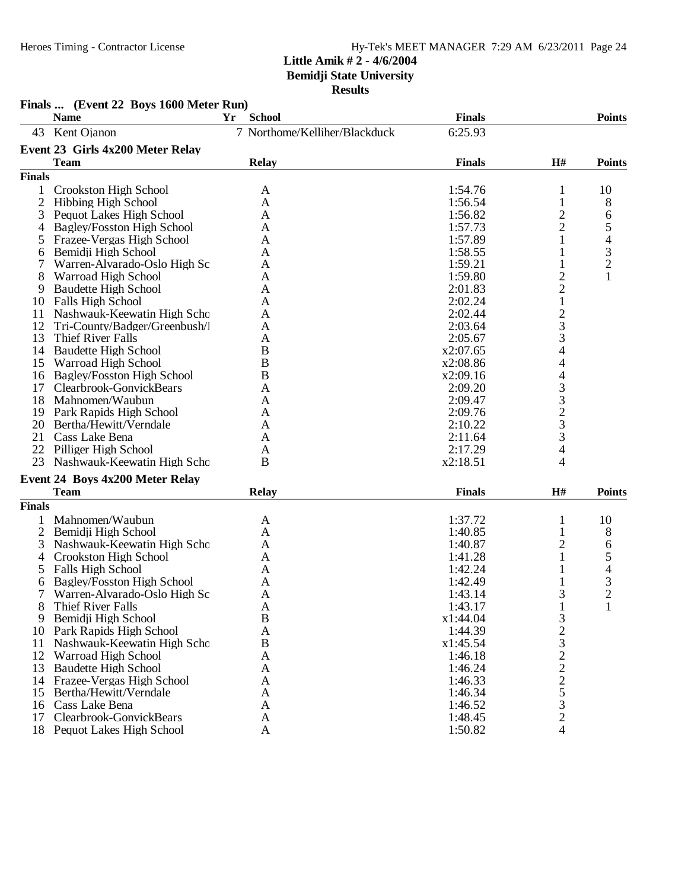# Little Amik # 2 - 4/6/2004

## Bemidji State University

### Results

**Finals ... (Event 22 Boys 1600 Meter Run)**

| | Name | Yr | School | Finals | Points |
|---|---|---|---|---|---|
| 43 | Kent Ojanon | 7 | Northome/Kelliher/Blackduck | 6:25.93 | |

**Event 23 Girls 4x200 Meter Relay**

| | Team | Relay | Finals | H# | Points |
|---|---|---|---|---|---|
| **Finals** | | | | | |
| 1 | Crookston High School | A | 1:54.76 | 1 | 10 |
| 2 | Hibbing High School | A | 1:56.54 | 1 | 8 |
| 3 | Pequot Lakes High School | A | 1:56.82 | 2 | 6 |
| 4 | Bagley/Fosston High School | A | 1:57.73 | 2 | 5 |
| 5 | Frazee-Vergas High School | A | 1:57.89 | 1 | 4 |
| 6 | Bemidji High School | A | 1:58.55 | 1 | 3 |
| 7 | Warren-Alvarado-Oslo High Sc | A | 1:59.21 | 1 | 2 |
| 8 | Warroad High School | A | 1:59.80 | 2 | 1 |
| 9 | Baudette High School | A | 2:01.83 | 2 | |
| 10 | Falls High School | A | 2:02.24 | 1 | |
| 11 | Nashwauk-Keewatin High Scho | A | 2:02.44 | 2 | |
| 12 | Tri-County/Badger/Greenbush/I | A | 2:03.64 | 3 | |
| 13 | Thief River Falls | A | 2:05.67 | 3 | |
| 14 | Baudette High School | B | x2:07.65 | 4 | |
| 15 | Warroad High School | B | x2:08.86 | 4 | |
| 16 | Bagley/Fosston High School | B | x2:09.16 | 4 | |
| 17 | Clearbrook-GonvickBears | A | 2:09.20 | 3 | |
| 18 | Mahnomen/Waubun | A | 2:09.47 | 3 | |
| 19 | Park Rapids High School | A | 2:09.76 | 2 | |
| 20 | Bertha/Hewitt/Verndale | A | 2:10.22 | 3 | |
| 21 | Cass Lake Bena | A | 2:11.64 | 3 | |
| 22 | Pilliger High School | A | 2:17.29 | 4 | |
| 23 | Nashwauk-Keewatin High Scho | B | x2:18.51 | 4 | |

**Event 24 Boys 4x200 Meter Relay**

| | Team | Relay | Finals | H# | Points |
|---|---|---|---|---|---|
| **Finals** | | | | | |
| 1 | Mahnomen/Waubun | A | 1:37.72 | 1 | 10 |
| 2 | Bemidji High School | A | 1:40.85 | 1 | 8 |
| 3 | Nashwauk-Keewatin High Scho | A | 1:40.87 | 2 | 6 |
| 4 | Crookston High School | A | 1:41.28 | 1 | 5 |
| 5 | Falls High School | A | 1:42.24 | 1 | 4 |
| 6 | Bagley/Fosston High School | A | 1:42.49 | 1 | 3 |
| 7 | Warren-Alvarado-Oslo High Sc | A | 1:43.14 | 3 | 2 |
| 8 | Thief River Falls | A | 1:43.17 | 1 | 1 |
| 9 | Bemidji High School | B | x1:44.04 | 3 | |
| 10 | Park Rapids High School | A | 1:44.39 | 2 | |
| 11 | Nashwauk-Keewatin High Scho | B | x1:45.54 | 3 | |
| 12 | Warroad High School | A | 1:46.18 | 2 | |
| 13 | Baudette High School | A | 1:46.24 | 2 | |
| 14 | Frazee-Vergas High School | A | 1:46.33 | 2 | |
| 15 | Bertha/Hewitt/Verndale | A | 1:46.34 | 5 | |
| 16 | Cass Lake Bena | A | 1:46.52 | 3 | |
| 17 | Clearbrook-GonvickBears | A | 1:48.45 | 2 | |
| 18 | Pequot Lakes High School | A | 1:50.82 | 4 | |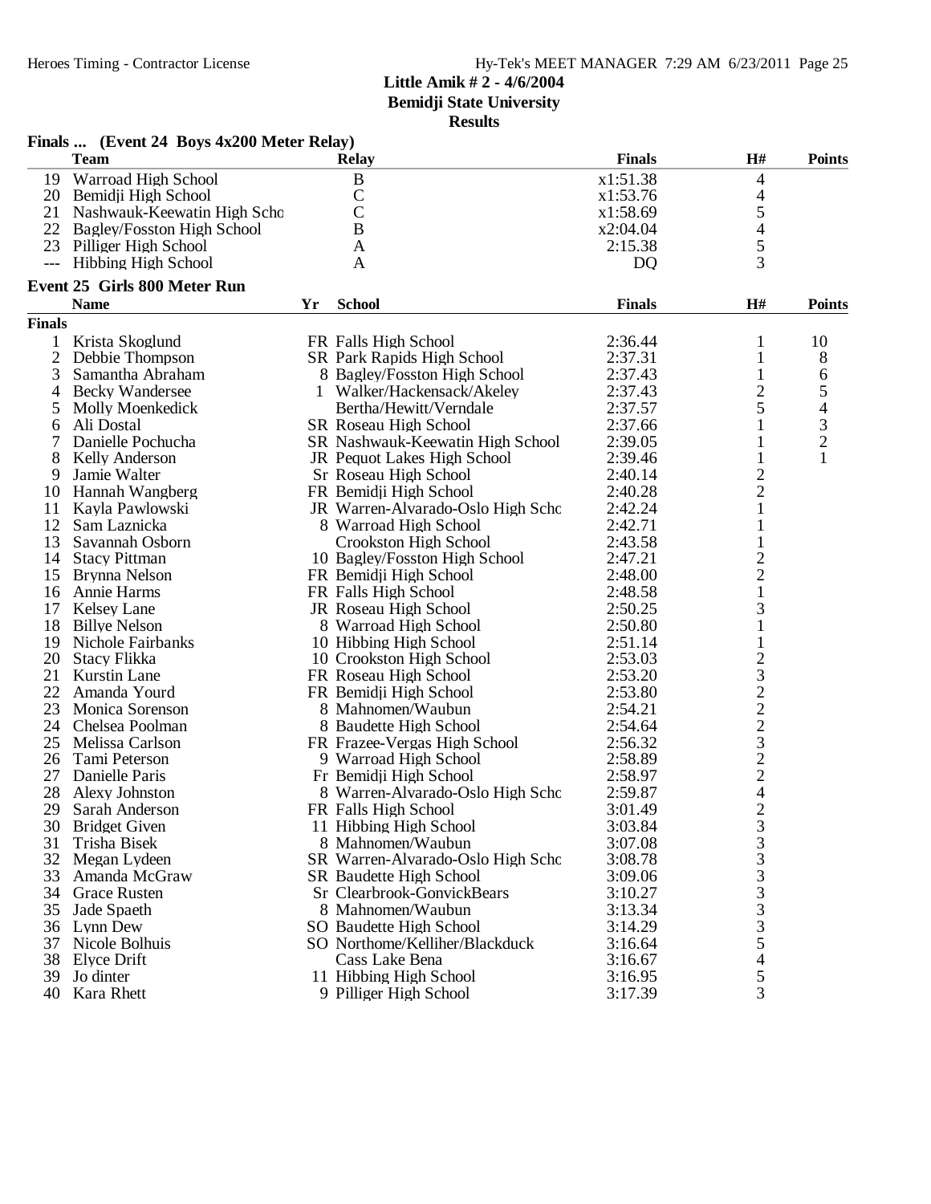## Little Amik # 2 - 4/6/2004
## Bemidji State University
## Results

### Finals ... (Event 24 Boys 4x200 Meter Relay)

| | Team | Relay | Finals | H# | Points |
|---|---|---|---|---|---|
| 19 | Warroad High School | B | x1:51.38 | 4 | |
| 20 | Bemidji High School | C | x1:53.76 | 4 | |
| 21 | Nashwauk-Keewatin High Scho | C | x1:58.69 | 5 | |
| 22 | Bagley/Fosston High School | B | x2:04.04 | 4 | |
| 23 | Pilliger High School | A | 2:15.38 | 5 | |
| --- | Hibbing High School | A | DQ | 3 | |

### Event 25 Girls 800 Meter Run

| | Name | Yr | School | Finals | H# | Points |
|---|---|---|---|---|---|---|
| **Finals** | | | | | | |
| 1 | Krista Skoglund | FR | Falls High School | 2:36.44 | 1 | 10 |
| 2 | Debbie Thompson | SR | Park Rapids High School | 2:37.31 | 1 | 8 |
| 3 | Samantha Abraham | 8 | Bagley/Fosston High School | 2:37.43 | 1 | 6 |
| 4 | Becky Wandersee | 1 | Walker/Hackensack/Akeley | 2:37.43 | 2 | 5 |
| 5 | Molly Moenkedick | | Bertha/Hewitt/Verndale | 2:37.57 | 5 | 4 |
| 6 | Ali Dostal | SR | Roseau High School | 2:37.66 | 1 | 3 |
| 7 | Danielle Pochucha | SR | Nashwauk-Keewatin High School | 2:39.05 | 1 | 2 |
| 8 | Kelly Anderson | JR | Pequot Lakes High School | 2:39.46 | 1 | 1 |
| 9 | Jamie Walter | Sr | Roseau High School | 2:40.14 | 2 | |
| 10 | Hannah Wangberg | FR | Bemidji High School | 2:40.28 | 2 | |
| 11 | Kayla Pawlowski | JR | Warren-Alvarado-Oslo High Schc | 2:42.24 | 1 | |
| 12 | Sam Laznicka | 8 | Warroad High School | 2:42.71 | 1 | |
| 13 | Savannah Osborn | | Crookston High School | 2:43.58 | 1 | |
| 14 | Stacy Pittman | 10 | Bagley/Fosston High School | 2:47.21 | 2 | |
| 15 | Brynna Nelson | FR | Bemidji High School | 2:48.00 | 2 | |
| 16 | Annie Harms | FR | Falls High School | 2:48.58 | 1 | |
| 17 | Kelsey Lane | JR | Roseau High School | 2:50.25 | 3 | |
| 18 | Billye Nelson | 8 | Warroad High School | 2:50.80 | 1 | |
| 19 | Nichole Fairbanks | 10 | Hibbing High School | 2:51.14 | 1 | |
| 20 | Stacy Flikka | 10 | Crookston High School | 2:53.03 | 2 | |
| 21 | Kurstin Lane | FR | Roseau High School | 2:53.20 | 3 | |
| 22 | Amanda Yourd | FR | Bemidji High School | 2:53.80 | 2 | |
| 23 | Monica Sorenson | 8 | Mahnomen/Waubun | 2:54.21 | 2 | |
| 24 | Chelsea Poolman | 8 | Baudette High School | 2:54.64 | 2 | |
| 25 | Melissa Carlson | FR | Frazee-Vergas High School | 2:56.32 | 3 | |
| 26 | Tami Peterson | 9 | Warroad High School | 2:58.89 | 2 | |
| 27 | Danielle Paris | Fr | Bemidji High School | 2:58.97 | 2 | |
| 28 | Alexy Johnston | 8 | Warren-Alvarado-Oslo High Schc | 2:59.87 | 4 | |
| 29 | Sarah Anderson | FR | Falls High School | 3:01.49 | 2 | |
| 30 | Bridget Given | 11 | Hibbing High School | 3:03.84 | 3 | |
| 31 | Trisha Bisek | 8 | Mahnomen/Waubun | 3:07.08 | 3 | |
| 32 | Megan Lydeen | SR | Warren-Alvarado-Oslo High Schc | 3:08.78 | 3 | |
| 33 | Amanda McGraw | SR | Baudette High School | 3:09.06 | 3 | |
| 34 | Grace Rusten | Sr | Clearbrook-GonvickBears | 3:10.27 | 3 | |
| 35 | Jade Spaeth | 8 | Mahnomen/Waubun | 3:13.34 | 3 | |
| 36 | Lynn Dew | SO | Baudette High School | 3:14.29 | 3 | |
| 37 | Nicole Bolhuis | SO | Northome/Kelliher/Blackduck | 3:16.64 | 5 | |
| 38 | Elyce Drift | | Cass Lake Bena | 3:16.67 | 4 | |
| 39 | Jo dinter | 11 | Hibbing High School | 3:16.95 | 5 | |
| 40 | Kara Rhett | 9 | Pilliger High School | 3:17.39 | 3 | |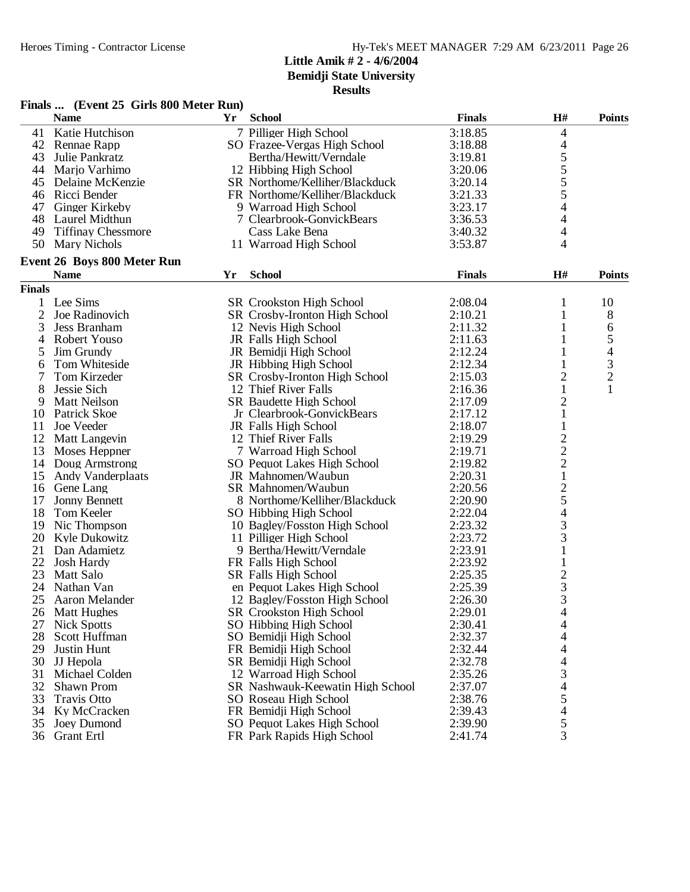**Little Amik # 2 - 4/6/2004**
**Bemidji State University**
**Results**

**Finals ... (Event 25 Girls 800 Meter Run)**

| | Name | Yr | School | Finals | H# | Points |
|---|---|---|---|---|---|---|
| 41 | Katie Hutchison | 7 | Pilliger High School | 3:18.85 | 4 | |
| 42 | Rennae Rapp | SO | Frazee-Vergas High School | 3:18.88 | 4 | |
| 43 | Julie Pankratz | | Bertha/Hewitt/Verndale | 3:19.81 | 5 | |
| 44 | Marjo Varhimo | 12 | Hibbing High School | 3:20.06 | 5 | |
| 45 | Delaine McKenzie | SR | Northome/Kelliher/Blackduck | 3:20.14 | 5 | |
| 46 | Ricci Bender | FR | Northome/Kelliher/Blackduck | 3:21.33 | 5 | |
| 47 | Ginger Kirkeby | 9 | Warroad High School | 3:23.17 | 4 | |
| 48 | Laurel Midthun | 7 | Clearbrook-GonvickBears | 3:36.53 | 4 | |
| 49 | Tiffinay Chessmore | | Cass Lake Bena | 3:40.32 | 4 | |
| 50 | Mary Nichols | 11 | Warroad High School | 3:53.87 | 4 | |

## Event 26 Boys 800 Meter Run

| | Name | Yr | School | Finals | H# | Points |
|---|---|---|---|---|---|---|
| **Finals** | | | | | | |
| 1 | Lee Sims | SR | Crookston High School | 2:08.04 | 1 | 10 |
| 2 | Joe Radinovich | SR | Crosby-Ironton High School | 2:10.21 | 1 | 8 |
| 3 | Jess Branham | 12 | Nevis High School | 2:11.32 | 1 | 6 |
| 4 | Robert Youso | JR | Falls High School | 2:11.63 | 1 | 5 |
| 5 | Jim Grundy | JR | Bemidji High School | 2:12.24 | 1 | 4 |
| 6 | Tom Whiteside | JR | Hibbing High School | 2:12.34 | 1 | 3 |
| 7 | Tom Kirzeder | SR | Crosby-Ironton High School | 2:15.03 | 2 | 2 |
| 8 | Jessie Sich | 12 | Thief River Falls | 2:16.36 | 1 | 1 |
| 9 | Matt Neilson | SR | Baudette High School | 2:17.09 | 2 | |
| 10 | Patrick Skoe | Jr | Clearbrook-GonvickBears | 2:17.12 | 1 | |
| 11 | Joe Veeder | JR | Falls High School | 2:18.07 | 1 | |
| 12 | Matt Langevin | 12 | Thief River Falls | 2:19.29 | 2 | |
| 13 | Moses Heppner | 7 | Warroad High School | 2:19.71 | 2 | |
| 14 | Doug Armstrong | SO | Pequot Lakes High School | 2:19.82 | 2 | |
| 15 | Andy Vanderplaats | JR | Mahnomen/Waubun | 2:20.31 | 1 | |
| 16 | Gene Lang | SR | Mahnomen/Waubun | 2:20.56 | 2 | |
| 17 | Jonny Bennett | 8 | Northome/Kelliher/Blackduck | 2:20.90 | 5 | |
| 18 | Tom Keeler | SO | Hibbing High School | 2:22.04 | 4 | |
| 19 | Nic Thompson | 10 | Bagley/Fosston High School | 2:23.32 | 3 | |
| 20 | Kyle Dukowitz | 11 | Pilliger High School | 2:23.72 | 3 | |
| 21 | Dan Adamietz | 9 | Bertha/Hewitt/Verndale | 2:23.91 | 1 | |
| 22 | Josh Hardy | FR | Falls High School | 2:23.92 | 1 | |
| 23 | Matt Salo | SR | Falls High School | 2:25.35 | 2 | |
| 24 | Nathan Van | en | Pequot Lakes High School | 2:25.39 | 3 | |
| 25 | Aaron Melander | 12 | Bagley/Fosston High School | 2:26.30 | 3 | |
| 26 | Matt Hughes | SR | Crookston High School | 2:29.01 | 4 | |
| 27 | Nick Spotts | SO | Hibbing High School | 2:30.41 | 4 | |
| 28 | Scott Huffman | SO | Bemidji High School | 2:32.37 | 4 | |
| 29 | Justin Hunt | FR | Bemidji High School | 2:32.44 | 4 | |
| 30 | JJ Hepola | SR | Bemidji High School | 2:32.78 | 4 | |
| 31 | Michael Colden | 12 | Warroad High School | 2:35.26 | 3 | |
| 32 | Shawn Prom | SR | Nashwauk-Keewatin High School | 2:37.07 | 4 | |
| 33 | Travis Otto | SO | Roseau High School | 2:38.76 | 5 | |
| 34 | Ky McCracken | FR | Bemidji High School | 2:39.43 | 4 | |
| 35 | Joey Dumond | SO | Pequot Lakes High School | 2:39.90 | 5 | |
| 36 | Grant Ertl | FR | Park Rapids High School | 2:41.74 | 3 | |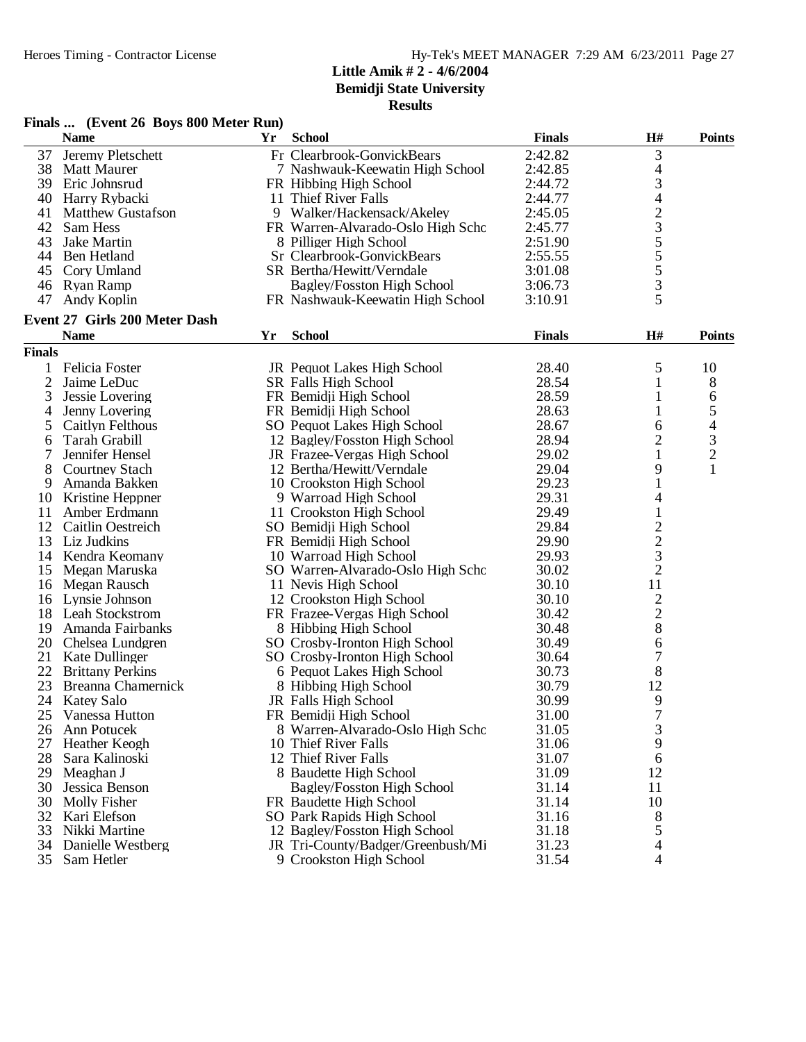**Little Amik # 2 - 4/6/2004**
**Bemidji State University**
**Results**

**Finals ... (Event 26 Boys 800 Meter Run)**

| | Name | Yr | School | Finals | H# | Points |
|---|---|---|---|---|---|---|
| 37 | Jeremy Pletschett | Fr | Clearbrook-GonvickBears | 2:42.82 | 3 | |
| 38 | Matt Maurer | 7 | Nashwauk-Keewatin High School | 2:42.85 | 4 | |
| 39 | Eric Johnsrud | FR | Hibbing High School | 2:44.72 | 3 | |
| 40 | Harry Rybacki | 11 | Thief River Falls | 2:44.77 | 4 | |
| 41 | Matthew Gustafson | 9 | Walker/Hackensack/Akeley | 2:45.05 | 2 | |
| 42 | Sam Hess | FR | Warren-Alvarado-Oslo High Schc | 2:45.77 | 3 | |
| 43 | Jake Martin | 8 | Pilliger High School | 2:51.90 | 5 | |
| 44 | Ben Hetland | Sr | Clearbrook-GonvickBears | 2:55.55 | 5 | |
| 45 | Cory Umland | SR | Bertha/Hewitt/Verndale | 3:01.08 | 5 | |
| 46 | Ryan Ramp | | Bagley/Fosston High School | 3:06.73 | 3 | |
| 47 | Andy Koplin | FR | Nashwauk-Keewatin High School | 3:10.91 | 5 | |

## Event 27 Girls 200 Meter Dash

| | Name | Yr | School | Finals | H# | Points |
|---|---|---|---|---|---|---|
| **Finals** | | | | | | |
| 1 | Felicia Foster | JR | Pequot Lakes High School | 28.40 | 5 | 10 |
| 2 | Jaime LeDuc | SR | Falls High School | 28.54 | 1 | 8 |
| 3 | Jessie Lovering | FR | Bemidji High School | 28.59 | 1 | 6 |
| 4 | Jenny Lovering | FR | Bemidji High School | 28.63 | 1 | 5 |
| 5 | Caitlyn Felthous | SO | Pequot Lakes High School | 28.67 | 6 | 4 |
| 6 | Tarah Grabill | 12 | Bagley/Fosston High School | 28.94 | 2 | 3 |
| 7 | Jennifer Hensel | JR | Frazee-Vergas High School | 29.02 | 1 | 2 |
| 8 | Courtney Stach | 12 | Bertha/Hewitt/Verndale | 29.04 | 9 | 1 |
| 9 | Amanda Bakken | 10 | Crookston High School | 29.23 | 1 | |
| 10 | Kristine Heppner | 9 | Warroad High School | 29.31 | 4 | |
| 11 | Amber Erdmann | 11 | Crookston High School | 29.49 | 1 | |
| 12 | Caitlin Oestreich | SO | Bemidji High School | 29.84 | 2 | |
| 13 | Liz Judkins | FR | Bemidji High School | 29.90 | 2 | |
| 14 | Kendra Keomany | 10 | Warroad High School | 29.93 | 3 | |
| 15 | Megan Maruska | SO | Warren-Alvarado-Oslo High Schc | 30.02 | 2 | |
| 16 | Megan Rausch | 11 | Nevis High School | 30.10 | 11 | |
| 16 | Lynsie Johnson | 12 | Crookston High School | 30.10 | 2 | |
| 18 | Leah Stockstrom | FR | Frazee-Vergas High School | 30.42 | 2 | |
| 19 | Amanda Fairbanks | 8 | Hibbing High School | 30.48 | 8 | |
| 20 | Chelsea Lundgren | SO | Crosby-Ironton High School | 30.49 | 6 | |
| 21 | Kate Dullinger | SO | Crosby-Ironton High School | 30.64 | 7 | |
| 22 | Brittany Perkins | 6 | Pequot Lakes High School | 30.73 | 8 | |
| 23 | Breanna Chamernick | 8 | Hibbing High School | 30.79 | 12 | |
| 24 | Katey Salo | JR | Falls High School | 30.99 | 9 | |
| 25 | Vanessa Hutton | FR | Bemidji High School | 31.00 | 7 | |
| 26 | Ann Potucek | 8 | Warren-Alvarado-Oslo High Schc | 31.05 | 3 | |
| 27 | Heather Keogh | 10 | Thief River Falls | 31.06 | 9 | |
| 28 | Sara Kalinoski | 12 | Thief River Falls | 31.07 | 6 | |
| 29 | Meaghan J | 8 | Baudette High School | 31.09 | 12 | |
| 30 | Jessica Benson | | Bagley/Fosston High School | 31.14 | 11 | |
| 30 | Molly Fisher | FR | Baudette High School | 31.14 | 10 | |
| 32 | Kari Elefson | SO | Park Rapids High School | 31.16 | 8 | |
| 33 | Nikki Martine | 12 | Bagley/Fosston High School | 31.18 | 5 | |
| 34 | Danielle Westberg | JR | Tri-County/Badger/Greenbush/Mi | 31.23 | 4 | |
| 35 | Sam Hetler | 9 | Crookston High School | 31.54 | 4 | |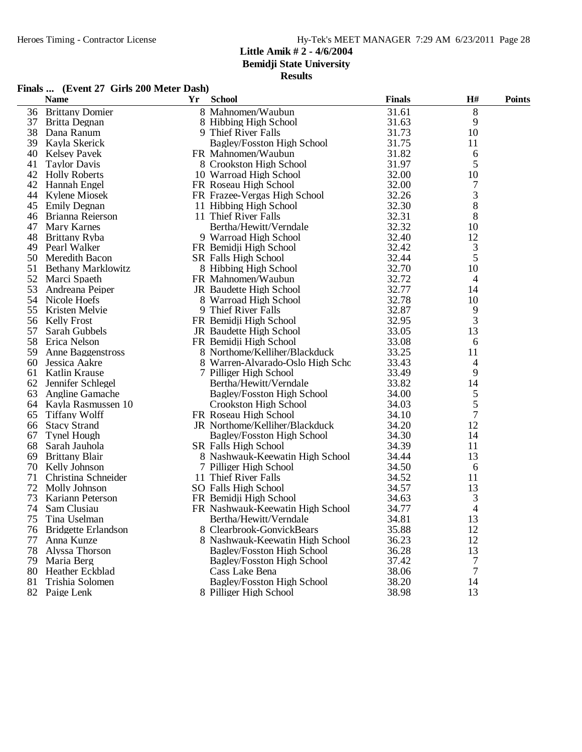**Little Amik # 2 - 4/6/2004**
**Bemidji State University**
**Results**

**Finals ... (Event 27 Girls 200 Meter Dash)**

| | Name | Yr | School | Finals | H# | Points |
|---|---|---|---|---|---|---|
| 36 | Brittany Domier | 8 | Mahnomen/Waubun | 31.61 | 8 | |
| 37 | Britta Degnan | 8 | Hibbing High School | 31.63 | 9 | |
| 38 | Dana Ranum | 9 | Thief River Falls | 31.73 | 10 | |
| 39 | Kayla Skerick | | Bagley/Fosston High School | 31.75 | 11 | |
| 40 | Kelsey Pavek | FR | Mahnomen/Waubun | 31.82 | 6 | |
| 41 | Taylor Davis | 8 | Crookston High School | 31.97 | 5 | |
| 42 | Holly Roberts | 10 | Warroad High School | 32.00 | 10 | |
| 42 | Hannah Engel | FR | Roseau High School | 32.00 | 7 | |
| 44 | Kylene Miosek | FR | Frazee-Vergas High School | 32.26 | 3 | |
| 45 | Emily Degnan | 11 | Hibbing High School | 32.30 | 8 | |
| 46 | Brianna Reierson | 11 | Thief River Falls | 32.31 | 8 | |
| 47 | Mary Karnes | | Bertha/Hewitt/Verndale | 32.32 | 10 | |
| 48 | Brittany Ryba | 9 | Warroad High School | 32.40 | 12 | |
| 49 | Pearl Walker | FR | Bemidji High School | 32.42 | 3 | |
| 50 | Meredith Bacon | SR | Falls High School | 32.44 | 5 | |
| 51 | Bethany Marklowitz | 8 | Hibbing High School | 32.70 | 10 | |
| 52 | Marci Spaeth | FR | Mahnomen/Waubun | 32.72 | 4 | |
| 53 | Andreana Peiper | JR | Baudette High School | 32.77 | 14 | |
| 54 | Nicole Hoefs | 8 | Warroad High School | 32.78 | 10 | |
| 55 | Kristen Melvie | 9 | Thief River Falls | 32.87 | 9 | |
| 56 | Kelly Frost | FR | Bemidji High School | 32.95 | 3 | |
| 57 | Sarah Gubbels | JR | Baudette High School | 33.05 | 13 | |
| 58 | Erica Nelson | FR | Bemidji High School | 33.08 | 6 | |
| 59 | Anne Baggenstross | 8 | Northome/Kelliher/Blackduck | 33.25 | 11 | |
| 60 | Jessica Aakre | 8 | Warren-Alvarado-Oslo High Schc | 33.43 | 4 | |
| 61 | Katlin Krause | 7 | Pilliger High School | 33.49 | 9 | |
| 62 | Jennifer Schlegel | | Bertha/Hewitt/Verndale | 33.82 | 14 | |
| 63 | Angline Gamache | | Bagley/Fosston High School | 34.00 | 5 | |
| 64 | Kayla Rasmussen 10 | | Crookston High School | 34.03 | 5 | |
| 65 | Tiffany Wolff | FR | Roseau High School | 34.10 | 7 | |
| 66 | Stacy Strand | JR | Northome/Kelliher/Blackduck | 34.20 | 12 | |
| 67 | Tynel Hough | | Bagley/Fosston High School | 34.30 | 14 | |
| 68 | Sarah Jauhola | SR | Falls High School | 34.39 | 11 | |
| 69 | Brittany Blair | 8 | Nashwauk-Keewatin High School | 34.44 | 13 | |
| 70 | Kelly Johnson | 7 | Pilliger High School | 34.50 | 6 | |
| 71 | Christina Schneider | 11 | Thief River Falls | 34.52 | 11 | |
| 72 | Molly Johnson | SO | Falls High School | 34.57 | 13 | |
| 73 | Kariann Peterson | FR | Bemidji High School | 34.63 | 3 | |
| 74 | Sam Clusiau | FR | Nashwauk-Keewatin High School | 34.77 | 4 | |
| 75 | Tina Uselman | | Bertha/Hewitt/Verndale | 34.81 | 13 | |
| 76 | Bridgette Erlandson | 8 | Clearbrook-GonvickBears | 35.88 | 12 | |
| 77 | Anna Kunze | 8 | Nashwauk-Keewatin High School | 36.23 | 12 | |
| 78 | Alyssa Thorson | | Bagley/Fosston High School | 36.28 | 13 | |
| 79 | Maria Berg | | Bagley/Fosston High School | 37.42 | 7 | |
| 80 | Heather Eckblad | | Cass Lake Bena | 38.06 | 7 | |
| 81 | Trishia Solomen | | Bagley/Fosston High School | 38.20 | 14 | |
| 82 | Paige Lenk | 8 | Pilliger High School | 38.98 | 13 | |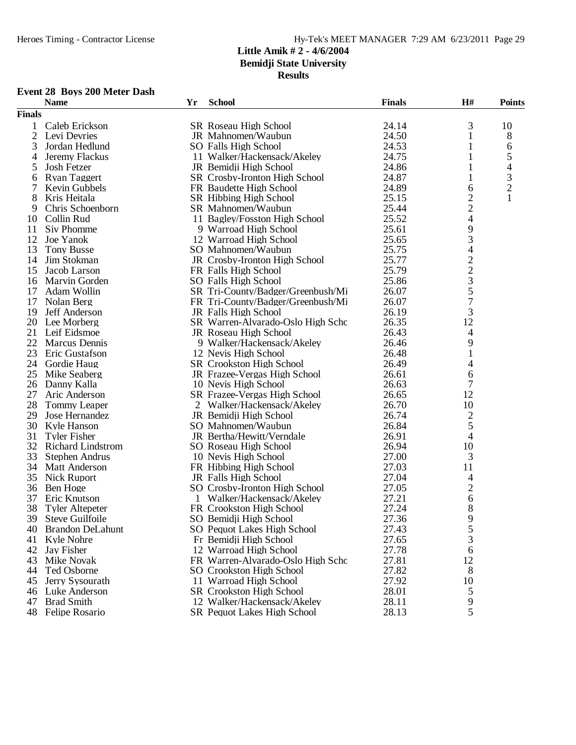Heroes Timing - Contractor License

Hy-Tek's MEET MANAGER 7:29 AM 6/23/2011 Page 29

**Little Amik # 2 - 4/6/2004**
**Bemidji State University**
**Results**

### Event 28 Boys 200 Meter Dash

| | Name | Yr | School | Finals | H# | Points |
|---|---|---|---|---|---|---|
| **Finals** | | | | | | |
| 1 | Caleb Erickson | SR | Roseau High School | 24.14 | 3 | 10 |
| 2 | Levi Devries | JR | Mahnomen/Waubun | 24.50 | 1 | 8 |
| 3 | Jordan Hedlund | SO | Falls High School | 24.53 | 1 | 6 |
| 4 | Jeremy Flackus | 11 | Walker/Hackensack/Akeley | 24.75 | 1 | 5 |
| 5 | Josh Fetzer | JR | Bemidji High School | 24.86 | 1 | 4 |
| 6 | Ryan Taggert | SR | Crosby-Ironton High School | 24.87 | 1 | 3 |
| 7 | Kevin Gubbels | FR | Baudette High School | 24.89 | 6 | 2 |
| 8 | Kris Heitala | SR | Hibbing High School | 25.15 | 2 | 1 |
| 9 | Chris Schoenborn | SR | Mahnomen/Waubun | 25.44 | 2 | |
| 10 | Collin Rud | 11 | Bagley/Fosston High School | 25.52 | 4 | |
| 11 | Siv Phomme | 9 | Warroad High School | 25.61 | 9 | |
| 12 | Joe Yanok | 12 | Warroad High School | 25.65 | 3 | |
| 13 | Tony Busse | SO | Mahnomen/Waubun | 25.75 | 4 | |
| 14 | Jim Stokman | JR | Crosby-Ironton High School | 25.77 | 2 | |
| 15 | Jacob Larson | FR | Falls High School | 25.79 | 2 | |
| 16 | Marvin Gorden | SO | Falls High School | 25.86 | 3 | |
| 17 | Adam Wollin | SR | Tri-County/Badger/Greenbush/Mi | 26.07 | 5 | |
| 17 | Nolan Berg | FR | Tri-County/Badger/Greenbush/Mi | 26.07 | 7 | |
| 19 | Jeff Anderson | JR | Falls High School | 26.19 | 3 | |
| 20 | Lee Morberg | SR | Warren-Alvarado-Oslo High Schc | 26.35 | 12 | |
| 21 | Leif Eidsmoe | JR | Roseau High School | 26.43 | 4 | |
| 22 | Marcus Dennis | 9 | Walker/Hackensack/Akeley | 26.46 | 9 | |
| 23 | Eric Gustafson | 12 | Nevis High School | 26.48 | 1 | |
| 24 | Gordie Haug | SR | Crookston High School | 26.49 | 4 | |
| 25 | Mike Seaberg | JR | Frazee-Vergas High School | 26.61 | 6 | |
| 26 | Danny Kalla | 10 | Nevis High School | 26.63 | 7 | |
| 27 | Aric Anderson | SR | Frazee-Vergas High School | 26.65 | 12 | |
| 28 | Tommy Leaper | 2 | Walker/Hackensack/Akeley | 26.70 | 10 | |
| 29 | Jose Hernandez | JR | Bemidji High School | 26.74 | 2 | |
| 30 | Kyle Hanson | SO | Mahnomen/Waubun | 26.84 | 5 | |
| 31 | Tyler Fisher | JR | Bertha/Hewitt/Verndale | 26.91 | 4 | |
| 32 | Richard Lindstrom | SO | Roseau High School | 26.94 | 10 | |
| 33 | Stephen Andrus | 10 | Nevis High School | 27.00 | 3 | |
| 34 | Matt Anderson | FR | Hibbing High School | 27.03 | 11 | |
| 35 | Nick Ruport | JR | Falls High School | 27.04 | 4 | |
| 36 | Ben Hoge | SO | Crosby-Ironton High School | 27.05 | 2 | |
| 37 | Eric Knutson | 1 | Walker/Hackensack/Akeley | 27.21 | 6 | |
| 38 | Tyler Altepeter | FR | Crookston High School | 27.24 | 8 | |
| 39 | Steve Guilfoile | SO | Bemidji High School | 27.36 | 9 | |
| 40 | Brandon DeLahunt | SO | Pequot Lakes High School | 27.43 | 5 | |
| 41 | Kyle Nohre | Fr | Bemidji High School | 27.65 | 3 | |
| 42 | Jay Fisher | 12 | Warroad High School | 27.78 | 6 | |
| 43 | Mike Novak | FR | Warren-Alvarado-Oslo High Schc | 27.81 | 12 | |
| 44 | Ted Osborne | SO | Crookston High School | 27.82 | 8 | |
| 45 | Jerry Sysourath | 11 | Warroad High School | 27.92 | 10 | |
| 46 | Luke Anderson | SR | Crookston High School | 28.01 | 5 | |
| 47 | Brad Smith | 12 | Walker/Hackensack/Akeley | 28.11 | 9 | |
| 48 | Felipe Rosario | SR | Pequot Lakes High School | 28.13 | 5 | |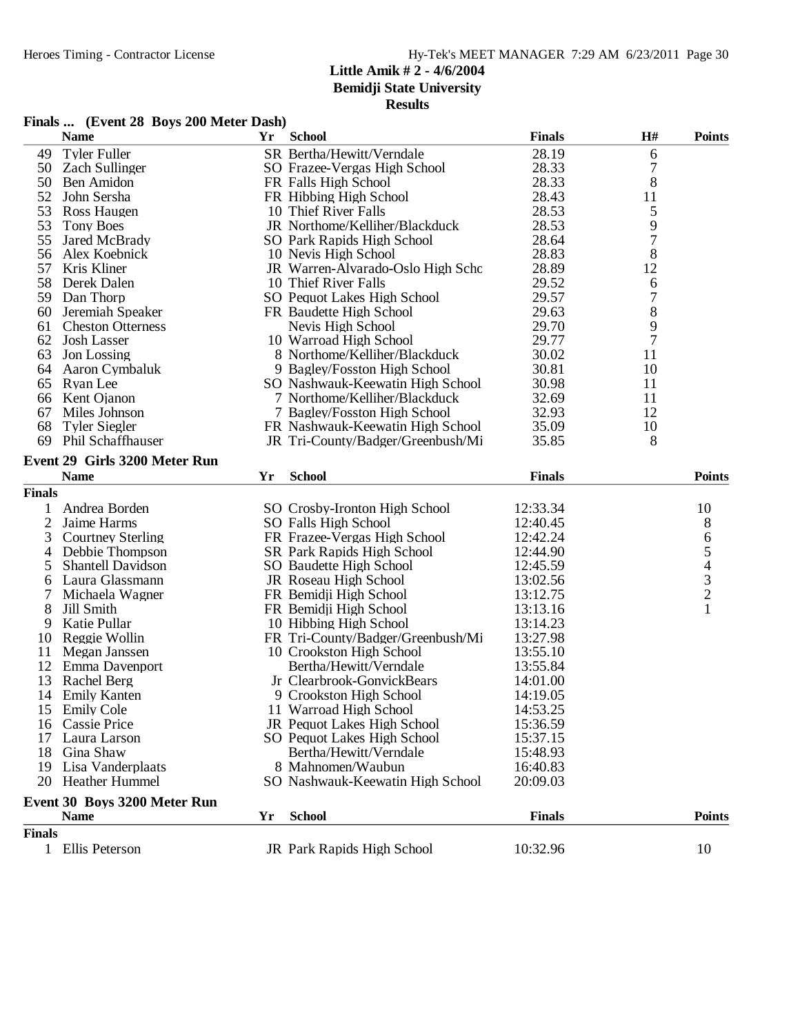# Little Amik # 2 - 4/6/2004
## Bemidji State University
### Results

**Finals ... (Event 28 Boys 200 Meter Dash)**

| | Name | Yr | School | Finals | H# | Points |
|---|---|---|---|---|---|---|
| 49 | Tyler Fuller | SR | Bertha/Hewitt/Verndale | 28.19 | 6 | |
| 50 | Zach Sullinger | SO | Frazee-Vergas High School | 28.33 | 7 | |
| 50 | Ben Amidon | FR | Falls High School | 28.33 | 8 | |
| 52 | John Sersha | FR | Hibbing High School | 28.43 | 11 | |
| 53 | Ross Haugen | 10 | Thief River Falls | 28.53 | 5 | |
| 53 | Tony Boes | JR | Northome/Kelliher/Blackduck | 28.53 | 9 | |
| 55 | Jared McBrady | SO | Park Rapids High School | 28.64 | 7 | |
| 56 | Alex Koebnick | 10 | Nevis High School | 28.83 | 8 | |
| 57 | Kris Kliner | JR | Warren-Alvarado-Oslo High Schc | 28.89 | 12 | |
| 58 | Derek Dalen | 10 | Thief River Falls | 29.52 | 6 | |
| 59 | Dan Thorp | SO | Pequot Lakes High School | 29.57 | 7 | |
| 60 | Jeremiah Speaker | FR | Baudette High School | 29.63 | 8 | |
| 61 | Cheston Otterness | | Nevis High School | 29.70 | 9 | |
| 62 | Josh Lasser | 10 | Warroad High School | 29.77 | 7 | |
| 63 | Jon Lossing | 8 | Northome/Kelliher/Blackduck | 30.02 | 11 | |
| 64 | Aaron Cymbaluk | 9 | Bagley/Fosston High School | 30.81 | 10 | |
| 65 | Ryan Lee | SO | Nashwauk-Keewatin High School | 30.98 | 11 | |
| 66 | Kent Ojanon | 7 | Northome/Kelliher/Blackduck | 32.69 | 11 | |
| 67 | Miles Johnson | 7 | Bagley/Fosston High School | 32.93 | 12 | |
| 68 | Tyler Siegler | FR | Nashwauk-Keewatin High School | 35.09 | 10 | |
| 69 | Phil Schaffhauser | JR | Tri-County/Badger/Greenbush/Mi | 35.85 | 8 | |

## Event 29 Girls 3200 Meter Run

| | Name | Yr | School | Finals | Points |
|---|---|---|---|---|---|
| **Finals** | | | | | |
| 1 | Andrea Borden | SO | Crosby-Ironton High School | 12:33.34 | 10 |
| 2 | Jaime Harms | SO | Falls High School | 12:40.45 | 8 |
| 3 | Courtney Sterling | FR | Frazee-Vergas High School | 12:42.24 | 6 |
| 4 | Debbie Thompson | SR | Park Rapids High School | 12:44.90 | 5 |
| 5 | Shantell Davidson | SO | Baudette High School | 12:45.59 | 4 |
| 6 | Laura Glassmann | JR | Roseau High School | 13:02.56 | 3 |
| 7 | Michaela Wagner | FR | Bemidji High School | 13:12.75 | 2 |
| 8 | Jill Smith | FR | Bemidji High School | 13:13.16 | 1 |
| 9 | Katie Pullar | 10 | Hibbing High School | 13:14.23 | |
| 10 | Reggie Wollin | FR | Tri-County/Badger/Greenbush/Mi | 13:27.98 | |
| 11 | Megan Janssen | 10 | Crookston High School | 13:55.10 | |
| 12 | Emma Davenport | | Bertha/Hewitt/Verndale | 13:55.84 | |
| 13 | Rachel Berg | Jr | Clearbrook-GonvickBears | 14:01.00 | |
| 14 | Emily Kanten | 9 | Crookston High School | 14:19.05 | |
| 15 | Emily Cole | 11 | Warroad High School | 14:53.25 | |
| 16 | Cassie Price | JR | Pequot Lakes High School | 15:36.59 | |
| 17 | Laura Larson | SO | Pequot Lakes High School | 15:37.15 | |
| 18 | Gina Shaw | | Bertha/Hewitt/Verndale | 15:48.93 | |
| 19 | Lisa Vanderplaats | 8 | Mahnomen/Waubun | 16:40.83 | |
| 20 | Heather Hummel | SO | Nashwauk-Keewatin High School | 20:09.03 | |

## Event 30 Boys 3200 Meter Run

| | Name | Yr | School | Finals | Points |
|---|---|---|---|---|---|
| **Finals** | | | | | |
| 1 | Ellis Peterson | JR | Park Rapids High School | 10:32.96 | 10 |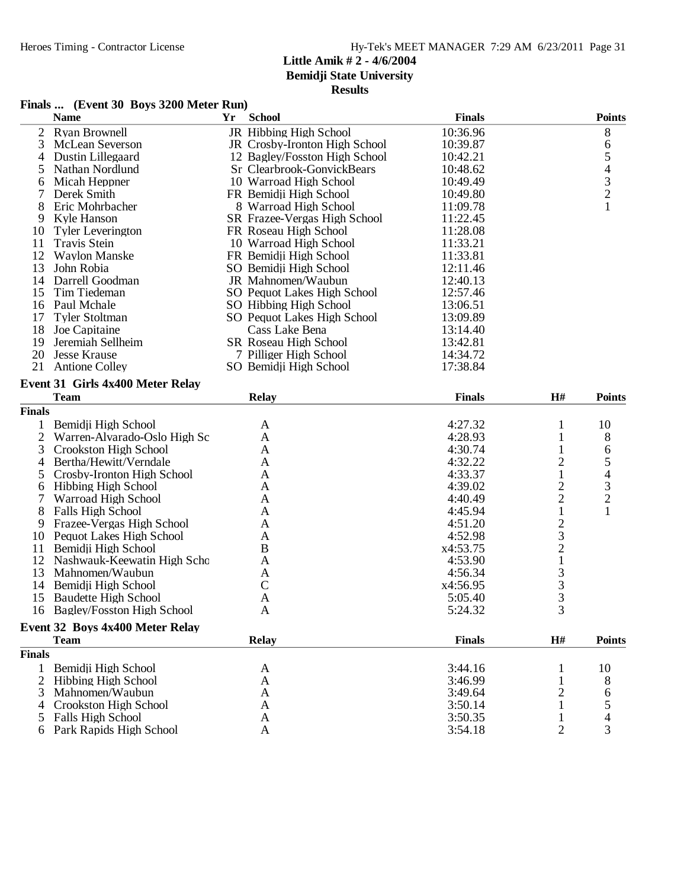## Little Amik # 2 - 4/6/2004
## Bemidji State University
## Results

### Finals ... (Event 30 Boys 3200 Meter Run)

| | Name | Yr | School | Finals | Points |
|---|---|---|---|---|---|
| 2 | Ryan Brownell | JR | Hibbing High School | 10:36.96 | 8 |
| 3 | McLean Severson | JR | Crosby-Ironton High School | 10:39.87 | 6 |
| 4 | Dustin Lillegaard | 12 | Bagley/Fosston High School | 10:42.21 | 5 |
| 5 | Nathan Nordlund | Sr | Clearbrook-GonvickBears | 10:48.62 | 4 |
| 6 | Micah Heppner | 10 | Warroad High School | 10:49.49 | 3 |
| 7 | Derek Smith | FR | Bemidji High School | 10:49.80 | 2 |
| 8 | Eric Mohrbacher | 8 | Warroad High School | 11:09.78 | 1 |
| 9 | Kyle Hanson | SR | Frazee-Vergas High School | 11:22.45 | |
| 10 | Tyler Leverington | FR | Roseau High School | 11:28.08 | |
| 11 | Travis Stein | 10 | Warroad High School | 11:33.21 | |
| 12 | Waylon Manske | FR | Bemidji High School | 11:33.81 | |
| 13 | John Robia | SO | Bemidji High School | 12:11.46 | |
| 14 | Darrell Goodman | JR | Mahnomen/Waubun | 12:40.13 | |
| 15 | Tim Tiedeman | SO | Pequot Lakes High School | 12:57.46 | |
| 16 | Paul Mchale | SO | Hibbing High School | 13:06.51 | |
| 17 | Tyler Stoltman | SO | Pequot Lakes High School | 13:09.89 | |
| 18 | Joe Capitaine | | Cass Lake Bena | 13:14.40 | |
| 19 | Jeremiah Sellheim | SR | Roseau High School | 13:42.81 | |
| 20 | Jesse Krause | 7 | Pilliger High School | 14:34.72 | |
| 21 | Antione Colley | SO | Bemidji High School | 17:38.84 | |

### Event 31 Girls 4x400 Meter Relay

| | Team | Relay | Finals | H# | Points |
|---|---|---|---|---|---|
| **Finals** | | | | | |
| 1 | Bemidji High School | A | 4:27.32 | 1 | 10 |
| 2 | Warren-Alvarado-Oslo High Sc | A | 4:28.93 | 1 | 8 |
| 3 | Crookston High School | A | 4:30.74 | 1 | 6 |
| 4 | Bertha/Hewitt/Verndale | A | 4:32.22 | 2 | 5 |
| 5 | Crosby-Ironton High School | A | 4:33.37 | 1 | 4 |
| 6 | Hibbing High School | A | 4:39.02 | 2 | 3 |
| 7 | Warroad High School | A | 4:40.49 | 2 | 2 |
| 8 | Falls High School | A | 4:45.94 | 1 | 1 |
| 9 | Frazee-Vergas High School | A | 4:51.20 | 2 | |
| 10 | Pequot Lakes High School | A | 4:52.98 | 3 | |
| 11 | Bemidji High School | B | x4:53.75 | 2 | |
| 12 | Nashwauk-Keewatin High Scho | A | 4:53.90 | 1 | |
| 13 | Mahnomen/Waubun | A | 4:56.34 | 3 | |
| 14 | Bemidji High School | C | x4:56.95 | 3 | |
| 15 | Baudette High School | A | 5:05.40 | 3 | |
| 16 | Bagley/Fosston High School | A | 5:24.32 | 3 | |

### Event 32 Boys 4x400 Meter Relay

| | Team | Relay | Finals | H# | Points |
|---|---|---|---|---|---|
| **Finals** | | | | | |
| 1 | Bemidji High School | A | 3:44.16 | 1 | 10 |
| 2 | Hibbing High School | A | 3:46.99 | 1 | 8 |
| 3 | Mahnomen/Waubun | A | 3:49.64 | 2 | 6 |
| 4 | Crookston High School | A | 3:50.14 | 1 | 5 |
| 5 | Falls High School | A | 3:50.35 | 1 | 4 |
| 6 | Park Rapids High School | A | 3:54.18 | 2 | 3 |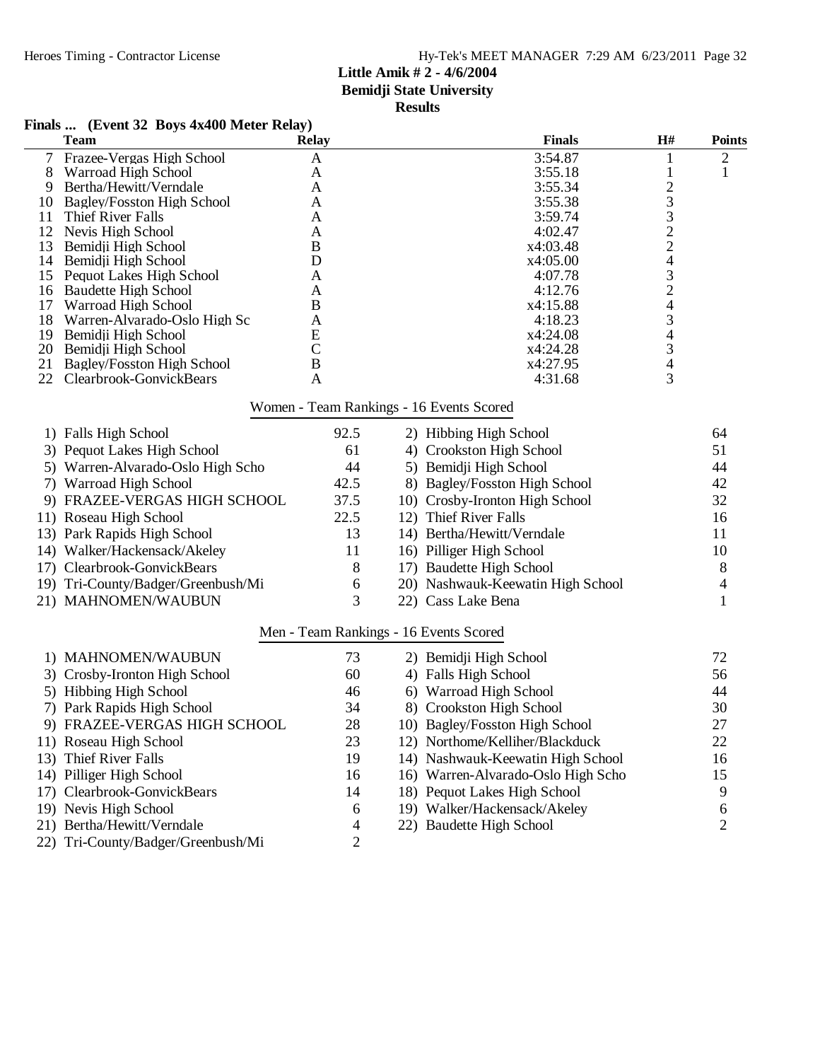**Little Amik # 2 - 4/6/2004**
**Bemidji State University**
**Results**

### Finals ... (Event 32 Boys 4x400 Meter Relay)

| | Team | Relay | Finals | H# | Points |
|---|---|---|---|---|---|
| 7 | Frazee-Vergas High School | A | 3:54.87 | 1 | 2 |
| 8 | Warroad High School | A | 3:55.18 | 1 | 1 |
| 9 | Bertha/Hewitt/Verndale | A | 3:55.34 | 2 | |
| 10 | Bagley/Fosston High School | A | 3:55.38 | 3 | |
| 11 | Thief River Falls | A | 3:59.74 | 3 | |
| 12 | Nevis High School | A | 4:02.47 | 2 | |
| 13 | Bemidji High School | B | x4:03.48 | 2 | |
| 14 | Bemidji High School | D | x4:05.00 | 4 | |
| 15 | Pequot Lakes High School | A | 4:07.78 | 3 | |
| 16 | Baudette High School | A | 4:12.76 | 2 | |
| 17 | Warroad High School | B | x4:15.88 | 4 | |
| 18 | Warren-Alvarado-Oslo High Sc | A | 4:18.23 | 3 | |
| 19 | Bemidji High School | E | x4:24.08 | 4 | |
| 20 | Bemidji High School | C | x4:24.28 | 3 | |
| 21 | Bagley/Fosston High School | B | x4:27.95 | 4 | |
| 22 | Clearbrook-GonvickBears | A | 4:31.68 | 3 | |

### Women - Team Rankings - 16 Events Scored

| | | | | | |
|---|---|---|---|---|---|
| 1) | Falls High School | 92.5 | 2) | Hibbing High School | 64 |
| 3) | Pequot Lakes High School | 61 | 4) | Crookston High School | 51 |
| 5) | Warren-Alvarado-Oslo High Scho | 44 | 5) | Bemidji High School | 44 |
| 7) | Warroad High School | 42.5 | 8) | Bagley/Fosston High School | 42 |
| 9) | FRAZEE-VERGAS HIGH SCHOOL | 37.5 | 10) | Crosby-Ironton High School | 32 |
| 11) | Roseau High School | 22.5 | 12) | Thief River Falls | 16 |
| 13) | Park Rapids High School | 13 | 14) | Bertha/Hewitt/Verndale | 11 |
| 14) | Walker/Hackensack/Akeley | 11 | 16) | Pilliger High School | 10 |
| 17) | Clearbrook-GonvickBears | 8 | 17) | Baudette High School | 8 |
| 19) | Tri-County/Badger/Greenbush/Mi | 6 | 20) | Nashwauk-Keewatin High School | 4 |
| 21) | MAHNOMEN/WAUBUN | 3 | 22) | Cass Lake Bena | 1 |

### Men - Team Rankings - 16 Events Scored

| | | | | | |
|---|---|---|---|---|---|
| 1) | MAHNOMEN/WAUBUN | 73 | 2) | Bemidji High School | 72 |
| 3) | Crosby-Ironton High School | 60 | 4) | Falls High School | 56 |
| 5) | Hibbing High School | 46 | 6) | Warroad High School | 44 |
| 7) | Park Rapids High School | 34 | 8) | Crookston High School | 30 |
| 9) | FRAZEE-VERGAS HIGH SCHOOL | 28 | 10) | Bagley/Fosston High School | 27 |
| 11) | Roseau High School | 23 | 12) | Northome/Kelliher/Blackduck | 22 |
| 13) | Thief River Falls | 19 | 14) | Nashwauk-Keewatin High School | 16 |
| 14) | Pilliger High School | 16 | 16) | Warren-Alvarado-Oslo High Scho | 15 |
| 17) | Clearbrook-GonvickBears | 14 | 18) | Pequot Lakes High School | 9 |
| 19) | Nevis High School | 6 | 19) | Walker/Hackensack/Akeley | 6 |
| 21) | Bertha/Hewitt/Verndale | 4 | 22) | Baudette High School | 2 |
| 22) | Tri-County/Badger/Greenbush/Mi | 2 | | | |